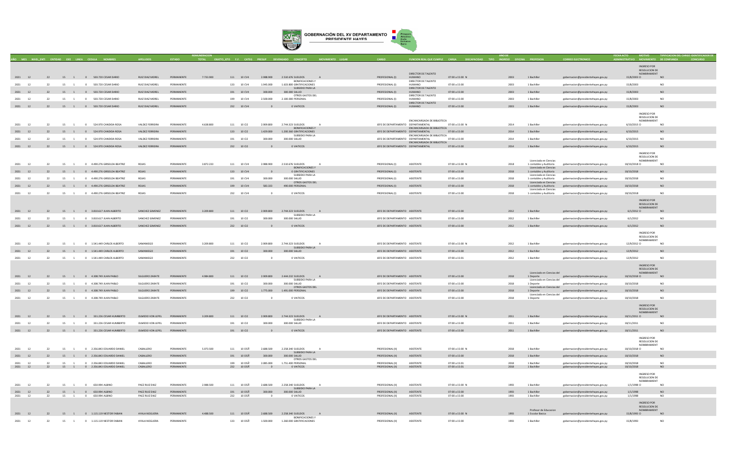# GOBERNACIÓN DEL XV DEPARTAMENTO PRESIDENTE HAYES

| AÑO | MES | NIVEL_ENTI | ENTIDAD | OEE | LINEA | CEDULA | NOMBRES | APELLIDOS | ESTADO | REMUNERACION TOTAL | OBJETO_GTO | F.F. | CATEG | PRESUP | DEVENGADO | CONCEPTO | MOVIMIENTO | LUGAR | CARGO | FUNCION REAL QUE CUMPLE | CARGA | DISCAPACIDAD | TIPO | AÑO DE INGRESO | OFICINA | PROFESION | CORREO ELECTRONICO | FECHA ACTO ADMINISTRATIVO | MOTIVO MOVIMIENTO | TIPIFICACION DEL CARGO DE CONFIANZA | IDENTIFICADOR DE CONCURSO |
|---|---|---|---|---|---|---|---|---|---|---|---|---|---|---|---|---|---|---|---|---|---|---|---|---|---|---|---|---|---|---|---|
| 2021 | 12 | 22 | 15 | 1 | 0 | 503.720 | CESAR DARIO | RUIZ DIAZ MOREL | PERMANENTE | 7.733.900 | 111 | 10 | CV4 | 2.988.900 | 2.510.676 | SUELDOS | A | | PROFESIONAL (I) | DIRECTOR DE TALENTO HUMANO | 07:00 a 15:00 | N | | 2003 | 1 | Bachiller | gobernacion@presidentehayes.gov.py | 15/8/2003 | O INGRESO POR RESOLUCION DE NOMBRAMIENT | NO | |
| 2021 | 12 | 22 | 15 | 1 | 0 | 503.720 | CESAR DARIO | RUIZ DIAZ MOREL | PERMANENTE | | 133 | 10 | CV4 | 1.945.000 | 1.633.800 | BONIFICACIONES Y GRATIFICACIONES | | | PROFESIONAL (I) | DIRECTOR DE TALENTO HUMANO | 07:00 a 15:00 | | | 2003 | 1 | Bachiller | gobernacion@presidentehayes.gov.py | 15/8/2003 | | NO | |
| 2021 | 12 | 22 | 15 | 1 | 0 | 503.720 | CESAR DARIO | RUIZ DIAZ MOREL | PERMANENTE | | 191 | 10 | CV4 | 300.000 | 300.000 | SUBSIDIO PARA LA SALUD | | | PROFESIONAL (I) | DIRECTOR DE TALENTO HUMANO | 07:00 a 15:00 | | | 2003 | 1 | Bachiller | gobernacion@presidentehayes.gov.py | 15/8/2003 | | NO | |
| 2021 | 12 | 22 | 15 | 1 | 0 | 503.720 | CESAR DARIO | RUIZ DIAZ MOREL | PERMANENTE | | 199 | 10 | CV4 | 2.500.000 | 2.100.000 | OTROS GASTOS DEL PERSONAL | | | PROFESIONAL (I) | DIRECTOR DE TALENTO HUMANO | 07:00 a 15:00 | | | 2003 | 1 | Bachiller | gobernacion@presidentehayes.gov.py | 15/8/2003 | | NO | |
| 2021 | 12 | 22 | 15 | 1 | 0 | 503.720 | CESAR DARIO | RUIZ DIAZ MOREL | PERMANENTE | | 232 | 10 | CV4 | 0 | 0 | VIATICOS | | | PROFESIONAL (I) | DIRECTOR DE TALENTO HUMANO | 07:00 a 15:00 | | | 2003 | 1 | Bachiller | gobernacion@presidentehayes.gov.py | 15/8/2003 | | NO | |
| 2021 | 12 | 22 | 15 | 1 | 0 | 524.970 | CANDIDA ROSA | VALDEZ FERREIRA | PERMANENTE | 4.638.800 | 111 | 10 | CI2 | 2.909.800 | 2.744.323 | SUELDOS | A | | JEFE DE DEPARTAMENTO | ENCANCARGADA DE BIBLIOTECA DEPARTAMENTAL | 07:00 a 15:00 | N | | 2014 | 1 | Bachiller | gobernacion@presidentehayes.gov.py | 6/10/2015 | O INGRESO POR RESOLUCION DE NOMBRAMIENT | NO | |
| 2021 | 12 | 22 | 15 | 1 | 0 | 524.970 | CANDIDA ROSA | VALDEZ FERREIRA | PERMANENTE | | 133 | 10 | CI2 | 1.429.000 | 1.200.360 | BONIFICACIONES Y GRATIFICACIONES | | | JEFE DE DEPARTAMENTO | ENCANCARGADA DE BIBLIOTECA DEPARTAMENTAL | 07:00 a 15:00 | | | 2014 | 1 | Bachiller | gobernacion@presidentehayes.gov.py | 6/10/2015 | | NO | |
| 2021 | 12 | 22 | 15 | 1 | 0 | 524.970 | CANDIDA ROSA | VALDEZ FERREIRA | PERMANENTE | | 191 | 10 | CI2 | 300.000 | 300.000 | SUBSIDIO PARA LA SALUD | | | JEFE DE DEPARTAMENTO | ENCANCARGADA DE BIBLIOTECA DEPARTAMENTAL | 07:00 a 15:00 | | | 2014 | 1 | Bachiller | gobernacion@presidentehayes.gov.py | 6/10/2015 | | NO | |
| 2021 | 12 | 22 | 15 | 1 | 0 | 524.970 | CANDIDA ROSA | VALDEZ FERREIRA | PERMANENTE | | 232 | 10 | CI2 | 0 | 0 | VIATICOS | | | JEFE DE DEPARTAMENTO | ENCANCARGADA DE BIBLIOTECA DEPARTAMENTAL | 07:00 a 15:00 | | | 2014 | 1 | Bachiller | gobernacion@presidentehayes.gov.py | 6/10/2015 | | NO | |
| 2021 | 12 | 22 | 15 | 1 | 0 | 4.490.276 | GRISELDA BEATRIZ | ROJAS | PERMANENTE | 3.872.233 | 111 | 10 | CV4 | 2.988.900 | 2.510.676 | SUELDOS | A | | PROFESIONAL (I) | ASISTENTE | 07:00 a 15:00 | N | | 2018 | 1 | Licenciada en Ciencias contables y Auditoria | gobernacion@presidentehayes.gov.py | 18/10/2018 | O INGRESO POR RESOLUCION DE NOMBRAMIENT | NO | |
| 2021 | 12 | 22 | 15 | 1 | 0 | 4.490.276 | GRISELDA BEATRIZ | ROJAS | PERMANENTE | | 133 | 10 | CV4 | 0 | 0 | BONIFICACIONES Y GRATIFICACIONES | | | PROFESIONAL (I) | ASISTENTE | 07:00 a 15:00 | | | 2018 | 1 | Licenciada en Ciencias contables y Auditoria | gobernacion@presidentehayes.gov.py | 18/10/2018 | | NO | |
| 2021 | 12 | 22 | 15 | 1 | 0 | 4.490.276 | GRISELDA BEATRIZ | ROJAS | PERMANENTE | | 191 | 10 | CV4 | 300.000 | 300.000 | SUBSIDIO PARA LA SALUD | | | PROFESIONAL (I) | ASISTENTE | 07:00 a 15:00 | | | 2018 | 1 | Licenciada en Ciencias contables y Auditoria | gobernacion@presidentehayes.gov.py | 18/10/2018 | | NO | |
| 2021 | 12 | 22 | 15 | 1 | 0 | 4.490.276 | GRISELDA BEATRIZ | ROJAS | PERMANENTE | | 199 | 10 | CV4 | 583.333 | 490.000 | OTROS GASTOS DEL PERSONAL | | | PROFESIONAL (I) | ASISTENTE | 07:00 a 15:00 | | | 2018 | 1 | Licenciada en Ciencias contables y Auditoria | gobernacion@presidentehayes.gov.py | 18/10/2018 | | NO | |
| 2021 | 12 | 22 | 15 | 1 | 0 | 4.490.276 | GRISELDA BEATRIZ | ROJAS | PERMANENTE | | 232 | 10 | CV4 | 0 | 0 | VIATICOS | | | PROFESIONAL (I) | ASISTENTE | 07:00 a 15:00 | | | 2018 | 1 | Licenciada en Ciencias contables y Auditoria | gobernacion@presidentehayes.gov.py | 18/10/2018 | | NO | |
| 2021 | 12 | 22 | 15 | 1 | 0 | 3.810.617 | JUAN ALBERTO | SANCHEZ GIMENEZ | PERMANENTE | 3.209.800 | 111 | 10 | CI2 | 2.909.800 | 2.744.323 | SUELDOS | A | | JEFE DE DEPARTAMENTO | ASISTENTE | 07:00 a 15:00 | | | 2012 | 1 | Bachiller | gobernacion@presidentehayes.gov.py | 6/1/2012 | O INGRESO POR RESOLUCION DE NOMBRAMIENT | NO | |
| 2021 | 12 | 22 | 15 | 1 | 0 | 3.810.617 | JUAN ALBERTO | SANCHEZ GIMENEZ | PERMANENTE | | 191 | 10 | CI2 | 300.000 | 300.000 | SUBSIDIO PARA LA SALUD | | | JEFE DE DEPARTAMENTO | ASISTENTE | 07:00 a 15:00 | | | 2012 | 1 | Bachiller | gobernacion@presidentehayes.gov.py | 6/1/2012 | | NO | |
| 2021 | 12 | 22 | 15 | 1 | 0 | 3.810.617 | JUAN ALBERTO | SANCHEZ GIMENEZ | PERMANENTE | | 232 | 10 | CI2 | 0 | 0 | VIATICOS | | | JEFE DE DEPARTAMENTO | ASISTENTE | 07:00 a 15:00 | | | 2012 | 1 | Bachiller | gobernacion@presidentehayes.gov.py | 6/1/2012 | | NO | |
| 2021 | 12 | 22 | 15 | 1 | 0 | 1.541.449 | CARLOS ALBERTO | SAMANIEGO | PERMANENTE | 3.209.800 | 111 | 10 | CI2 | 2.909.800 | 2.744.323 | SUELDOS | A | | JEFE DE DEPARTAMENTO | ASISTENTE | 07:00 a 15:00 | N | | 2012 | 1 | Bachiller | gobernacion@presidentehayes.gov.py | 12/9/2012 | O INGRESO POR RESOLUCION DE NOMBRAMIENT | NO | |
| 2021 | 12 | 22 | 15 | 1 | 0 | 1.541.449 | CARLOS ALBERTO | SAMANIEGO | PERMANENTE | | 191 | 10 | CI2 | 300.000 | 300.000 | SUBSIDIO PARA LA SALUD | | | JEFE DE DEPARTAMENTO | ASISTENTE | 07:00 a 15:00 | | | 2012 | 1 | Bachiller | gobernacion@presidentehayes.gov.py | 12/9/2012 | | NO | |
| 2021 | 12 | 22 | 15 | 1 | 0 | 1.541.449 | CARLOS ALBERTO | SAMANIEGO | PERMANENTE | | 232 | 10 | CI2 | 0 | 0 | VIATICOS | | | JEFE DE DEPARTAMENTO | ASISTENTE | 07:00 a 15:01 | | | 2012 | 1 | Bachiller | gobernacion@presidentehayes.gov.py | 12/9/2012 | | NO | |
| 2021 | 12 | 22 | 15 | 1 | 0 | 4.308.749 | JUAN PABLO | SILGUERO ZARATE | PERMANENTE | 4.984.800 | 111 | 10 | CI2 | 2.909.800 | 2.444.232 | SUELDOS | A | | JEFE DE DEPARTAMENTO | ASISTENTE | 07:00 a 15:00 | | | 2018 | 1 | Licenciado en Ciencias del Deporte | gobernacion@presidentehayes.gov.py | 18/10/2018 | O INGRESO POR RESOLUCION DE NOMBRAMIENT | NO | |
| 2021 | 12 | 22 | 15 | 1 | 0 | 4.308.749 | JUAN PABLO | SILGUERO ZARATE | PERMANENTE | | 191 | 10 | CI2 | 300.000 | 300.000 | SUBSIDIO PARA LA SALUD | | | JEFE DE DEPARTAMENTO | ASISTENTE | 07:00 a 15:00 | | | 2018 | 1 | Licenciado en Ciencias del Deporte | gobernacion@presidentehayes.gov.py | 18/10/2018 | | NO | |
| 2021 | 12 | 22 | 15 | 1 | 0 | 4.308.749 | JUAN PABLO | SILGUERO ZARATE | PERMANENTE | | 199 | 10 | CI2 | 1.775.000 | 1.491.000 | OTROS GASTOS DEL PERSONAL | | | JEFE DE DEPARTAMENTO | ASISTENTE | 07:00 a 15:00 | | | 2018 | 1 | Licenciado en Ciencias del Deporte | gobernacion@presidentehayes.gov.py | 18/10/2018 | | NO | |
| 2021 | 12 | 22 | 15 | 1 | 0 | 4.308.749 | JUAN PABLO | SILGUERO ZARATE | PERMANENTE | | 232 | 10 | CI2 | 0 | 0 | VIATICOS | | | JEFE DE DEPARTAMENTO | ASISTENTE | 07:00 a 15:00 | | | 2018 | 1 | Licenciado en Ciencias del Deporte | gobernacion@presidentehayes.gov.py | 18/10/2018 | | NO | |
| 2021 | 12 | 22 | 15 | 1 | 0 | 331.226 | CESAR HUMBERTO | OLMEDO VON LEPEL | PERMANENTE | 3.209.800 | 111 | 10 | CI2 | 2.909.800 | 2.744.323 | SUELDOS | A | | JEFE DE DEPARTAMENTO | ASISTENTE | 07:00 a 15:00 | N | | 2011 | 1 | Bachiller | gobernacion@presidentehayes.gov.py | 18/11/2011 | O INGRESO POR RESOLUCION DE NOMBRAMIENT | NO | |
| 2021 | 12 | 22 | 15 | 1 | 0 | 331.226 | CESAR HUMBERTO | OLMEDO VON LEPEL | PERMANENTE | | 191 | 10 | CI2 | 300.000 | 300.000 | SUBSIDIO PARA LA SALUD | | | JEFE DE DEPARTAMENTO | ASISTENTE | 07:00 a 15:00 | | | 2011 | 1 | Bachiller | gobernacion@presidentehayes.gov.py | 18/11/2011 | | NO | |
| 2021 | 12 | 22 | 15 | 1 | 0 | 331.226 | CESAR HUMBERTO | OLMEDO VON LEPEL | PERMANENTE | | 191 | 10 | CI2 | 0 | 0 | VIATICOS | | | JEFE DE DEPARTAMENTO | ASISTENTE | 07:00 a 15:00 | | | 2011 | 1 | Bachiller | gobernacion@presidentehayes.gov.py | 18/11/2011 | | NO | |
| 2021 | 12 | 22 | 15 | 1 | 0 | 2.356.843 | EDUARDO DANIEL | CABALLERO | PERMANENTE | 5.073.500 | 111 | 10 | DSÃ‡ | 2.688.500 | 2.258.340 | SUELDOS | A | | PROFESIONAL (II) | ASISTENTE | 07:00 a 15:00 | N | | 2018 | 1 | Bachiller | gobernacion@presidentehayes.gov.py | 18/10/2018 | O INGRESO POR RESOLUCION DE NOMBRAMIENT | NO | |
| 2021 | 12 | 22 | 15 | 1 | 0 | 2.356.843 | EDUARDO DANIEL | CABALLERO | PERMANENTE | | 191 | 10 | DSÃ‡ | 300.000 | 300.000 | SUBSIDIO PARA LA SALUD | | | PROFESIONAL (II) | ASISTENTE | 07:00 a 15:00 | | | 2018 | 1 | Bachiller | gobernacion@presidentehayes.gov.py | 18/10/2018 | | NO | |
| 2021 | 12 | 22 | 15 | 1 | 0 | 2.356.843 | EDUARDO DANIEL | CABALLERO | PERMANENTE | | 199 | 10 | DSÃ‡ | 2.085.000 | 1.751.400 | OTROS GASTOS DEL PERSONAL | | | PROFESIONAL (II) | ASISTENTE | 07:00 a 15:01 | | | 2018 | 1 | Bachiller | gobernacion@presidentehayes.gov.py | 18/10/2018 | | NO | |
| 2021 | 12 | 22 | 15 | 1 | 0 | 2.356.843 | EDUARDO DANIEL | CABALLERO | PERMANENTE | | 232 | 10 | DSÃ‡ | 0 | 0 | VIATICOS | | | PROFESIONAL (II) | ASISTENTE | 07:00 a 15:01 | | | 2018 | 1 | Bachiller | gobernacion@presidentehayes.gov.py | 18/10/2018 | | NO | |
| 2021 | 12 | 22 | 15 | 1 | 0 | 650.994 | ALBINO | PAEZ RUIZ DIAZ | PERMANENTE | 2.988.500 | 111 | 10 | DSÃ‡ | 2.688.500 | 2.258.340 | SUELDOS | A | | PROFESIONAL (II) | ASISTENTE | 07:00 a 15:00 | N | | 1993 | 1 | Bachiller | gobernacion@presidentehayes.gov.py | 1/1/1998 | O INGRESO POR RESOLUCION DE NOMBRAMIENT | NO | |
| 2021 | 12 | 22 | 15 | 1 | 0 | 650.994 | ALBINO | PAEZ RUIZ DIAZ | PERMANENTE | | 191 | 10 | DSÃ‡ | 300.000 | 300.000 | SUBSIDIO PARA LA SALUD | | | PROFESIONAL (II) | ASISTENTE | 07:00 a 15:00 | | | 1993 | 1 | Bachiller | gobernacion@presidentehayes.gov.py | 1/1/1998 | | NO | |
| 2021 | 12 | 22 | 15 | 1 | 0 | 650.994 | ALBINO | PAEZ RUIZ DIAZ | PERMANENTE | | 232 | 10 | DSÃ‡ | 0 | 0 | VIATICOS | | | PROFESIONAL (II) | ASISTENTE | 07:00 a 15:00 | | | 1993 | 1 | Bachiller | gobernacion@presidentehayes.gov.py | 1/1/1998 | | NO | |
| 2021 | 12 | 22 | 15 | 1 | 0 | 1.115.119 | NESTOR FABIAN | AYALA NOGUERA | PERMANENTE | 4.488.500 | 111 | 10 | DSÃ‡ | 2.688.500 | 2.258.340 | SUELDOS | A | | PROFESIONAL (II) | ASISTENTE | 07:00 a 15:00 | N | | 1993 | 1 | Profesor de Educacion Escolar Basica | gobernacion@presidentehayes.gov.py | 15/8/1993 | O INGRESO POR RESOLUCION DE NOMBRAMIENT | NO | |
| 2021 | 12 | 22 | 15 | 1 | 0 | 1.115.119 | NESTOR FABIAN | AYALA NOGUERA | PERMANENTE | | 133 | 10 | DSÃ‡ | 1.500.000 | 1.260.000 | BONIFICACIONES Y GRATIFICACIONES | | | PROFESIONAL (II) | ASISTENTE | 07:00 a 15:00 | | | 1993 | 1 | Bachiller | gobernacion@presidentehayes.gov.py | 15/8/1993 | | NO | |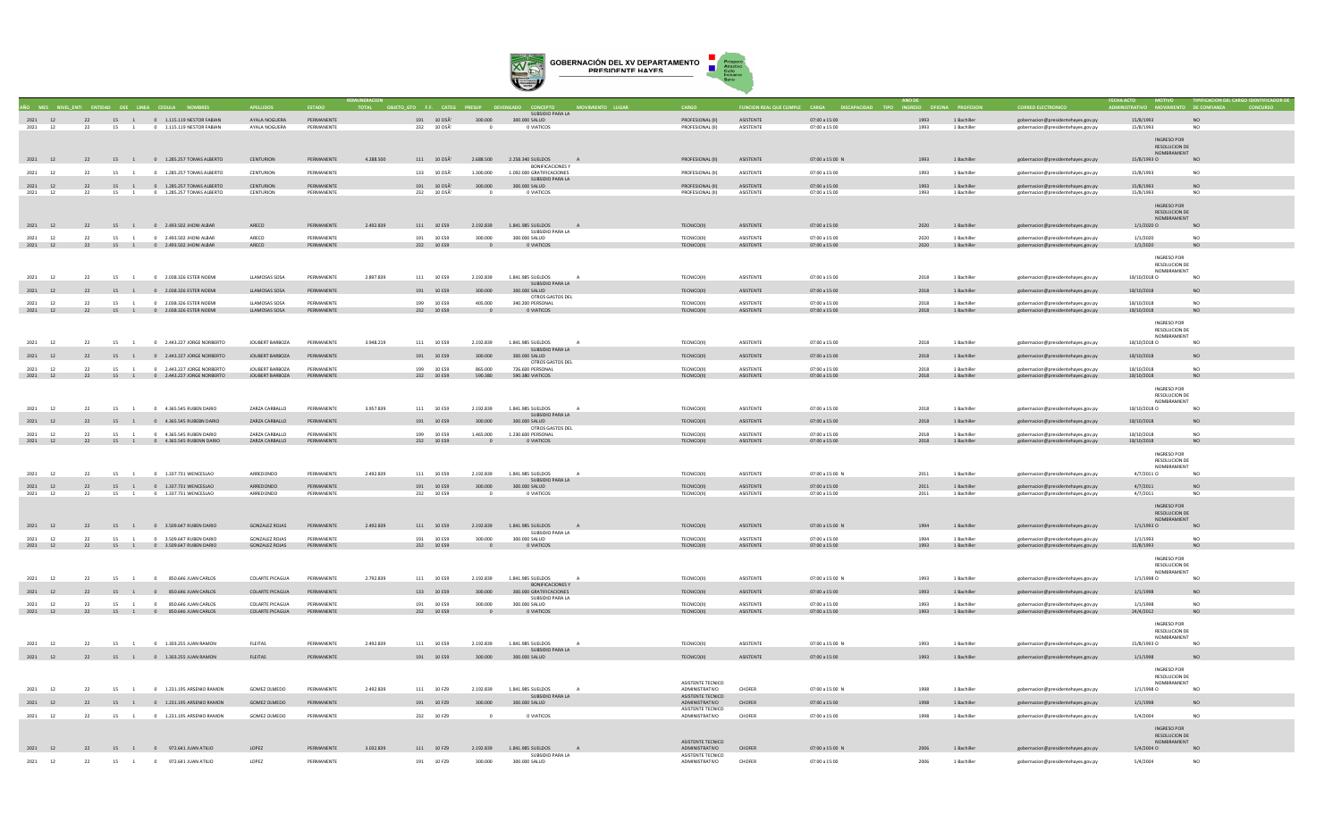| AÑO | MES | NIVEL_ENTI | ENTIDAD | OEE | LINEA | CEDULA | NOMBRES | APELLIDOS | ESTADO | REMUNERACION TOTAL | OBJETO_GTO | F.F. | CATEG | PRESUP | DEVENGADO | CONCEPTO | MOVIMIENTO | LUGAR | CARGO | FUNCION REAL QUE CUMPLE | CARGA | DISCAPACIDAD | TIPO | AÑO DE INGRESO | OFICINA | PROFESION | CORREO ELECTRONICO | FECHA ACTO ADMINISTRATIVO | MOTIVO MOVIMIENTO | TIPIFICACION DEL CARGO DE CONFIANZA | IDENTIFICADOR DE CONCURSO |
|---|---|---|---|---|---|---|---|---|---|---|---|---|---|---|---|---|---|---|---|---|---|---|---|---|---|---|---|---|---|---|---|
| 2021 | 12 | 22 | 15 | 1 | 0 | 1.115.119 | NESTOR FABIAN | AYALA NOGUERA | PERMANENTE | | 191 | 10 | DSÃ | 300.000 | 300.000 | SUBSIDIO PARA LA SALUD | | | PROFESIONAL (II) | ASISTENTE | 07:00 a 15:00 | | | 1993 | 1 | Bachiller | gobernacion@presidentehayes.gov.py | 15/8/1993 | | NO | |
| 2021 | 12 | 22 | 15 | 1 | 0 | 1.115.119 | NESTOR FABIAN | AYALA NOGUERA | PERMANENTE | | 232 | 10 | DSÃ | 0 | 0 | VIATICOS | | | PROFESIONAL (II) | ASISTENTE | 07:00 a 15:00 | | | 1993 | 1 | Bachiller | gobernacion@presidentehayes.gov.py | 15/8/1993 | | NO | |
| 2021 | 12 | 22 | 15 | 1 | 0 | 1.285.257 | TOMAS ALBERTO | CENTURION | PERMANENTE | 4.288.500 | 111 | 10 | DSÃ | 2.688.500 | 2.258.340 | SUELDOS | A | | PROFESIONAL (II) | ASISTENTE | 07:00 a 15:00 | | N | 1993 | 1 | Bachiller | gobernacion@presidentehayes.gov.py | 15/8/1993 O | INGRESO POR RESOLUCION DE NOMBRAMIENT | NO | |
| 2021 | 12 | 22 | 15 | 1 | 0 | 1.285.257 | TOMAS ALBERTO | CENTURION | PERMANENTE | | 133 | 10 | DSÃ | 1.300.000 | 1.092.000 | BONIFICACIONES Y GRATIFICACIONES | | | PROFESIONAL (II) | ASISTENTE | 07:00 a 15:00 | | | 1993 | 1 | Bachiller | gobernacion@presidentehayes.gov.py | 15/8/1993 | | NO | |
| 2021 | 12 | 22 | 15 | 1 | 0 | 1.285.257 | TOMAS ALBERTO | CENTURION | PERMANENTE | | 191 | 10 | DSÃ | 300.000 | 300.000 | SUBSIDIO PARA LA SALUD | | | PROFESIONAL (II) | ASISTENTE | 07:00 a 15:00 | | | 1993 | 1 | Bachiller | gobernacion@presidentehayes.gov.py | 15/8/1993 | | NO | |
| 2021 | 12 | 22 | 15 | 1 | 0 | 1.285.257 | TOMAS ALBERTO | CENTURION | PERMANENTE | | 232 | 10 | DSÃ | 0 | 0 | VIATICOS | | | PROFESIONAL (II) | ASISTENTE | 07:00 a 15:00 | | | 1993 | 1 | Bachiller | gobernacion@presidentehayes.gov.py | 15/8/1993 | | NO | |
| 2021 | 12 | 22 | 15 | 1 | 0 | 2.493.502 | JHONI ALBAR | ARECO | PERMANENTE | 2.492.839 | 111 | 10 | E59 | 2.192.839 | 1.841.985 | SUELDOS | A | | TECNICO(II) | ASISTENTE | 07:00 a 15:00 | | | 2020 | 1 | Bachiller | gobernacion@presidentehayes.gov.py | 1/1/2020 O | INGRESO POR RESOLUCION DE NOMBRAMIENT | NO | |
| 2021 | 12 | 22 | 15 | 1 | 0 | 2.493.502 | JHONI ALBAR | ARECO | PERMANENTE | | 191 | 10 | E59 | 300.000 | 300.000 | SUBSIDIO PARA LA SALUD | | | TECNICO(II) | ASISTENTE | 07:00 a 15:00 | | | 2020 | 1 | Bachiller | gobernacion@presidentehayes.gov.py | 1/1/2020 | | NO | |
| 2021 | 12 | 22 | 15 | 1 | 0 | 2.493.502 | JHONI ALBAR | ARECO | PERMANENTE | | 232 | 10 | E59 | 0 | 0 | VIATICOS | | | TECNICO(II) | ASISTENTE | 07:00 a 15:00 | | | 2020 | 1 | Bachiller | gobernacion@presidentehayes.gov.py | 1/1/2020 | | NO | |
| 2021 | 12 | 22 | 15 | 1 | 0 | 2.038.326 | ESTER NOEMI | LLAMOSAS SOSA | PERMANENTE | 2.897.839 | 111 | 10 | E59 | 2.192.839 | 1.841.985 | SUELDOS | A | | TECNICO(II) | ASISTENTE | 07:00 a 15:00 | | | 2018 | 1 | Bachiller | gobernacion@presidentehayes.gov.py | 18/10/2018 O | INGRESO POR RESOLUCION DE NOMBRAMIENT | NO | |
| 2021 | 12 | 22 | 15 | 1 | 0 | 2.038.326 | ESTER NOEMI | LLAMOSAS SOSA | PERMANENTE | | 191 | 10 | E59 | 300.000 | 300.000 | SUBSIDIO PARA LA SALUD | | | TECNICO(II) | ASISTENTE | 07:00 a 15:00 | | | 2018 | 1 | Bachiller | gobernacion@presidentehayes.gov.py | 18/10/2018 | | NO | |
| 2021 | 12 | 22 | 15 | 1 | 0 | 2.038.326 | ESTER NOEMI | LLAMOSAS SOSA | PERMANENTE | | 199 | 10 | E59 | 405.000 | 340.200 | OTROS GASTOS DEL PERSONAL | | | TECNICO(II) | ASISTENTE | 07:00 a 15:00 | | | 2018 | 1 | Bachiller | gobernacion@presidentehayes.gov.py | 18/10/2018 | | NO | |
| 2021 | 12 | 22 | 15 | 1 | 0 | 2.038.326 | ESTER NOEMI | LLAMOSAS SOSA | PERMANENTE | | 232 | 10 | E59 | 0 | 0 | VIATICOS | | | TECNICO(II) | ASISTENTE | 07:00 a 15:00 | | | 2018 | 1 | Bachiller | gobernacion@presidentehayes.gov.py | 18/10/2018 | | NO | |
| 2021 | 12 | 22 | 15 | 1 | 0 | 2.443.227 | JORGE NORBERTO | JOUBERT BARBOZA | PERMANENTE | 3.948.219 | 111 | 10 | E59 | 2.192.839 | 1.841.985 | SUELDOS | A | | TECNICO(II) | ASISTENTE | 07:00 a 15:00 | | | 2018 | 1 | Bachiller | gobernacion@presidentehayes.gov.py | 18/10/2018 O | INGRESO POR RESOLUCION DE NOMBRAMIENT | NO | |
| 2021 | 12 | 22 | 15 | 1 | 0 | 2.443.227 | JORGE NORBERTO | JOUBERT BARBOZA | PERMANENTE | | 191 | 10 | E59 | 300.000 | 300.000 | SUBSIDIO PARA LA SALUD | | | TECNICO(II) | ASISTENTE | 07:00 a 15:00 | | | 2018 | 1 | Bachiller | gobernacion@presidentehayes.gov.py | 18/10/2018 | | NO | |
| 2021 | 12 | 22 | 15 | 1 | 0 | 2.443.227 | JORGE NORBERTO | JOUBERT BARBOZA | PERMANENTE | | 199 | 10 | E59 | 865.000 | 726.600 | OTROS GASTOS DEL PERSONAL | | | TECNICO(II) | ASISTENTE | 07:00 a 15:00 | | | 2018 | 1 | Bachiller | gobernacion@presidentehayes.gov.py | 18/10/2018 | | NO | |
| 2021 | 12 | 22 | 15 | 1 | 0 | 2.443.227 | JORGE NORBERTO | JOUBERT BARBOZA | PERMANENTE | | 232 | 10 | E59 | 590.380 | 590.380 | VIATICOS | | | TECNICO(II) | ASISTENTE | 07:00 a 15:00 | | | 2018 | 1 | Bachiller | gobernacion@presidentehayes.gov.py | 18/10/2018 | | NO | |
| 2021 | 12 | 22 | 15 | 1 | 0 | 4.365.545 | RUBEN DARIO | ZARZA CARBALLO | PERMANENTE | 3.957.839 | 111 | 10 | E59 | 2.192.839 | 1.841.985 | SUELDOS | A | | TECNICO(II) | ASISTENTE | 07:00 a 15:00 | | | 2018 | 1 | Bachiller | gobernacion@presidentehayes.gov.py | 18/10/2018 O | INGRESO POR RESOLUCION DE NOMBRAMIENT | NO | |
| 2021 | 12 | 22 | 15 | 1 | 0 | 4.365.545 | RUBEEN DARIO | ZARZA CARBALLO | PERMANENTE | | 191 | 10 | E59 | 300.000 | 300.000 | SUBSIDIO PARA LA SALUD | | | TECNICO(II) | ASISTENTE | 07:00 a 15:00 | | | 2018 | 1 | Bachiller | gobernacion@presidentehayes.gov.py | 18/10/2018 | | NO | |
| 2021 | 12 | 22 | 15 | 1 | 0 | 4.365.545 | RUBEN DARIO | ZARZA CARBALLO | PERMANENTE | | 199 | 10 | E59 | 1.465.000 | 1.230.600 | OTROS GASTOS DEL PERSONAL | | | TECNICO(II) | ASISTENTE | 07:00 a 15:00 | | | 2018 | 1 | Bachiller | gobernacion@presidentehayes.gov.py | 18/10/2018 | | NO | |
| 2021 | 12 | 22 | 15 | 1 | 0 | 4.365.545 | RUBENN DARIO | ZARZA CARBALLO | PERMANENTE | | 232 | 10 | E59 | 0 | 0 | VIATICOS | | | TECNICO(II) | ASISTENTE | 07:00 a 15:00 | | | 2018 | 1 | Bachiller | gobernacion@presidentehayes.gov.py | 18/10/2018 | | NO | |
| 2021 | 12 | 22 | 15 | 1 | 0 | 1.337.731 | WENCESLAO | ARREDONDO | PERMANENTE | 2.492.839 | 111 | 10 | E59 | 2.192.839 | 1.841.985 | SUELDOS | A | | TECNICO(II) | ASISTENTE | 07:00 a 15:00 | | N | 2011 | 1 | Bachiller | gobernacion@presidentehayes.gov.py | 4/7/2011 O | INGRESO POR RESOLUCION DE NOMBRAMIENT | NO | |
| 2021 | 12 | 22 | 15 | 1 | 0 | 1.337.731 | WENCESLAO | ARREDONDO | PERMANENTE | | 191 | 10 | E59 | 300.000 | 300.000 | SUBSIDIO PARA LA SALUD | | | TECNICO(II) | ASISTENTE | 07:00 a 15:00 | | | 2011 | 1 | Bachiller | gobernacion@presidentehayes.gov.py | 4/7/2011 | | NO | |
| 2021 | 12 | 22 | 15 | 1 | 0 | 1.337.731 | WENCESLAO | ARREDONDO | PERMANENTE | | 232 | 10 | E59 | 0 | 0 | VIATICOS | | | TECNICO(II) | ASISTENTE | 07:00 a 15:00 | | | 2011 | 1 | Bachiller | gobernacion@presidentehayes.gov.py | 4/7/2011 | | NO | |
| 2021 | 12 | 22 | 15 | 1 | 0 | 3.509.647 | RUBEN DARIO | GONZALEZ ROJAS | PERMANENTE | 2.492.839 | 111 | 10 | E59 | 2.192.839 | 1.841.985 | SUELDOS | A | | TECNICO(II) | ASISTENTE | 07:00 a 15:00 | | N | 1994 | 1 | Bachiller | gobernacion@presidentehayes.gov.py | 1/1/1993 O | INGRESO POR RESOLUCION DE NOMBRAMIENT | NO | |
| 2021 | 12 | 22 | 15 | 1 | 0 | 3.509.647 | RUBEN DARIO | GONZALEZ ROJAS | PERMANENTE | | 191 | 10 | E59 | 300.000 | 300.000 | SUBSIDIO PARA LA SALUD | | | TECNICO(II) | ASISTENTE | 07:00 a 15:00 | | | 1994 | 1 | Bachiller | gobernacion@presidentehayes.gov.py | 1/1/1993 | | NO | |
| 2021 | 12 | 22 | 15 | 1 | 0 | 3.509.647 | RUBEN DARIO | GONZALEZ ROJAS | PERMANENTE | | 232 | 10 | E59 | 0 | 0 | VIATICOS | | | TECNICO(II) | ASISTENTE | 07:00 a 15:00 | | | 1993 | 1 | Bachiller | gobernacion@presidentehayes.gov.py | 15/8/1993 | | NO | |
| 2021 | 12 | 22 | 15 | 1 | 0 | 850.646 | JUAN CARLOS | COLARTE PICAGUA | PERMANENTE | 2.792.839 | 111 | 10 | E59 | 2.192.839 | 1.841.985 | SUELDOS | A | | TECNICO(II) | ASISTENTE | 07:00 a 15:00 | | N | 1993 | 1 | Bachiller | gobernacion@presidentehayes.gov.py | 1/1/1998 O | INGRESO POR RESOLUCION DE NOMBRAMIENT | NO | |
| 2021 | 12 | 22 | 15 | 1 | 0 | 850.646 | JUAN CARLOS | COLARTE PICAGUA | PERMANENTE | | 133 | 10 | E59 | 300.000 | 300.000 | BONIFICACIONES Y GRATIFICACIONES | | | TECNICO(II) | ASISTENTE | 07:00 a 15:00 | | | 1993 | 1 | Bachiller | gobernacion@presidentehayes.gov.py | 1/1/1998 | | NO | |
| 2021 | 12 | 22 | 15 | 1 | 0 | 850.646 | JUAN CARLOS | COLARTE PICAGUA | PERMANENTE | | 191 | 10 | E59 | 300.000 | 300.000 | SUBSIDIO PARA LA SALUD | | | TECNICO(II) | ASISTENTE | 07:00 a 15:00 | | | 1993 | 1 | Bachiller | gobernacion@presidentehayes.gov.py | 1/1/1998 | | NO | |
| 2021 | 12 | 22 | 15 | 1 | 0 | 850.646 | JUAN CARLOS | COLARTE PICAGUA | PERMANENTE | | 232 | 10 | E59 | 0 | 0 | VIATICOS | | | TECNICO(II) | ASISTENTE | 07:00 a 15:00 | | | 1993 | 1 | Bachiller | gobernacion@presidentehayes.gov.py | 24/4/2012 | | NO | |
| 2021 | 12 | 22 | 15 | 1 | 0 | 1.303.255 | JUAN RAMON | FLEITAS | PERMANENTE | 2.492.839 | 111 | 10 | E59 | 2.192.839 | 1.841.985 | SUELDOS | A | | TECNICO(II) | ASISTENTE | 07:00 a 15:00 | | N | 1993 | 1 | Bachiller | gobernacion@presidentehayes.gov.py | 15/8/1993 O | INGRESO POR RESOLUCION DE NOMBRAMIENT | NO | |
| 2021 | 12 | 22 | 15 | 1 | 0 | 1.303.255 | JUAN RAMON | FLEITAS | PERMANENTE | | 191 | 10 | E59 | 300.000 | 300.000 | SUBSIDIO PARA LA SALUD | | | TECNICO(II) | ASISTENTE | 07:00 a 15:00 | | | 1993 | 1 | Bachiller | gobernacion@presidentehayes.gov.py | 1/1/1998 | | NO | |
| 2021 | 12 | 22 | 15 | 1 | 0 | 1.231.195 | ARSENIO RAMON | GOMEZ OLMEDO | PERMANENTE | 2.492.839 | 111 | 10 | F29 | 2.192.839 | 1.841.985 | SUELDOS | A | | ASISTENTE TECNICO ADMINISTRATIVO | CHOFER | 07:00 a 15:00 | | N | 1998 | 1 | Bachiller | gobernacion@presidentehayes.gov.py | 1/1/1998 O | INGRESO POR RESOLUCION DE NOMBRAMIENT | NO | |
| 2021 | 12 | 22 | 15 | 1 | 0 | 1.231.195 | ARSENIO RAMON | GOMEZ OLMEDO | PERMANENTE | | 191 | 10 | F29 | 300.000 | 300.000 | SUBSIDIO PARA LA SALUD | | | ASISTENTE TECNICO ADMINISTRATIVO | CHOFER | 07:00 a 15:00 | | | 1998 | 1 | Bachiller | gobernacion@presidentehayes.gov.py | 1/1/1998 | | NO | |
| 2021 | 12 | 22 | 15 | 1 | 0 | 1.231.195 | ARSENIO RAMON | GOMEZ OLMEDO | PERMANENTE | | 232 | 10 | F29 | 0 | 0 | VIATICOS | | | ASISTENTE TECNICO ADMINISTRATIVO | CHOFER | 07:00 a 15:00 | | | 1998 | 1 | Bachiller | gobernacion@presidentehayes.gov.py | 5/4/2004 | | NO | |
| 2021 | 12 | 22 | 15 | 1 | 0 | 972.641 | JUAN ATILIO | LOPEZ | PERMANENTE | 3.032.839 | 111 | 10 | F29 | 2.192.839 | 1.841.985 | SUELDOS | A | | ASISTENTE TECNICO ADMINISTRATIVO | CHOFER | 07:00 a 15:00 | | N | 2006 | 1 | Bachiller | gobernacion@presidentehayes.gov.py | 5/4/2004 O | INGRESO POR RESOLUCION DE NOMBRAMIENT | NO | |
| 2021 | 12 | 22 | 15 | 1 | 0 | 972.641 | JUAN ATILIO | LOPEZ | PERMANENTE | | 191 | 10 | F29 | 300.000 | 300.000 | SUBSIDIO PARA LA SALUD | | | ASISTENTE TECNICO ADMINISTRATIVO | CHOFER | 07:00 a 15:00 | | | 2006 | 1 | Bachiller | gobernacion@presidentehayes.gov.py | 5/4/2004 | | NO | |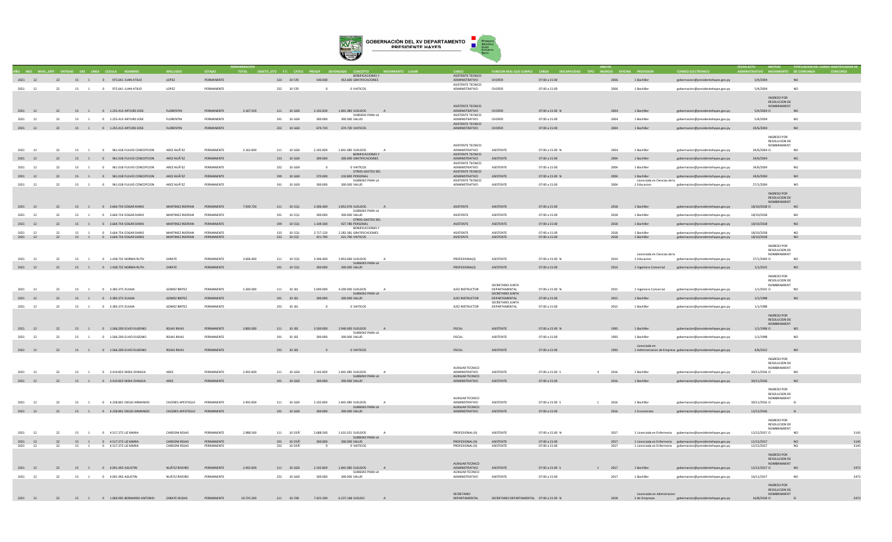# GOBERNACIÓN DEL XV DEPARTAMENTO PRESIDENTE HAYES

| AÑO | MES | NIVEL_ENTI | ENTIDAD | OEE | LINEA | CEDULA | NOMBRES | APELLIDOS | ESTADO | REMUNERACION TOTAL | OBJETO_GTO | F.F. | CATEG | PRESUP | DEVENGADO | CONCEPTO | MOVIMIENTO | LUGAR | CARGO | FUNCION REAL QUE CUMPLE | CARGA | DISCAPACIDAD | TIPO | AÑO DE INGRESO | OFICINA | PROFESION | CORREO ELECTRONICO | FECHA ACTO ADMINISTRATIVO | MOTIVO MOVIMIENTO | DE CONFIANZA | TIPIFICACION DEL CARGO CONCURSO | IDENTIFICADOR DE |
|---|---|---|---|---|---|---|---|---|---|---|---|---|---|---|---|---|---|---|---|---|---|---|---|---|---|---|---|---|---|---|---|---|
| 2021 | 12 | 22 | 15 | 1 | 0 | 972.641 | JUAN ATILIO | LOPEZ | PERMANENTE | | 133 | 10 | F29 | 540.000 | 453.680 | BONIFICACIONES Y GRATIFICACIONES | | | ASISTENTE TECNICO ADMINISTRATIVO | CHOFER | 07:00 a 15:00 | | | 2006 | 1 | Bachiller | gobernacion@presidentehayes.gov.py | 5/4/2004 | | NO | | |
| 2021 | 12 | 22 | 15 | 1 | 0 | 972.641 | JUAN ATILIO | LOPEZ | PERMANENTE | | 232 | 10 | F29 | 0 | 0 | VIATICOS | | | ASISTENTE TECNICO ADMINISTRATIVO | CHOFER | 07:00 a 15:00 | | | 2006 | 1 | Bachiller | gobernacion@presidentehayes.gov.py | 5/4/2004 | | NO | | |
| 2021 | 12 | 22 | 15 | 1 | 0 | 1.255.413 | ARTURO JOSE | FLORENTIN | PERMANENTE | 3.167.559 | 111 | 10 | G69 | 2.192.839 | 1.841.985 | SUELDOS | A | | ASISTENTE TECNICO ADMINISTRATIVO | CHOFER | 07:00 a 15:00 | N | | 2004 | 1 | Bachiller | gobernacion@presidentehayes.gov.py | 5/4/2004 | INGRESO POR RESOLUCION DE NOMBRAMIENTO | NO | | |
| 2021 | 12 | 22 | 15 | 1 | 0 | 1.255.413 | ARTURO JOSE | FLORENTIN | PERMANENTE | | 191 | 10 | G69 | 300.000 | 300.000 | SUBSIDIO PARA LA SALUD | | | ASISTENTE TECNICO ADMINISTRATIVO | CHOFER | 07:00 a 15:00 | | | 2004 | 1 | Bachiller | gobernacion@presidentehayes.gov.py | 5/4/2004 | | NO | | |
| 2021 | 12 | 22 | 15 | 1 | 0 | 1.255.413 | ARTURO JOSE | FLORENTIN | PERMANENTE | | 232 | 10 | G69 | 674.720 | 674.720 | VIATICOS | | | ASISTENTE TECNICO ADMINISTRATIVO | CHOFER | 07:00 a 15:00 | | | 2004 | 1 | Bachiller | gobernacion@presidentehayes.gov.py | 24/6/2004 | | NO | | |
| 2021 | 12 | 22 | 15 | 1 | 0 | 961.018 | FULVIO CONCEPCION | ARCE NUÃ'EZ | PERMANENTE | 3.162.839 | 111 | 10 | G69 | 2.192.839 | 1.841.985 | SUELDOS | A | | ASISTENTE TECNICO ADMINISTRATIVO | ASISTENTE | 07:00 a 15:00 | N | | 2004 | 1 | Bachiller | gobernacion@presidentehayes.gov.py | 24/6/2004 | INGRESO POR RESOLUCION DE NOMBRAMIENTO | NO | | |
| 2021 | 12 | 22 | 15 | 1 | 0 | 961.018 | FULVIO CONCEPCION | ARCE NUÃ'EZ | PERMANENTE | | 133 | 10 | G69 | 300.000 | 300.000 | BONIFICACIONES Y GRATIFICACIONES | | | ASISTENTE TECNICO ADMINISTRATIVO | ASISTENTE | 07:00 a 15:00 | | | 2004 | 1 | Bachiller | gobernacion@presidentehayes.gov.py | 24/6/2004 | | NO | | |
| 2021 | 12 | 22 | 15 | 1 | 0 | 961.018 | FULVIO CONCEPCION | ARCE NUÃ'EZ | PERMANENTE | | 232 | 10 | G69 | 0 | 0 | VIATICOS | | | ASISTENTE TECNICO ADMINISTRATIVO | ASISTENTE | 07:00 a 15:00 | | | 2004 | 1 | Bachiller | gobernacion@presidentehayes.gov.py | 24/6/2004 | | NO | | |
| 2021 | 12 | 22 | 15 | 1 | 0 | 961.018 | FULVIO CONCEPCION | ARCE NUÃ'EZ | PERMANENTE | | 199 | 10 | G69 | 370.000 | 310.800 | OTROS GASTOS DEL PERSONAL | | | ASISTENTE TECNICO ADMINISTRATIVO | ASISTENTE | 07:00 a 15:00 | N | | 2004 | 1 | Bachiller | gobernacion@presidentehayes.gov.py | 24/6/2004 | | NO | | |
| 2021 | 12 | 22 | 15 | 1 | 0 | 961.018 | FULVIO CONCEPCION | ARCE NUÃ'EZ | PERMANENTE | | 191 | 10 | G69 | 300.000 | 300.000 | SUBSIDIO PARA LA SALUD | | | ASISTENTE TECNICO ADMINISTRATIVO | ASISTENTE | 07:00 a 15:00 | | | 2004 | 1 | Licenciada en Ciencias de la Educacion | gobernacion@presidentehayes.gov.py | 27/1/2004 | | NO | | |
| 2021 | 12 | 22 | 15 | 1 | 0 | 3.664.754 | EDGAR DARIO | MARTINEZ INSFRAN | PERMANENTE | 7.939.720 | 111 | 10 | CQ1 | 3.396.400 | 2.852.976 | SUELDOS | A | | ASISTENTE | ASISTENTE | 07:00 a 15:00 | | | 2018 | 1 | Bachiller | gobernacion@presidentehayes.gov.py | 18/10/2018 | INGRESO POR RESOLUCION DE NOMBRAMIENTO | NO | | |
| 2021 | 12 | 22 | 15 | 1 | 0 | 3.664.754 | EDGAR DARIO | MARTINEZ INSFRAN | PERMANENTE | | 191 | 10 | CQ1 | 300.000 | 300.000 | SUBSIDIO PARA LA SALUD | | | ASISTENTE | ASISTENTE | 07:00 a 15:00 | | | 2018 | 1 | Bachiller | gobernacion@presidentehayes.gov.py | 18/10/2018 | | NO | | |
| 2021 | 12 | 22 | 15 | 1 | 0 | 3.664.754 | EDGAR DARIO | MARTINEZ INSFRAN | PERMANENTE | | 199 | 10 | CQ1 | 1.104.500 | 927.780 | OTROS GASTOS DEL PERSONAL | | | ASISTENTE | ASISTENTE | 07:00 a 15:00 | | | 2018 | 1 | Bachiller | gobernacion@presidentehayes.gov.py | 18/10/2018 | | NO | | |
| 2021 | 12 | 22 | 15 | 1 | 0 | 3.664.754 | EDGAR DARIO | MARTINEZ INSFRAN | PERMANENTE | | 133 | 10 | CQ1 | 2.717.120 | 2.282.381 | BONIFICACIONES Y GRATIFICACIONES | | | ASISTENTE | ASISTENTE | 07:00 a 15:00 | | | 2018 | 1 | Bachiller | gobernacion@presidentehayes.gov.py | 18/10/2018 | | NO | | |
| 2021 | 12 | 22 | 15 | 1 | 0 | 3.664.754 | EDGAR DARIO | MARTINEZ INSFRAN | PERMANENTE | | 232 | 10 | CQ1 | 421.700 | 421.700 | VIATICOS | | | ASISTENTE | ASISTENTE | 07:00 a 15:00 | | | 2018 | 1 | Bachiller | gobernacion@presidentehayes.gov.py | 18/10/2018 | | NO | | |
| 2021 | 12 | 22 | 15 | 1 | 0 | 1.438.732 | NORMA RUTH | ZARATE | PERMANENTE | 3.696.400 | 111 | 10 | CQ1 | 3.396.400 | 2.853.060 | SUELDOS | A | | PROFESIONAL(I) | ASISTENTE | 07:00 a 15:00 | N | | 2014 | 1 | Licenciada en Ciencias de la Educacion | gobernacion@presidentehayes.gov.py | 27/1/2004 | INGRESO POR RESOLUCION DE NOMBRAMIENTO | NO | | |
| 2021 | 12 | 22 | 15 | 1 | 0 | 1.438.732 | NORMA RUTH | ZARATE | PERMANENTE | | 191 | 10 | CQ1 | 300.000 | 300.000 | SUBSIDIO PARA LA SALUD | | | PROFESIONAL(I) | ASISTENTE | 07:00 a 15:00 | | | 2014 | 1 | Ingeniero Comercial | gobernacion@presidentehayes.gov.py | 1/1/2015 | | NO | | |
| 2021 | 12 | 22 | 15 | 1 | 0 | 3.383.373 | ZULMA | GOMEZ BRITEZ | PERMANENTE | 5.300.000 | 111 | 10 | J01 | 5.000.000 | 4.200.000 | SUELDOS | A | | JUEZ INSTRUCTOR | SECRETARIO JUNTA DEPARTAMENTAL | 07:00 a 15:00 | N | | 2015 | 1 | Ingeniero Comercial | gobernacion@presidentehayes.gov.py | 1/1/2015 | INGRESO POR RESOLUCION DE NOMBRAMIENTO | NO | | |
| 2021 | 12 | 22 | 15 | 1 | 0 | 3.383.373 | ZULMA | GOMEZ BRITEZ | PERMANENTE | | 191 | 10 | J01 | 300.000 | 300.000 | SUBSIDIO PARA LA SALUD | | | JUEZ INSTRUCTOR | SECRETARIO JUNTA DEPARTAMENTAL | 07:00 a 15:00 | | | 2015 | 1 | Bachiller | gobernacion@presidentehayes.gov.py | 1/1/1998 | | NO | | |
| 2021 | 12 | 22 | 15 | 1 | 0 | 3.383.373 | ZULMA | GOMEZ BRITEZ | PERMANENTE | | 232 | 10 | J01 | 0 | 0 | VIATICOS | | | JUEZ INSTRUCTOR | SECRETARIO JUNTA DEPARTAMENTAL | 07:00 a 15:00 | | | 2015 | 1 | Bachiller | gobernacion@presidentehayes.gov.py | 1/1/1998 | | | | |
| 2021 | 12 | 22 | 15 | 1 | 0 | 1.566.200 | ELVIO EUGENIO | ROJAS RIVAS | PERMANENTE | 3.800.000 | 111 | 10 | J02 | 3.500.000 | 2.940.000 | SUELDOS | A | | FISCAL | ASISTENTE | 07:00 a 15:00 | N | | 1993 | 1 | Bachiller | gobernacion@presidentehayes.gov.py | 1/1/1998 | INGRESO POR RESOLUCION DE NOMBRAMIENTO | NO | | |
| 2021 | 12 | 22 | 15 | 1 | 0 | 1.566.200 | ELVIO EUGENIO | ROJAS RIVAS | PERMANENTE | | 191 | 10 | J02 | 300.000 | 300.000 | SUBSIDIO PARA LA SALUD | | | FISCAL | ASISTENTE | 07:00 a 15:00 | | | 1993 | 1 | Bachiller | gobernacion@presidentehayes.gov.py | 1/1/1998 | | NO | | |
| 2021 | 12 | 22 | 15 | 1 | 0 | 1.566.200 | ELVIO EUGENIO | ROJAS RIVAS | PERMANENTE | | 232 | 10 | J02 | 0 | 0 | VIATICOS | | | FISCAL | ASISTENTE | 07:00 a 15:00 | | | 1993 | 1 | Licenciada en Administracion de Empresa | gobernacion@presidentehayes.gov.py | 4/6/2012 | | NO | | |
| 2021 | 12 | 22 | 15 | 1 | 0 | 3.419.823 | NIDIA ZUNILDA | ARCE | PERMANENTE | 2.492.839 | 111 | 10 | G69 | 2.192.839 | 1.841.985 | SUELDOS | A | | AUXILIAR TECNICO ADMINISTRATIVO | ASISTENTE | 07:00 a 15:00 | S | 4 | 2016 | 1 | Bachiller | gobernacion@presidentehayes.gov.py | 30/11/2016 | INGRESO POR RESOLUCION DE NOMBRAMIENTO | NO | | |
| 2021 | 12 | 22 | 15 | 1 | 0 | 3.419.823 | NIDIA ZUNILDA | ARCE | PERMANENTE | | 191 | 10 | G69 | 300.000 | 300.000 | SUBSIDIO PARA LA SALUD | | | AUXILIAR TECNICO ADMINISTRATIVO | ASISTENTE | 07:00 a 15:00 | | | 2016 | 1 | Bachiller | gobernacion@presidentehayes.gov.py | 30/11/2016 | | NO | | |
| 2021 | 12 | 22 | 15 | 1 | 0 | 4.238.801 | DIEGO ARMANDO | CACERES APESTEGUI | PERMANENTE | 2.492.839 | 111 | 10 | G69 | 2.192.839 | 1.841.985 | SUELDOS | A | | AUXILIAR TECNICO ADMINISTRATIVO | ASISTENTE | 07:00 a 15:00 | S | 1 | 2016 | 1 | Bachiller | gobernacion@presidentehayes.gov.py | 30/11/2016 | INGRESO POR RESOLUCION DE NOMBRAMIENTO | SI | | |
| 2021 | 12 | 22 | 15 | 1 | 0 | 4.238.801 | DIEGO ARMANDO | CACERES APESTEGUI | PERMANENTE | | 191 | 10 | G69 | 300.000 | 300.000 | SUBSIDIO PARA LA SALUD | | | AUXILIAR TECNICO ADMINISTRATIVO | ASISTENTE | 07:00 a 15:00 | | | 2016 | 1 | Economista | gobernacion@presidentehayes.gov.py | 13/12/2016 | | SI | | |
| 2021 | 12 | 22 | 15 | 1 | 0 | 4.517.272 | LIZ MARIA | CARDONI ROJAS | PERMANENTE | 2.988.500 | 111 | 10 | DSÃ' | 2.688.500 | 1.631.021 | SUELDOS | A | | PROFESIONAL (III) | ASISTENTE | 07:00 a 15:00 | N | | 2017 | 1 | Licenciada en Enfermeria | gobernacion@presidentehayes.gov.py | 12/12/2017 | INGRESO POR RESOLUCION DE NOMBRAMIENTO | NO | | 5145 |
| 2021 | 12 | 22 | 15 | 1 | 0 | 4.517.272 | LIZ MARIA | CARDONI ROJAS | PERMANENTE | | 191 | 10 | DSÃ' | 300.000 | 300.000 | SUBSIDIO PARA LA SALUD | | | PROFESIONAL (III) | ASISTENTE | 07:00 a 15:00 | | | 2017 | 1 | Licenciada en Enfermeria | gobernacion@presidentehayes.gov.py | 12/12/2017 | | NO | | 5145 |
| 2021 | 12 | 22 | 15 | 1 | 0 | 4.517.272 | LIZ MARIA | CARDONI ROJAS | PERMANENTE | | 232 | 10 | DSÃ' | 0 | 0 | VIATICOS | | | PROFESIONAL (III) | ASISTENTE | 07:00 a 15:00 | | | 2017 | 1 | Licenciada en Enfermeria | gobernacion@presidentehayes.gov.py | 12/12/2017 | | NO | | 5145 |
| 2021 | 12 | 22 | 15 | 1 | 0 | 4.091.493 | AGUSTIN | NUÃ'EZ RIVEIRO | PERMANENTE | 2.492.839 | 111 | 10 | G69 | 2.192.839 | 1.841.985 | SUELDOS | A | | AUXILIAR TECNICO ADMINISTRATIVO | ASISTENTE | 07:00 a 15:00 | S | 1 | 2017 | 1 | Bachiller | gobernacion@presidentehayes.gov.py | 12/12/2017 | INGRESO POR RESOLUCION DE NOMBRAMIENTO | NO | | 5472 |
| 2021 | 12 | 22 | 15 | 1 | 0 | 4.091.493 | AGUSTIN | NUÃ'EZ RIVEIRO | PERMANENTE | | 232 | 10 | G69 | 300.000 | 300.000 | SUBSIDIO PARA LA SALUD | | | AUXILIAR TECNICO ADMINISTRATIVO | ASISTENTE | 07:00 a 15:00 | | | 2017 | 1 | Bachiller | gobernacion@presidentehayes.gov.py | 16/11/2017 | | NO | | 5472 |
| 2021 | 12 | 22 | 15 | 1 | 0 | 3.069.995 | BERNARDO ANTONIO | ZARATE RUDAS | PERMANENTE | 10.725.300 | 111 | 10 | C90 | 7.425.200 | 6.237.168 | SUELDO | A | | SECRETARIO DEPARTAMENTAL | SECRETARIO DEPARTAMENTAL | 07:00 a 15:00 | N | | 2018 | 1 | Licenciado en Administracion de Empresas | gobernacion@presidentehayes.gov.py | 16/8/2018 | INGRESO POR RESOLUCION DE NOMBRAMIENTO | SI | | 5472 |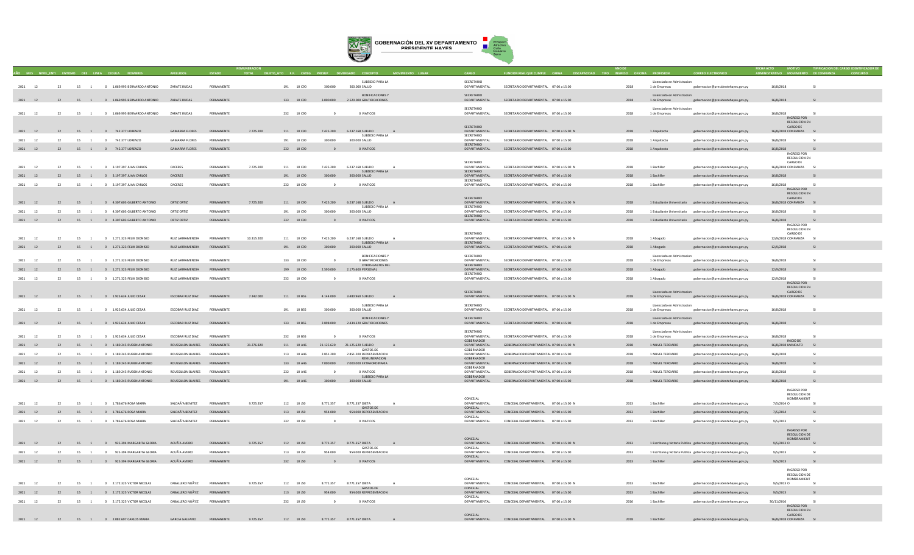# GOBERNACIÓN DEL XV DEPARTAMENTO PRESIDENTE HAYES

| AÑO | MES | NIVEL_ENTI | ENTIDAD | OEE | LINEA | CEDULA | NOMBRES | APELLIDOS | ESTADO | REMUNERACION TOTAL | OBJETO_GTO | F.F. | CATEG | PRESUP | DEVENGADO | CONCEPTO | MOVIMIENTO | LUGAR | CARGO | FUNCION REAL QUE CUMPLE | CARGA | DISCAPACIDAD | TIPO | AÑO DE INGRESO | OFICINA | PROFESION | CORREO ELECTRONICO | FECHA ACTO ADMINISTRATIVO | MOTIVO MOVIMIENTO | IDENTIFICACION DEL CARGO DE CONFIANZA | IDENTIFICADOR DE CONCURSO |
|---|---|---|---|---|---|---|---|---|---|---|---|---|---|---|---|---|---|---|---|---|---|---|---|---|---|---|---|---|---|---|---|
| 2021 | 12 | 22 | 15 | 1 | 0 | 1.069.995 | BERNARDO ANTONIO | ZARATE RUDAS | PERMANENTE | | 191 | 10 | C90 | 300.000 | 300.000 | SUBSIDIO PARA LA SALUD | | | SECRETARIO DEPARTAMENTAL | SECRETARIO DEPARTAMENTAL | 07:00 a 15:00 | | | 2018 | | Licenciado en Admnistracion de Empresas | gobernacion@presidentehayes.gov.py | 16/8/2018 | | SI | |
| 2021 | 12 | 22 | 15 | 1 | 0 | 1.069.995 | BERNARDO ANTONIO | ZARATE RUDAS | PERMANENTE | | 133 | 10 | C90 | 3.000.000 | 2.520.000 | BONIFICACIONES Y GRATIFICACIONES | | | SECRETARIO DEPARTAMENTAL | SECRETARIO DEPARTAMENTAL | 07:00 a 15:00 | | | 2018 | | Licenciado en Admnistracion de Empresas | gobernacion@presidentehayes.gov.py | 16/8/2018 | | SI | |
| 2021 | 12 | 22 | 15 | 1 | 0 | 1.069.995 | BERNARDO ANTONIO | ZARATE RUDAS | PERMANENTE | | 232 | 10 | C90 | 0 | 0 | VIATICOS | | | SECRETARIO DEPARTAMENTAL | SECRETARIO DEPARTAMENTAL | 07:00 a 15:00 | | | 2018 | | Licenciado en Admnistracion de Empresas | gobernacion@presidentehayes.gov.py | 16/8/2018 | | SI | |
| 2021 | 12 | 22 | 15 | 1 | 0 | 742.377 | LORENZO | GAMARRA FLORES | PERMANENTE | 7.725.200 | 111 | 10 | C90 | 7.425.200 | 6.237.168 | SUELDO | A | | SECRETARIO DEPARTAMENTAL | SECRETARIO DEPARTAMENTAL | 07:00 a 15:00 | N | | 2018 | | 1 Arquitecto | gobernacion@presidentehayes.gov.py | 16/8/2018 | INGRESO POR RESOLUCION EN CARGO DE CONFIANZA | SI | |
| 2021 | 12 | 22 | 15 | 1 | 0 | 742.377 | LORENZO | GAMARRA FLORES | PERMANENTE | | 191 | 10 | C90 | 300.000 | 300.000 | SUBSIDIO PARA LA SALUD | | | SECRETARIO DEPARTAMENTAL | SECRETARIO DEPARTAMENTAL | 07:00 a 15:00 | | | 2018 | | 1 Arquitecto | gobernacion@presidentehayes.gov.py | 16/8/2018 | | SI | |
| 2021 | 12 | 22 | 15 | 1 | 0 | 742.377 | LORENZO | GAMARRA FLORES | PERMANENTE | | 232 | 10 | C90 | 0 | 0 | VIATICOS | | | SECRETARIO DEPARTAMENTAL | SECRETARIO DEPARTAMENTAL | 07:00 a 15:00 | | | 2018 | | 1 Arquitecto | gobernacion@presidentehayes.gov.py | 16/8/2018 | | SI | |
| 2021 | 12 | 22 | 15 | 1 | 0 | 3.197.397 | JUAN CARLOS | CACERES | PERMANENTE | 7.725.200 | 111 | 10 | C90 | 7.425.200 | 6.237.168 | SUELDO | A | | SECRETARIO DEPARTAMENTAL | SECRETARIO DEPARTAMENTAL | 07:00 a 15:00 | N | | 2018 | | 1 Bachiller | gobernacion@presidentehayes.gov.py | 16/8/2018 | INGRESO POR RESOLUCION EN CARGO DE CONFIANZA | SI | |
| 2021 | 12 | 22 | 15 | 1 | 0 | 3.197.397 | JUAN CARLOS | CACERES | PERMANENTE | | 191 | 10 | C90 | 300.000 | 300.000 | SUBSIDIO PARA LA SALUD | | | SECRETARIO DEPARTAMENTAL | SECRETARIO DEPARTAMENTAL | 07:00 a 15:00 | | | 2018 | | 1 Bachiller | gobernacion@presidentehayes.gov.py | 16/8/2018 | | SI | |
| 2021 | 12 | 22 | 15 | 1 | 0 | 3.197.397 | JUAN CARLOS | CACERES | PERMANENTE | | 232 | 10 | C90 | 0 | 0 | VIATICOS | | | SECRETARIO DEPARTAMENTAL | SECRETARIO DEPARTAMENTAL | 07:00 a 15:00 | | | 2018 | | 1 Bachiller | gobernacion@presidentehayes.gov.py | 16/8/2018 | | SI | |
| 2021 | 12 | 22 | 15 | 1 | 0 | 4.307.603 | GILBERTO ANTONIO | ORTIZ ORTIZ | PERMANENTE | 7.725.200 | 111 | 10 | C90 | 7.425.200 | 6.237.168 | SUELDO | A | | SECRETARIO DEPARTAMENTAL | SECRETARIO DEPARTAMENTAL | 07:00 a 15:00 | N | | 2018 | | 1 Estudiante Universitario | gobernacion@presidentehayes.gov.py | 16/8/2018 | INGRESO POR RESOLUCION EN CARGO DE CONFIANZA | SI | |
| 2021 | 12 | 22 | 15 | 1 | 0 | 4.307.603 | GILBERTO ANTONIO | ORTIZ ORTIZ | PERMANENTE | | 191 | 10 | C90 | 300.000 | 300.000 | SUBSIDIO PARA LA SALUD | | | SECRETARIO DEPARTAMENTAL | SECRETARIO DEPARTAMENTAL | 07:00 a 15:00 | | | 2018 | | 1 Estudiante Universitario | gobernacion@presidentehayes.gov.py | 16/8/2018 | | SI | |
| 2021 | 12 | 22 | 15 | 1 | 0 | 4.307.603 | GILBERTO ANTONIO | ORTIZ ORTIZ | PERMANENTE | | 232 | 10 | C90 | 0 | 0 | VIATICOS | | | SECRETARIO DEPARTAMENTAL | SECRETARIO DEPARTAMENTAL | 07:00 a 15:00 | | | 2018 | | 1 Estudiante Universitario | gobernacion@presidentehayes.gov.py | 16/8/2018 | | SI | |
| 2021 | 12 | 22 | 15 | 1 | 0 | 1.271.323 | FELIX DIONISIO | RUIZ LARRAMENDIA | PERMANENTE | 10.315.200 | 111 | 10 | C90 | 7.425.200 | 6.237.168 | SUELDO | A | | SECRETARIO DEPARTAMENTAL | SECRETARIO DEPARTAMENTAL | 07:00 a 15:00 | N | | 2018 | | 1 Abogado | gobernacion@presidentehayes.gov.py | 12/9/2018 | INGRESO POR RESOLUCION EN CARGO DE CONFIANZA | SI | |
| 2021 | 12 | 22 | 15 | 1 | 0 | 1.271.323 | FELIX DIONISIO | RUIZ LARRAMENDIA | PERMANENTE | | 191 | 10 | C90 | 300.000 | 300.000 | SUBSIDIO PARA LA SALUD | | | SECRETARIO DEPARTAMENTAL | SECRETARIO DEPARTAMENTAL | 07:00 a 15:00 | | | 2018 | | 1 Abogado | gobernacion@presidentehayes.gov.py | 12/9/2018 | | SI | |
| 2021 | 12 | 22 | 15 | 1 | 0 | 1.271.323 | FELIX DIONISIO | RUIZ LARRAMENDIA | PERMANENTE | | 133 | 10 | C90 | 0 | 0 | BONIFICACIONES Y GRATIFICACIONES | | | SECRETARIO DEPARTAMENTAL | SECRETARIO DEPARTAMENTAL | 07:00 a 15:00 | | | 2018 | | Licenciado en Admnistracion de Empresas | gobernacion@presidentehayes.gov.py | 16/8/2018 | | SI | |
| 2021 | 12 | 22 | 15 | 1 | 0 | 1.271.323 | FELIX DIONISIO | RUIZ LARRAMENDIA | PERMANENTE | | 199 | 10 | C90 | 2.590.000 | 2.175.600 | OTROS GASTOS DEL PERSONAL | | | SECRETARIO DEPARTAMENTAL | SECRETARIO DEPARTAMENTAL | 07:00 a 15:00 | | | 2018 | | 1 Abogado | gobernacion@presidentehayes.gov.py | 12/9/2018 | | SI | |
| 2021 | 12 | 22 | 15 | 1 | 0 | 1.271.323 | FELIX DIONISIO | RUIZ LARRAMENDIA | PERMANENTE | | 232 | 10 | C90 | 0 | 0 | VIATICOS | | | SECRETARIO DEPARTAMENTAL | SECRETARIO DEPARTAMENTAL | 07:00 a 15:00 | | | 2018 | | 1 Abogado | gobernacion@presidentehayes.gov.py | 12/9/2018 | | SI | |
| 2021 | 12 | 22 | 15 | 1 | 0 | 1.925.634 | JULIO CESAR | ESCOBAR RUIZ DIAZ | PERMANENTE | 7.342.000 | 111 | 10 | B55 | 4.144.000 | 3.480.960 | SUELDO | A | | SECRETARIO DEPARTAMENTAL | SECRETARIO DEPARTAMENTAL | 07:00 a 15:00 | N | | 2018 | | Licenciado en Admnistracion de Empresas | gobernacion@presidentehayes.gov.py | 16/8/2018 | INGRESO POR RESOLUCION EN CARGO DE CONFIANZA | SI | |
| 2021 | 12 | 22 | 15 | 1 | 0 | 1.925.634 | JULIO CESAR | ESCOBAR RUIZ DIAZ | PERMANENTE | | 191 | 10 | B55 | 300.000 | 300.000 | SUBSIDIO PARA LA SALUD | | | SECRETARIO DEPARTAMENTAL | SECRETARIO DEPARTAMENTAL | 07:00 a 15:00 | | | 2018 | | Licenciado en Admnistracion de Empresas | gobernacion@presidentehayes.gov.py | 16/8/2018 | | SI | |
| 2021 | 12 | 22 | 15 | 1 | 0 | 1.925.634 | JULIO CESAR | ESCOBAR RUIZ DIAZ | PERMANENTE | | 133 | 10 | B55 | 2.898.000 | 2.434.320 | BONIFICACIONES Y GRATIFICACIONES | | | SECRETARIO DEPARTAMENTAL | SECRETARIO DEPARTAMENTAL | 07:00 a 15:00 | | | 2018 | | Licenciado en Admnistracion de Empresas | gobernacion@presidentehayes.gov.py | 16/8/2018 | | SI | |
| 2021 | 12 | 22 | 15 | 1 | 0 | 1.925.634 | JULIO CESAR | ESCOBAR RUIZ DIAZ | PERMANENTE | | 232 | 10 | B55 | 0 | 0 | VIATICOS | | | SECRETARIO DEPARTAMENTAL | SECRETARIO DEPARTAMENTAL | 07:00 a 15:00 | | | 2018 | | Licenciado en Admnistracion de Empresas | gobernacion@presidentehayes.gov.py | 16/8/2018 | | SI | |
| 2021 | 12 | 22 | 15 | 1 | 0 | 1.189.245 | RUBEN ANTONIO | ROUSSILLON BLAIRES | PERMANENTE | 31.276.820 | 111 | 10 | A46 | 21.125.620 | 21.125.620 | SUELDO | A | | GOBERNADOR DEPARTAMENTAL | GOBERNADOR DEPARTAMENTAL | 07:00 a 15:00 | N | | 2018 | | 1 NIVEL TERCIARIO | gobernacion@presidentehayes.gov.py | 16/8/2018 | INICIO DE MANDATO | SI | |
| 2021 | 12 | 22 | 15 | 1 | 0 | 1.189.245 | RUBEN ANTONIO | ROUSSILLON BLAIRES | PERMANENTE | | 113 | 10 | A46 | 2.851.200 | 2.851.200 | GASTOS DE REPRESENTACION | | | GOBERNADOR DEPARTAMENTAL | GOBERNADOR DEPARTAMENTAL | 07:00 a 15:00 | | | 2018 | | 1 NIVEL TERCIARIO | gobernacion@presidentehayes.gov.py | 16/8/2018 | | SI | |
| 2021 | 12 | 22 | 15 | 1 | 0 | 1.189.245 | RUBEN ANTONIO | ROUSSILLON BLAIRES | PERMANENTE | | 133 | 10 | A46 | 7.000.000 | 7.000.000 | REMUNERACION EXTRAORDINARIA | | | GOBERNADOR DEPARTAMENTAL | GOBERNADOR DEPARTAMENTAL | 07:00 a 15:00 | | | 2018 | | 1 NIVEL TERCIARIO | gobernacion@presidentehayes.gov.py | 16/8/2018 | | SI | |
| 2021 | 12 | 22 | 15 | 1 | 0 | 1.189.245 | RUBEN ANTONIO | ROUSSILLON BLAIRES | PERMANENTE | | 232 | 10 | A46 | 0 | 0 | VIATICOS | | | GOBERNADOR DEPARTAMENTAL | GOBERNADOR DEPARTAMENTAL | 07:00 a 15:00 | | | 2018 | | 1 NIVEL TERCIARIO | gobernacion@presidentehayes.gov.py | 16/8/2018 | | SI | |
| 2021 | 12 | 22 | 15 | 1 | 0 | 1.189.245 | RUBEN ANTONIO | ROUSSILLON BLAIRES | PERMANENTE | | 191 | 10 | A46 | 300.000 | 300.000 | SUBSIDIO PARA LA SALUD | | | GOBERNADOR DEPARTAMENTAL | GOBERNADOR DEPARTAMENTAL | 07:00 a 15:00 | | | 2018 | | 1 NIVEL TERCIARIO | gobernacion@presidentehayes.gov.py | 16/8/2018 | | SI | |
| 2021 | 12 | 22 | 15 | 1 | 0 | 1.786.676 | ROSA MARIA | SALDAÃ'A BENITEZ | PERMANENTE | 9.725.357 | 112 | 10 | J50 | 8.771.357 | 8.771.357 | DIETA | A | | CONCEJAL DEPARTAMENTAL | CONCEJAL DEPARTAMENTAL | 07:00 a 15:00 | N | | 2013 | | 1 Bachiller | gobernacion@presidentehayes.gov.py | 7/5/2014 | INGRESO POR RESOLUCION DE NOMBRAMIENTO | SI | |
| 2021 | 12 | 22 | 15 | 1 | 0 | 1.786.676 | ROSA MARIA | SALDAÃ'A BENITEZ | PERMANENTE | | 113 | 10 | J50 | 954.000 | 954.000 | GASTOS DE REPRESENTACION | | | CONCEJAL DEPARTAMENTAL | CONCEJAL DEPARTAMENTAL | 07:00 a 15:00 | | | 2013 | | 1 Bachiller | gobernacion@presidentehayes.gov.py | 7/5/2014 | | SI | |
| 2021 | 12 | 22 | 15 | 1 | 0 | 1.786.676 | ROSA MARIA | SALDAÃ'A BENITEZ | PERMANENTE | | 232 | 10 | J50 | 0 | 0 | VIATICOS | | | CONCEJAL DEPARTAMENTAL | CONCEJAL DEPARTAMENTAL | 07:00 a 15:00 | | | 2013 | | 1 Bachiller | gobernacion@presidentehayes.gov.py | 9/5/2013 | | SI | |
| 2021 | 12 | 22 | 15 | 1 | 0 | 925.394 | MARGARITA GLORIA | ACUÃ'A AVEIRO | PERMANENTE | 9.725.357 | 112 | 10 | J50 | 8.771.357 | 8.771.357 | DIETA | A | | CONCEJAL DEPARTAMENTAL | CONCEJAL DEPARTAMENTAL | 07:00 a 15:00 | N | | 2013 | | 1 Escribana y Notaria Publica | gobernacion@presidentehayes.gov.py | 9/5/2013 | INGRESO POR RESOLUCION DE NOMBRAMIENTO | SI | |
| 2021 | 12 | 22 | 15 | 1 | 0 | 925.394 | MARGARITA GLORIA | ACUÃ'A AVEIRO | PERMANENTE | | 113 | 10 | J50 | 954.000 | 954.000 | GASTOS DE REPRESENTACION | | | CONCEJAL DEPARTAMENTAL | CONCEJAL DEPARTAMENTAL | 07:00 a 15:00 | | | 2013 | | 1 Escribana y Notaria Publica | gobernacion@presidentehayes.gov.py | 9/5/2013 | | SI | |
| 2021 | 12 | 22 | 15 | 1 | 0 | 925.394 | MARGARITA GLORIA | ACUÃ'A AVEIRO | PERMANENTE | | 232 | 10 | J50 | 0 | 0 | VIATICOS | | | CONCEJAL DEPARTAMENTAL | CONCEJAL DEPARTAMENTAL | 07:00 a 15:00 | | | 2013 | | 1 Bachiller | gobernacion@presidentehayes.gov.py | 9/5/2013 | | SI | |
| 2021 | 12 | 22 | 15 | 1 | 0 | 2.172.325 | VICTOR NICOLAS | CABALLERO NUÃ'EZ | PERMANENTE | 9.725.357 | 112 | 10 | J50 | 8.771.357 | 8.771.357 | DIETA | A | | CONCEJAL DEPARTAMENTAL | CONCEJAL DEPARTAMENTAL | 07:00 a 15:00 | N | | 2013 | | 1 Bachiller | gobernacion@presidentehayes.gov.py | 9/5/2013 | INGRESO POR RESOLUCION DE NOMBRAMIENTO | SI | |
| 2021 | 12 | 22 | 15 | 1 | 0 | 2.172.325 | VICTOR NICOLAS | CABALLERO NUÃ'EZ | PERMANENTE | | 113 | 10 | J50 | 954.000 | 954.000 | GASTOS DE REPRESENTACION | | | CONCEJAL DEPARTAMENTAL | CONCEJAL DEPARTAMENTAL | 07:00 a 15:00 | | | 2013 | | 1 Bachiller | gobernacion@presidentehayes.gov.py | 9/5/2013 | | SI | |
| 2021 | 12 | 22 | 15 | 1 | 0 | 2.172.325 | VICTOR NICOLAS | CABALLERO NUÃ'EZ | PERMANENTE | | 232 | 10 | J50 | 0 | 0 | VIATICOS | | | CONCEJAL DEPARTAMENTAL | CONCEJAL DEPARTAMENTAL | 07:00 a 15:00 | | | 2016 | | 1 Bachiller | gobernacion@presidentehayes.gov.py | 30/11/2016 | | SI | |
| 2021 | 12 | 22 | 15 | 1 | 0 | 2.082.697 | CARLOS MARIA | GARCIA GALEANO | PERMANENTE | 9.725.357 | 112 | 10 | J50 | 8.771.357 | 8.771.357 | DIETA | A | | CONCEJAL DEPARTAMENTAL | CONCEJAL DEPARTAMENTAL | 07:00 a 15:00 | N | | 2018 | | 1 Bachiller | gobernacion@presidentehayes.gov.py | 16/8/2018 | INGRESO POR RESOLUCION EN CARGO DE CONFIANZA | SI | |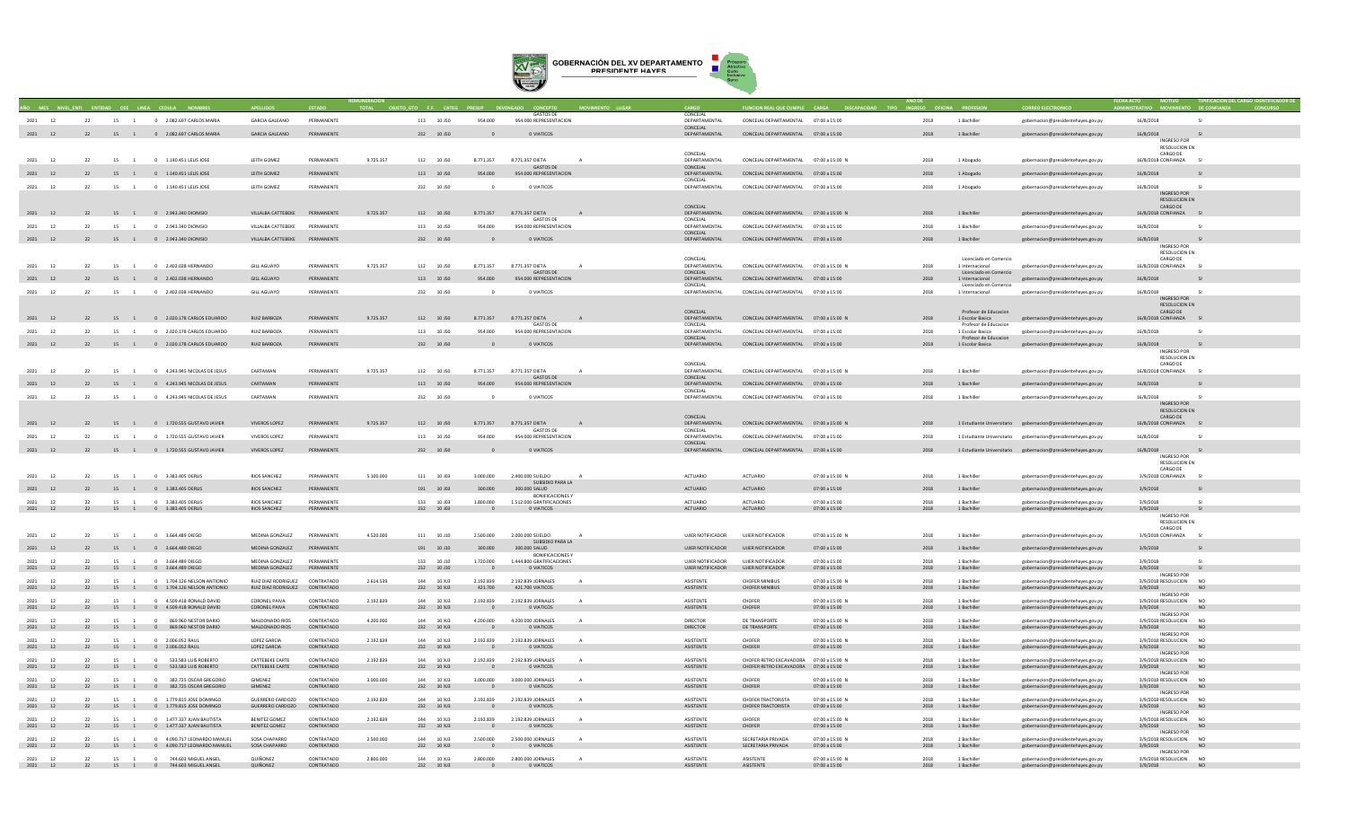# GOBERNACIÓN DEL XV DEPARTAMENTO PRESIDENTE HAYES

| AÑO | MES | NIVEL_ENTI | ENTIDAD | OEE | LINEA | CEDULA | NOMBRES | APELLIDOS | ESTADO | REMUNERACION TOTAL | OBJETO_GTO | F.F. | CATEG | PRESUP | DEVENGADO | CONCEPTO | MOVIMIENTO | LUGAR | CARGO | FUNCION REAL QUE CUMPLE | CARGA | DISCAPACIDAD | TIPO | AÑO DE INGRESO | OFICINA | PROFESION | CORREO ELECTRONICO | FECHA ACTO ADMINISTRATIVO | MOTIVO MOVIMIENTO | TIPIFICACION DEL CARGO DE CONFIANZA | IDENTIFICADOR DE CONCURSO |
|---|---|---|---|---|---|---|---|---|---|---|---|---|---|---|---|---|---|---|---|---|---|---|---|---|---|---|---|---|---|---|---|
| 2021 | 12 | 22 | 15 | 1 | 0 | 2.082.697 | CARLOS MARIA | GARCIA GALEANO | PERMANENTE | | 113 | 10 | J50 | 954.000 | 954.000 | GASTOS DE REPRESENTACION | | | CONCEJAL DEPARTAMENTAL | CONCEJAL DEPARTAMENTAL | 07:00 a 15:00 | | | 2018 | 1 | Bachiller | gobernacion@presidentehayes.gov.py | 16/8/2018 | | SI | |
| 2021 | 12 | 22 | 15 | 1 | 0 | 2.082.697 | CARLOS MARIA | GARCIA GALEANO | PERMANENTE | | 232 | 10 | J50 | 0 | 0 | VIATICOS | | | CONCEJAL DEPARTAMENTAL | CONCEJAL DEPARTAMENTAL | 07:00 a 15:00 | | | 2018 | 1 | Bachiller | gobernacion@presidentehayes.gov.py | 16/8/2018 | | SI | |
| 2021 | 12 | 22 | 15 | 1 | 0 | 1.140.451 | LEUS JOSE | LEITH GOMEZ | PERMANENTE | 9.725.357 | 112 | 10 | J50 | 8.771.357 | 8.771.357 | DIETA | A | | CONCEJAL DEPARTAMENTAL | CONCEJAL DEPARTAMENTAL | 07:00 a 15:00 | N | | 2018 | 1 | Abogado | gobernacion@presidentehayes.gov.py | 16/8/2018 | INGRESO POR RESOLUCION EN CARGO DE CONFIANZA | SI | |
| 2021 | 12 | 22 | 15 | 1 | 0 | 1.140.451 | LEUS JOSE | LEITH GOMEZ | PERMANENTE | | 113 | 10 | J50 | 954.000 | 954.000 | GASTOS DE REPRESENTACION | | | CONCEJAL DEPARTAMENTAL | CONCEJAL DEPARTAMENTAL | 07:00 a 15:00 | | | 2018 | 1 | Abogado | gobernacion@presidentehayes.gov.py | 16/8/2018 | | SI | |
| 2021 | 12 | 22 | 15 | 1 | 0 | 1.140.451 | LEUS JOSE | LEITH GOMEZ | PERMANENTE | | 232 | 10 | J50 | 0 | 0 | VIATICOS | | | CONCEJAL DEPARTAMENTAL | CONCEJAL DEPARTAMENTAL | 07:00 a 15:00 | | | 2018 | 1 | Abogado | gobernacion@presidentehayes.gov.py | 16/8/2018 | | SI | |
| 2021 | 12 | 22 | 15 | 1 | 0 | 2.943.340 | DIONISIO | VILLALBA CATTEBEKE | PERMANENTE | 9.725.357 | 112 | 10 | J50 | 8.771.357 | 8.771.357 | DIETA | A | | CONCEJAL DEPARTAMENTAL | CONCEJAL DEPARTAMENTAL | 07:00 a 15:00 | N | | 2018 | 1 | Bachiller | gobernacion@presidentehayes.gov.py | 16/8/2018 | INGRESO POR RESOLUCION EN CARGO DE CONFIANZA | SI | |
| 2021 | 12 | 22 | 15 | 1 | 0 | 2.943.340 | DIONISIO | VILLALBA CATTEBEKE | PERMANENTE | | 113 | 10 | J50 | 954.000 | 954.000 | GASTOS DE REPRESENTACION | | | CONCEJAL DEPARTAMENTAL | CONCEJAL DEPARTAMENTAL | 07:00 a 15:00 | | | 2018 | 1 | Bachiller | gobernacion@presidentehayes.gov.py | 16/8/2018 | | SI | |
| 2021 | 12 | 22 | 15 | 1 | 0 | 2.943.340 | DIONISIO | VILLALBA CATTEBEKE | PERMANENTE | | 232 | 10 | J50 | 0 | 0 | VIATICOS | | | CONCEJAL DEPARTAMENTAL | CONCEJAL DEPARTAMENTAL | 07:00 a 15:00 | | | 2018 | 1 | Bachiller | gobernacion@presidentehayes.gov.py | 16/8/2018 | | SI | |
| 2021 | 12 | 22 | 15 | 1 | 0 | 2.402.038 | HERNANDO | GILL AGUAYO | PERMANENTE | 9.725.357 | 112 | 10 | J50 | 8.771.357 | 8.771.357 | DIETA | A | | CONCEJAL DEPARTAMENTAL | CONCEJAL DEPARTAMENTAL | 07:00 a 15:00 | N | | 2018 | 1 | Licenciado en Comercio Internacional | gobernacion@presidentehayes.gov.py | 16/8/2018 | INGRESO POR RESOLUCION EN CARGO DE CONFIANZA | SI | |
| 2021 | 12 | 22 | 15 | 1 | 0 | 2.402.038 | HERNANDO | GILL AGUAYO | PERMANENTE | | 113 | 10 | J50 | 954.000 | 954.000 | GASTOS DE REPRESENTACION | | | CONCEJAL DEPARTAMENTAL | CONCEJAL DEPARTAMENTAL | 07:00 a 15:00 | | | 2018 | 1 | Licenciado en Comercio Internacional | gobernacion@presidentehayes.gov.py | 16/8/2018 | | SI | |
| 2021 | 12 | 22 | 15 | 1 | 0 | 2.402.038 | HERNANDO | GILL AGUAYO | PERMANENTE | | 232 | 10 | J50 | 0 | 0 | VIATICOS | | | CONCEJAL DEPARTAMENTAL | CONCEJAL DEPARTAMENTAL | 07:00 a 15:00 | | | 2018 | 1 | Licenciado en Comercio Internacional | gobernacion@presidentehayes.gov.py | 16/8/2018 | | SI | |
| 2021 | 12 | 22 | 15 | 1 | 0 | 2.020.178 | CARLOS EDUARDO | RUIZ BARBOZA | PERMANENTE | 9.725.357 | 112 | 10 | J50 | 8.771.357 | 8.771.357 | DIETA | A | | CONCEJAL DEPARTAMENTAL | CONCEJAL DEPARTAMENTAL | 07:00 a 15:00 | N | | 2018 | 1 | Profesor de Educacion Escolar Basica | gobernacion@presidentehayes.gov.py | 16/8/2018 | INGRESO POR RESOLUCION EN CARGO DE CONFIANZA | SI | |
| 2021 | 12 | 22 | 15 | 1 | 0 | 2.020.178 | CARLOS EDUARDO | RUIZ BARBOZA | PERMANENTE | | 113 | 10 | J50 | 954.000 | 954.000 | GASTOS DE REPRESENTACION | | | CONCEJAL DEPARTAMENTAL | CONCEJAL DEPARTAMENTAL | 07:00 a 15:00 | | | 2018 | 1 | Profesor de Educacion Escolar Basica | gobernacion@presidentehayes.gov.py | 16/8/2018 | | SI | |
| 2021 | 12 | 22 | 15 | 1 | 0 | 2.020.178 | CARLOS EDUARDO | RUIZ BARBOZA | PERMANENTE | | 232 | 10 | J50 | 0 | 0 | VIATICOS | | | CONCEJAL DEPARTAMENTAL | CONCEJAL DEPARTAMENTAL | 07:00 a 15:00 | | | 2018 | 1 | Profesor de Educacion Escolar Basica | gobernacion@presidentehayes.gov.py | 16/8/2018 | | SI | |
| 2021 | 12 | 22 | 15 | 1 | 0 | 4.243.945 | NICOLAS DE JESUS | CARTAMAN | PERMANENTE | 9.725.357 | 112 | 10 | J50 | 8.771.357 | 8.771.357 | DIETA | A | | CONCEJAL DEPARTAMENTAL | CONCEJAL DEPARTAMENTAL | 07:00 a 15:00 | N | | 2018 | 1 | Bachiller | gobernacion@presidentehayes.gov.py | 16/8/2018 | INGRESO POR RESOLUCION EN CARGO DE CONFIANZA | SI | |
| 2021 | 12 | 22 | 15 | 1 | 0 | 4.243.945 | NICOLAS DE JESUS | CARTAMAN | PERMANENTE | | 113 | 10 | J50 | 954.000 | 954.000 | GASTOS DE REPRESENTACION | | | CONCEJAL DEPARTAMENTAL | CONCEJAL DEPARTAMENTAL | 07:00 a 15:00 | | | 2018 | 1 | Bachiller | gobernacion@presidentehayes.gov.py | 16/8/2018 | | SI | |
| 2021 | 12 | 22 | 15 | 1 | 0 | 4.243.945 | NICOLAS DE JESUS | CARTAMAN | PERMANENTE | | 232 | 10 | J50 | 0 | 0 | VIATICOS | | | CONCEJAL DEPARTAMENTAL | CONCEJAL DEPARTAMENTAL | 07:00 a 15:00 | | | 2018 | 1 | Bachiller | gobernacion@presidentehayes.gov.py | 16/8/2018 | | SI | |
| 2021 | 12 | 22 | 15 | 1 | 0 | 1.720.555 | GUSTAVO JAVIER | VIVEROS LOPEZ | PERMANENTE | 9.725.357 | 112 | 10 | J50 | 8.771.357 | 8.771.357 | DIETA | A | | CONCEJAL DEPARTAMENTAL | CONCEJAL DEPARTAMENTAL | 07:00 a 15:00 | N | | 2018 | 1 | Estudiante Universitario | gobernacion@presidentehayes.gov.py | 16/8/2018 | INGRESO POR RESOLUCION EN CARGO DE CONFIANZA | SI | |
| 2021 | 12 | 22 | 15 | 1 | 0 | 1.720.555 | GUSTAVO JAVIER | VIVEROS LOPEZ | PERMANENTE | | 113 | 10 | J50 | 954.000 | 954.000 | GASTOS DE REPRESENTACION | | | CONCEJAL DEPARTAMENTAL | CONCEJAL DEPARTAMENTAL | 07:00 a 15:00 | | | 2018 | 1 | Estudiante Universitario | gobernacion@presidentehayes.gov.py | 16/8/2018 | | SI | |
| 2021 | 12 | 22 | 15 | 1 | 0 | 1.720.555 | GUSTAVO JAVIER | VIVEROS LOPEZ | PERMANENTE | | 232 | 10 | J50 | 0 | 0 | VIATICOS | | | CONCEJAL DEPARTAMENTAL | CONCEJAL DEPARTAMENTAL | 07:00 a 15:00 | | | 2018 | 1 | Estudiante Universitario | gobernacion@presidentehayes.gov.py | 16/8/2018 | | SI | |
| 2021 | 12 | 22 | 15 | 1 | 0 | 3.383.405 | DERLIS | RIOS SANCHEZ | PERMANENTE | 5.100.000 | 111 | 10 | J03 | 3.000.000 | 2.400.000 | SUELDO | A | | ACTUARIO | ACTUARIO | 07:00 a 15:00 | N | | 2018 | 1 | Bachiller | gobernacion@presidentehayes.gov.py | 3/9/2018 | INGRESO POR RESOLUCION EN CARGO DE CONFIANZA | SI | |
| 2021 | 12 | 22 | 15 | 1 | 0 | 3.383.405 | DERLIS | RIOS SANCHEZ | PERMANENTE | | 191 | 10 | J03 | 300.000 | 300.000 | SUBSIDIO PARA LA SALUD | | | ACTUARIO | ACTUARIO | 07:00 a 15:00 | | | 2018 | 1 | Bachiller | gobernacion@presidentehayes.gov.py | 3/9/2018 | | SI | |
| 2021 | 12 | 22 | 15 | 1 | 0 | 3.383.405 | DERLIS | RIOS SANCHEZ | PERMANENTE | | 133 | 10 | J03 | 1.800.000 | 1.512.000 | BONIFICACIONES Y GRATIFICACIONES | | | ACTUARIO | ACTUARIO | 07:00 a 15:00 | | | 2018 | 1 | Bachiller | gobernacion@presidentehayes.gov.py | 3/9/2018 | | SI | |
| 2021 | 12 | 22 | 15 | 1 | 0 | 3.383.405 | DERLIS | RIOS SANCHEZ | PERMANENTE | | 232 | 10 | J03 | 0 | 0 | VIATICOS | | | ACTUARIO | ACTUARIO | 07:00 a 15:00 | | | 2018 | 1 | Bachiller | gobernacion@presidentehayes.gov.py | 3/9/2018 | | SI | |
| 2021 | 12 | 22 | 15 | 1 | 0 | 3.664.489 | DIEGO | MEDINA GONZALEZ | PERMANENTE | 4.520.000 | 111 | 10 | J10 | 2.500.000 | 2.000.000 | SUELDO | A | | UJIER NOTIFICADOR | UJIER NOTIFICADOR | 07:00 a 15:00 | N | | 2018 | 1 | Bachiller | gobernacion@presidentehayes.gov.py | 3/9/2018 | INGRESO POR RESOLUCION EN CARGO DE CONFIANZA | SI | |
| 2021 | 12 | 22 | 15 | 1 | 0 | 3.664.489 | DIEGO | MEDINA GONZALEZ | PERMANENTE | | 191 | 10 | J10 | 300.000 | 300.000 | SUBSIDIO PARA LA SALUD | | | UJIER NOTIFICADOR | UJIER NOTIFICADOR | 07:00 a 15:00 | | | 2018 | 1 | Bachiller | gobernacion@presidentehayes.gov.py | 3/9/2018 | | SI | |
| 2021 | 12 | 22 | 15 | 1 | 0 | 3.664.489 | DIEGO | MEDINA GONZALEZ | PERMANENTE | | 133 | 10 | J10 | 1.720.000 | 1.444.800 | BONIFICACIONES Y GRATIFICACIONES | | | UJIER NOTIFICADOR | UJIER NOTIFICADOR | 07:00 a 15:00 | | | 2018 | 1 | Bachiller | gobernacion@presidentehayes.gov.py | 3/9/2018 | | SI | |
| 2021 | 12 | 22 | 15 | 1 | 0 | 3.664.489 | DIEGO | MEDINA GONZALEZ | PERMANENTE | | 232 | 10 | J10 | 0 | 0 | VIATICOS | | | UJIER NOTIFICADOR | UJIER NOTIFICADOR | 07:00 a 15:00 | | | 2018 | 1 | Bachiller | gobernacion@presidentehayes.gov.py | 3/9/2018 | | SI | |
| 2021 | 12 | 22 | 15 | 1 | 0 | 1.704.126 | NELSON ANTIONIO | RUIZ DIAZ RODRIGUEZ | CONTRATADO | 2.614.539 | 144 | 10 | XJ3 | 2.192.839 | 2.192.839 | JORNALES | A | | ASISTENTE | CHOFER MINIBUS | 07:00 a 15:00 | N | | 2018 | 1 | Bachiller | gobernacion@presidentehayes.gov.py | 3/9/2018 | INGRESO POR RESOLUCION | NO | |
| 2021 | 12 | 22 | 15 | 1 | 0 | 1.704.126 | NELSON ANTIONIO | RUIZ DIAZ RODRIGUEZ | CONTRATADO | | 232 | 10 | XJ3 | 421.700 | 421.700 | VIATICOS | | | ASISTENTE | CHOFER MINIBUS | 07:00 a 15:00 | | | 2018 | 1 | Bachiller | gobernacion@presidentehayes.gov.py | 3/9/2018 | | NO | |
| 2021 | 12 | 22 | 15 | 1 | 0 | 4.509.418 | RONALD DAVID | CORONEL PAIVA | CONTRATADO | 2.192.839 | 144 | 10 | XJ3 | 2.192.839 | 2.192.839 | JORNALES | A | | ASISTENTE | CHOFER | 07:00 a 15:00 | N | | 2018 | 1 | Bachiller | gobernacion@presidentehayes.gov.py | 3/9/2018 | INGRESO POR RESOLUCION | NO | |
| 2021 | 12 | 22 | 15 | 1 | 0 | 4.509.418 | RONALD DAVID | CORONEL PAIVA | CONTRATADO | | 232 | 10 | XJ3 | 0 | 0 | VIATICOS | | | ASISTENTE | CHOFER | 07:00 a 15:00 | | | 2018 | 1 | Bachiller | gobernacion@presidentehayes.gov.py | 3/9/2018 | | NO | |
| 2021 | 12 | 22 | 15 | 1 | 0 | 869.960 | NESTOR DARIO | MALDONADO RIOS | CONTRATADO | 4.200.000 | 144 | 10 | XJ3 | 4.200.000 | 4.200.000 | JORNALES | A | | DIRECTOR | DE TRANSPORTE | 07:00 a 15:00 | N | | 2018 | 1 | Bachiller | gobernacion@presidentehayes.gov.py | 3/9/2018 | INGRESO POR RESOLUCION | NO | |
| 2021 | 12 | 22 | 15 | 1 | 0 | 869.960 | NESTOR DARIO | MALDONADO RIOS | CONTRATADO | | 232 | 10 | XJ3 | 0 | 0 | VIATICOS | | | DIRECTOR | DE TRANSPORTE | 07:00 a 15:00 | | | 2018 | 1 | Bachiller | gobernacion@presidentehayes.gov.py | 3/9/2018 | | NO | |
| 2021 | 12 | 22 | 15 | 1 | 0 | 2.006.052 | RAUL | LOPEZ GARCIA | CONTRATADO | 2.192.839 | 144 | 10 | XJ3 | 2.192.839 | 2.192.839 | JORNALES | A | | ASISTENTE | CHOFER | 07:00 a 15:00 | N | | 2018 | 1 | Bachiller | gobernacion@presidentehayes.gov.py | 3/9/2018 | INGRESO POR RESOLUCION | NO | |
| 2021 | 12 | 22 | 15 | 1 | 0 | 2.006.052 | RAUL | LOPEZ GARCIA | CONTRATADO | | 232 | 10 | XJ3 | 0 | 0 | VIATICOS | | | ASISTENTE | CHOFER | 07:00 a 15:00 | | | 2018 | 1 | Bachiller | gobernacion@presidentehayes.gov.py | 3/9/2018 | | NO | |
| 2021 | 12 | 22 | 15 | 1 | 0 | 533.583 | LUIS ROBERTO | CATTEBEKE CARTE | CONTRATADO | 2.192.839 | 144 | 10 | XJ3 | 2.192.839 | 2.192.839 | JORNALES | A | | ASISTENTE | CHOFER RETRO EXCAVADORA | 07:00 a 15:00 | N | | 2018 | 1 | Bachiller | gobernacion@presidentehayes.gov.py | 3/9/2018 | INGRESO POR RESOLUCION | NO | |
| 2021 | 12 | 22 | 15 | 1 | 0 | 533.583 | LUIS ROBERTO | CATTEBEKE CARTE | CONTRATADO | | 232 | 10 | XJ3 | 0 | 0 | VIATICOS | | | ASISTENTE | CHOFER RETRO EXCAVADORA | 07:00 a 15:00 | | | 2018 | 1 | Bachiller | gobernacion@presidentehayes.gov.py | 3/9/2018 | | NO | |
| 2021 | 12 | 22 | 15 | 1 | 0 | 382.725 | OSCAR GREGORIO | GIMENEZ | CONTRATADO | 3.000.000 | 144 | 10 | XJ3 | 3.000.000 | 3.000.000 | JORNALES | A | | ASISTENTE | CHOFER | 07:00 a 15:00 | N | | 2018 | 1 | Bachiller | gobernacion@presidentehayes.gov.py | 3/9/2018 | INGRESO POR RESOLUCION | NO | |
| 2021 | 12 | 22 | 15 | 1 | 0 | 382.725 | OSCAR GREGORIO | GIMENEZ | CONTRATADO | | 232 | 10 | XJ3 | 0 | 0 | VIATICOS | | | ASISTENTE | CHOFER | 07:00 a 15:00 | | | 2018 | 1 | Bachiller | gobernacion@presidentehayes.gov.py | 3/9/2018 | | NO | |
| 2021 | 12 | 22 | 15 | 1 | 0 | 1.779.815 | JOSE DOMINGO | GUERRERO CARDOZO | CONTRATADO | 2.192.839 | 144 | 10 | XJ3 | 2.192.839 | 2.192.839 | JORNALES | A | | ASISTENTE | CHOFER TRACTORISTA | 07:00 a 15:00 | N | | 2018 | 1 | Bachiller | gobernacion@presidentehayes.gov.py | 3/9/2018 | INGRESO POR RESOLUCION | NO | |
| 2021 | 12 | 22 | 15 | 1 | 0 | 1.779.815 | JOSE DOMINGO | GUERRERO CARDOZO | CONTRATADO | | 232 | 10 | XJ3 | 0 | 0 | VIATICOS | | | ASISTENTE | CHOFER TRACTORISTA | 07:00 a 15:00 | | | 2018 | 1 | Bachiller | gobernacion@presidentehayes.gov.py | 3/9/2018 | | NO | |
| 2021 | 12 | 22 | 15 | 1 | 0 | 1.477.337 | JUAN BAUTISTA | BENITEZ GOMEZ | CONTRATADO | 2.192.839 | 144 | 10 | XJ3 | 2.192.839 | 2.192.839 | JORNALES | A | | ASISTENTE | CHOFER | 07:00 a 15:00 | N | | 2018 | 1 | Bachiller | gobernacion@presidentehayes.gov.py | 3/9/2018 | INGRESO POR RESOLUCION | NO | |
| 2021 | 12 | 22 | 15 | 1 | 0 | 1.477.337 | JUAN BAUTISTA | BENITEZ GOMEZ | CONTRATADO | | 232 | 10 | XJ3 | 0 | 0 | VIATICOS | | | ASISTENTE | CHOFER | 07:00 a 15:00 | | | 2018 | 1 | Bachiller | gobernacion@presidentehayes.gov.py | 3/9/2018 | | NO | |
| 2021 | 12 | 22 | 15 | 1 | 0 | 4.090.717 | LEONARDO MANUEL | SOSA CHAPARRO | CONTRATADO | 2.500.000 | 144 | 10 | XJ3 | 2.500.000 | 2.500.000 | JORNALES | A | | ASISTENTE | SECRETARIA PRIVADA | 07:00 a 15:00 | N | | 2018 | 1 | Bachiller | gobernacion@presidentehayes.gov.py | 3/9/2018 | INGRESO POR RESOLUCION | NO | |
| 2021 | 12 | 22 | 15 | 1 | 0 | 4.090.717 | LEONARDO MANUEL | SOSA CHAPARRO | CONTRATADO | | 232 | 10 | XJ3 | 0 | 0 | VIATICOS | | | ASISTENTE | SECRETARIA PRIVADA | 07:00 a 15:00 | | | 2018 | 1 | Bachiller | gobernacion@presidentehayes.gov.py | 3/9/2018 | | NO | |
| 2021 | 12 | 22 | 15 | 1 | 0 | 744.603 | MIGUEL ANGEL | QUIÑONEZ | CONTRATADO | 2.800.000 | 144 | 10 | XJ3 | 2.800.000 | 2.800.000 | JORNALES | A | | ASISTENTE | ASISTENTE | 07:00 a 15:00 | N | | 2018 | 1 | Bachiller | gobernacion@presidentehayes.gov.py | 3/9/2018 | INGRESO POR RESOLUCION | NO | |
| 2021 | 12 | 22 | 15 | 1 | 0 | 744.603 | MIGUEL ANGEL | QUIÑONEZ | CONTRATADO | | 232 | 10 | XJ3 | 0 | 0 | VIATICOS | | | ASISTENTE | ASISTENTE | 07:00 a 15:00 | | | 2018 | 1 | Bachiller | gobernacion@presidentehayes.gov.py | 3/9/2018 | | NO | |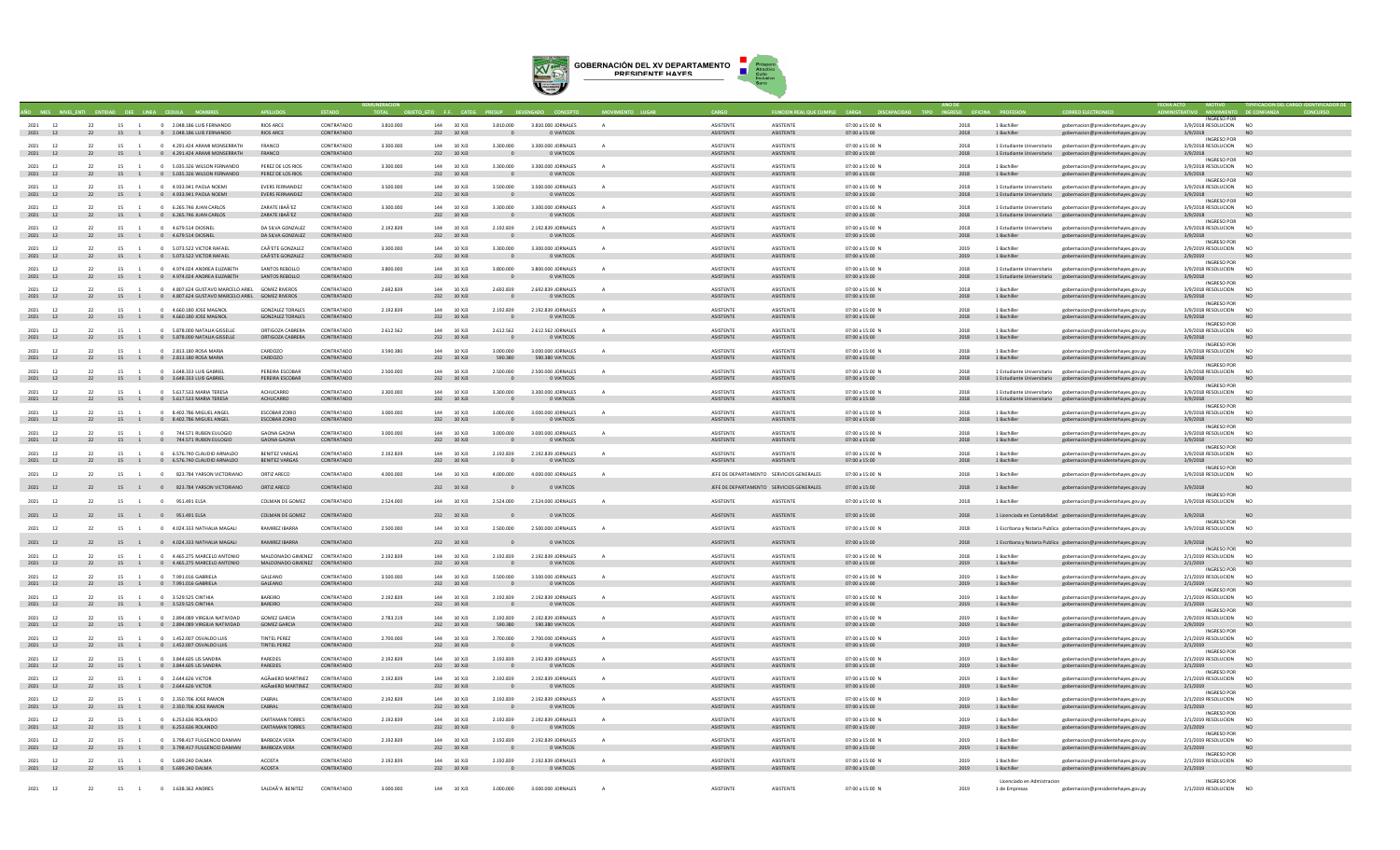# GOBERNACIÓN DEL XV DEPARTAMENTO PRESIDENTE HAYES

| AÑO | MES | NIVEL_ENTI | ENTIDAD | OEE | LINEA | CEDULA | NOMBRES | APELLIDOS | ESTADO | REMUNERACION TOTAL | OBJETO_GTO | F.F. | CATEG | PRESUP | DEVENGADO | CONCEPTO | MOVIMIENTO | LUGAR | CARGO | FUNCION REAL QUE CUMPLE | CARGA | DISCAPACIDAD | TIPO | AÑO DE INGRESO | OFICINA | PROFESION | CORREO ELECTRONICO | FECHA ACTO ADMINISTRATIVO | MOTIVO MOVIMIENTO | TIPIFICACION DEL CARGO DE CONFIANZA | IDENTIFICADOR DE CONCURSO |
|---|---|---|---|---|---|---|---|---|---|---|---|---|---|---|---|---|---|---|---|---|---|---|---|---|---|---|---|---|---|---|---|
| 2021 | 12 | 22 | 15 | 1 | 0 | 2.048.186 | LUIS FERNANDO | RIOS ARCE | CONTRATADO | 3.810.000 | 144 | 10 | XJ3 | 3.810.000 | 3.810.000 | JORNALES | A | | ASISTENTE | ASISTENTE | 07:00 a 15:00 | N | | 2018 | 1 | Bachiller | gobernacion@presidentehayes.gov.py | 3/9/2018 | INGRESO POR RESOLUCION | NO | |
| 2021 | 12 | 22 | 15 | 1 | 0 | 2.048.186 | LUIS FERNANDO | RIOS ARCE | CONTRATADO | | 232 | 10 | XJ3 | 0 | 0 | VIATICOS | | | ASISTENTE | ASISTENTE | 07:00 a 15:00 | | | 2018 | 1 | Bachiller | gobernacion@presidentehayes.gov.py | 3/9/2018 | | NO | |
| 2021 | 12 | 22 | 15 | 1 | 0 | 4.291.424 | ARAMI MONSERRATH | FRANCO | CONTRATADO | 3.300.000 | 144 | 10 | XJ3 | 3.300.000 | 3.300.000 | JORNALES | A | | ASISTENTE | ASISTENTE | 07:00 a 15:00 | N | | 2018 | 1 | Estudiante Universitario | gobernacion@presidentehayes.gov.py | 3/9/2018 | INGRESO POR RESOLUCION | NO | |
| 2021 | 12 | 22 | 15 | 1 | 0 | 4.291.424 | ARAMI MONSERRATH | FRANCO | CONTRATADO | | 232 | 10 | XJ3 | 0 | 0 | VIATICOS | | | ASISTENTE | ASISTENTE | 07:00 a 15:00 | | | 2018 | 1 | Estudiante Universitario | gobernacion@presidentehayes.gov.py | 3/9/2018 | | NO | |
| 2021 | 12 | 22 | 15 | 1 | 0 | 5.035.326 | WILSON FERNANDO | PEREZ DE LOS RIOS | CONTRATADO | 3.300.000 | 144 | 10 | XJ3 | 3.300.000 | 3.300.000 | JORNALES | A | | ASISTENTE | ASISTENTE | 07:00 a 15:00 | N | | 2018 | 1 | Bachiller | gobernacion@presidentehayes.gov.py | 3/9/2018 | INGRESO POR RESOLUCION | NO | |
| 2021 | 12 | 22 | 15 | 1 | 0 | 5.035.326 | WILSON FERNANDO | PEREZ DE LOS RIOS | CONTRATADO | | 232 | 10 | XJ3 | 0 | 0 | VIATICOS | | | ASISTENTE | ASISTENTE | 07:00 a 15:00 | | | 2018 | 1 | Bachiller | gobernacion@presidentehayes.gov.py | 3/9/2018 | | NO | |
| 2021 | 12 | 22 | 15 | 1 | 0 | 4.933.941 | PAOLA NOEMI | EVERS FERNANDEZ | CONTRATADO | 3.500.000 | 144 | 10 | XJ3 | 3.500.000 | 3.500.000 | JORNALES | A | | ASISTENTE | ASISTENTE | 07:00 a 15:00 | N | | 2018 | 1 | Estudiante Universitario | gobernacion@presidentehayes.gov.py | 3/9/2018 | INGRESO POR RESOLUCION | NO | |
| 2021 | 12 | 22 | 15 | 1 | 0 | 4.933.941 | PAOLA NOEMI | EVERS FERNANDEZ | CONTRATADO | | 232 | 10 | XJ3 | 0 | 0 | VIATICOS | | | ASISTENTE | ASISTENTE | 07:00 a 15:00 | | | 2018 | 1 | Estudiante Universitario | gobernacion@presidentehayes.gov.py | 3/9/2018 | | NO | |
| 2021 | 12 | 22 | 15 | 1 | 0 | 6.265.746 | JUAN CARLOS | ZARATE IBAÃ'EZ | CONTRATADO | 3.300.000 | 144 | 10 | XJ3 | 3.300.000 | 3.300.000 | JORNALES | A | | ASISTENTE | ASISTENTE | 07:00 a 15:00 | N | | 2018 | 1 | Estudiante Universitario | gobernacion@presidentehayes.gov.py | 3/9/2018 | INGRESO POR RESOLUCION | NO | |
| 2021 | 12 | 22 | 15 | 1 | 0 | 6.265.746 | JUAN CARLOS | ZARATE IBAÃ'EZ | CONTRATADO | | 232 | 10 | XJ3 | 0 | 0 | VIATICOS | | | ASISTENTE | ASISTENTE | 07:00 a 15:00 | | | 2018 | 1 | Estudiante Universitario | gobernacion@presidentehayes.gov.py | 3/9/2018 | | NO | |
| 2021 | 12 | 22 | 15 | 1 | 0 | 4.679.514 | DIOSNEL | DA SILVA GONZALEZ | CONTRATADO | 2.192.839 | 144 | 10 | XJ3 | 2.192.839 | 2.192.839 | JORNALES | A | | ASISTENTE | ASISTENTE | 07:00 a 15:00 | N | | 2018 | 1 | Estudiante Universitario | gobernacion@presidentehayes.gov.py | 3/9/2018 | INGRESO POR RESOLUCION | NO | |
| 2021 | 12 | 22 | 15 | 1 | 0 | 4.679.514 | DIOSNEL | DA SILVA GONZALEZ | CONTRATADO | | 232 | 10 | XJ3 | 0 | 0 | VIATICOS | | | ASISTENTE | ASISTENTE | 07:00 a 15:00 | | | 2018 | 1 | Bachiller | gobernacion@presidentehayes.gov.py | 3/9/2018 | | NO | |
| 2021 | 12 | 22 | 15 | 1 | 0 | 5.073.522 | VICTOR RAFAEL | CAÃ'ETE GONZALEZ | CONTRATADO | 3.300.000 | 144 | 10 | XJ3 | 3.300.000 | 3.300.000 | JORNALES | A | | ASISTENTE | ASISTENTE | 07:00 a 15:00 | N | | 2019 | 1 | Bachiller | gobernacion@presidentehayes.gov.py | 2/9/2020 | INGRESO POR RESOLUCION | NO | |
| 2021 | 12 | 22 | 15 | 1 | 0 | 5.073.522 | VICTOR RAFAEL | CAÃ'ETE GONZALEZ | CONTRATADO | | 232 | 10 | XJ3 | 0 | 0 | VIATICOS | | | ASISTENTE | ASISTENTE | 07:00 a 15:00 | | | 2019 | 1 | Bachiller | gobernacion@presidentehayes.gov.py | 2/9/2020 | | NO | |
| 2021 | 12 | 22 | 15 | 1 | 0 | 4.974.024 | ANDREA ELIZABETH | SANTOS REBOLLO | CONTRATADO | 3.800.000 | 144 | 10 | XJ3 | 3.800.000 | 3.800.000 | JORNALES | A | | ASISTENTE | ASISTENTE | 07:00 a 15:00 | N | | 2018 | 1 | Estudiante Universitario | gobernacion@presidentehayes.gov.py | 3/9/2018 | INGRESO POR RESOLUCION | NO | |
| 2021 | 12 | 22 | 15 | 1 | 0 | 4.974.024 | ANDREA ELIZABETH | SANTOS REBOLLO | CONTRATADO | | 232 | 10 | XJ3 | 0 | 0 | VIATICOS | | | ASISTENTE | ASISTENTE | 07:00 a 15:00 | | | 2018 | 1 | Estudiante Universitario | gobernacion@presidentehayes.gov.py | 3/9/2018 | | NO | |
| 2021 | 12 | 22 | 15 | 1 | 0 | 4.807.624 | GUSTAVO MARCELO ARIEL | GOMEZ RIVEROS | CONTRATADO | 2.692.839 | 144 | 10 | XJ3 | 2.692.839 | 2.692.839 | JORNALES | A | | ASISTENTE | ASISTENTE | 07:00 a 15:00 | N | | 2018 | 1 | Bachiller | gobernacion@presidentehayes.gov.py | 3/9/2018 | INGRESO POR RESOLUCION | NO | |
| 2021 | 12 | 22 | 15 | 1 | 0 | 4.807.624 | GUSTAVO MARCELO ARIEL | GOMEZ RIVEROS | CONTRATADO | | 232 | 10 | XJ3 | 0 | 0 | VIATICOS | | | ASISTENTE | ASISTENTE | 07:00 a 15:00 | | | 2018 | 1 | Bachiller | gobernacion@presidentehayes.gov.py | 3/9/2018 | | NO | |
| 2021 | 12 | 22 | 15 | 1 | 0 | 4.660.180 | JOSE MAGNOL | GONZALEZ TORALES | CONTRATADO | 2.192.839 | 144 | 10 | XJ3 | 2.192.839 | 2.192.839 | JORNALES | A | | ASISTENTE | ASISTENTE | 07:00 a 15:00 | N | | 2018 | 1 | Bachiller | gobernacion@presidentehayes.gov.py | 3/9/2018 | INGRESO POR RESOLUCION | NO | |
| 2021 | 12 | 22 | 15 | 1 | 0 | 4.660.180 | JOSE MAGNOL | GONZALEZ TORALES | CONTRATADO | | 232 | 10 | XJ3 | 0 | 0 | VIATICOS | | | ASISTENTE | ASISTENTE | 07:00 a 15:00 | | | 2018 | 1 | Bachiller | gobernacion@presidentehayes.gov.py | 3/9/2018 | | NO | |
| 2021 | 12 | 22 | 15 | 1 | 0 | 5.878.000 | NATALIA GISSELLE | ORTIGOZA CABRERA | CONTRATADO | 2.612.562 | 144 | 10 | XJ3 | 2.612.562 | 2.612.562 | JORNALES | A | | ASISTENTE | ASISTENTE | 07:00 a 15:00 | N | | 2018 | 1 | Bachiller | gobernacion@presidentehayes.gov.py | 3/9/2018 | INGRESO POR RESOLUCION | NO | |
| 2021 | 12 | 22 | 15 | 1 | 0 | 5.878.000 | NATALIA GISSELLE | ORTIGOZA CABRERA | CONTRATADO | | 232 | 10 | XJ3 | 0 | 0 | VIATICOS | | | ASISTENTE | ASISTENTE | 07:00 a 15:00 | | | 2018 | 1 | Bachiller | gobernacion@presidentehayes.gov.py | 3/9/2018 | | NO | |
| 2021 | 12 | 22 | 15 | 1 | 0 | 2.813.180 | ROSA MARIA | CARDOZO | CONTRATADO | 3.590.380 | 144 | 10 | XJ3 | 3.000.000 | 3.000.000 | JORNALES | A | | ASISTENTE | ASISTENTE | 07:00 a 15:00 | N | | 2018 | 1 | Bachiller | gobernacion@presidentehayes.gov.py | 3/9/2018 | INGRESO POR RESOLUCION | NO | |
| 2021 | 12 | 22 | 15 | 1 | 0 | 2.813.180 | ROSA MARIA | CARDOZO | CONTRATADO | | 232 | 10 | XJ3 | 590.380 | 590.380 | VIATICOS | | | ASISTENTE | ASISTENTE | 07:00 a 15:00 | | | 2018 | 1 | Bachiller | gobernacion@presidentehayes.gov.py | 3/9/2018 | | NO | |
| 2021 | 12 | 22 | 15 | 1 | 0 | 3.648.333 | LUIS GABRIEL | PEREIRA ESCOBAR | CONTRATADO | 2.500.000 | 144 | 10 | XJ3 | 2.500.000 | 2.500.000 | JORNALES | A | | ASISTENTE | ASISTENTE | 07:00 a 15:00 | N | | 2018 | 1 | Estudiante Universitario | gobernacion@presidentehayes.gov.py | 3/9/2018 | INGRESO POR RESOLUCION | NO | |
| 2021 | 12 | 22 | 15 | 1 | 0 | 3.648.333 | LUIS GABRIEL | PEREIRA ESCOBAR | CONTRATADO | | 232 | 10 | XJ3 | 0 | 0 | VIATICOS | | | ASISTENTE | ASISTENTE | 07:00 a 15:00 | | | 2018 | 1 | Estudiante Universitario | gobernacion@presidentehayes.gov.py | 3/9/2018 | | NO | |
| 2021 | 12 | 22 | 15 | 1 | 0 | 5.617.533 | MARIA TERESA | ACHUCARRO | CONTRATADO | 3.300.000 | 144 | 10 | XJ3 | 3.300.000 | 3.300.000 | JORNALES | A | | ASISTENTE | ASISTENTE | 07:00 a 15:00 | N | | 2018 | 1 | Estudiante Universitario | gobernacion@presidentehayes.gov.py | 3/9/2018 | INGRESO POR RESOLUCION | NO | |
| 2021 | 12 | 22 | 15 | 1 | 0 | 5.617.533 | MARIA TERESA | ACHUCARRO | CONTRATADO | | 232 | 10 | XJ3 | 0 | 0 | VIATICOS | | | ASISTENTE | ASISTENTE | 07:00 a 15:00 | | | 2018 | 1 | Estudiante Universitario | gobernacion@presidentehayes.gov.py | 3/9/2018 | | NO | |
| 2021 | 12 | 22 | 15 | 1 | 0 | 8.402.786 | MIGUEL ANGEL | ESCOBAR ZORIO | CONTRATADO | 3.000.000 | 144 | 10 | XJ3 | 3.000.000 | 3.000.000 | JORNALES | A | | ASISTENTE | ASISTENTE | 07:00 a 15:00 | N | | 2018 | 1 | Bachiller | gobernacion@presidentehayes.gov.py | 3/9/2018 | INGRESO POR RESOLUCION | NO | |
| 2021 | 12 | 22 | 15 | 1 | 0 | 8.402.786 | MIGUEL ANGEL | ESCOBAR ZORIO | CONTRATADO | | 232 | 10 | XJ3 | 0 | 0 | VIATICOS | | | ASISTENTE | ASISTENTE | 07:00 a 15:00 | | | 2018 | 1 | Bachiller | gobernacion@presidentehayes.gov.py | 3/9/2018 | | NO | |
| 2021 | 12 | 22 | 15 | 1 | 0 | 744.571 | RUBEN EULOGIO | GAONA GAONA | CONTRATADO | 3.000.000 | 144 | 10 | XJ3 | 3.000.000 | 3.000.000 | JORNALES | A | | ASISTENTE | ASISTENTE | 07:00 a 15:00 | N | | 2018 | 1 | Bachiller | gobernacion@presidentehayes.gov.py | 3/9/2018 | INGRESO POR RESOLUCION | NO | |
| 2021 | 12 | 22 | 15 | 1 | 0 | 744.571 | RUBEN EULOGIO | GAONA GAONA | CONTRATADO | | 232 | 10 | XJ3 | 0 | 0 | VIATICOS | | | ASISTENTE | ASISTENTE | 07:00 a 15:00 | | | 2018 | 1 | Bachiller | gobernacion@presidentehayes.gov.py | 3/9/2018 | | NO | |
| 2021 | 12 | 22 | 15 | 1 | 0 | 6.576.740 | CLAUDIO ARNALDO | BENITEZ VARGAS | CONTRATADO | 2.192.839 | 144 | 10 | XJ3 | 2.192.839 | 2.192.839 | JORNALES | A | | ASISTENTE | ASISTENTE | 07:00 a 15:00 | N | | 2018 | 1 | Bachiller | gobernacion@presidentehayes.gov.py | 3/9/2018 | INGRESO POR RESOLUCION | NO | |
| 2021 | 12 | 22 | 15 | 1 | 0 | 6.576.740 | CLAUDIO ARNALDO | BENITEZ VARGAS | CONTRATADO | | 232 | 10 | XJ3 | 0 | 0 | VIATICOS | | | ASISTENTE | ASISTENTE | 07:00 a 15:00 | | | 2018 | 1 | Bachiller | gobernacion@presidentehayes.gov.py | 3/9/2018 | | NO | |
| 2021 | 12 | 22 | 15 | 1 | 0 | 823.784 | YARSON VICTORIANO | ORTIZ ARECO | CONTRATADO | 4.000.000 | 144 | 10 | XJ3 | 4.000.000 | 4.000.000 | JORNALES | A | | JEFE DE DEPARTAMENTO | SERVICIOS GENERALES | 07:00 a 15:00 | N | | 2018 | 1 | Bachiller | gobernacion@presidentehayes.gov.py | 3/9/2018 | INGRESO POR RESOLUCION | NO | |
| 2021 | 12 | 22 | 15 | 1 | 0 | 823.784 | YARSON VICTORIANO | ORTIZ ARECO | CONTRATADO | | 232 | 10 | XJ3 | 0 | 0 | VIATICOS | | | JEFE DE DEPARTAMENTO | SERVICIOS GENERALES | 07:00 a 15:00 | | | 2018 | 1 | Bachiller | gobernacion@presidentehayes.gov.py | 3/9/2018 | | NO | |
| 2021 | 12 | 22 | 15 | 1 | 0 | 951.491 | ELSA | COLMAN DE GOMEZ | CONTRATADO | 2.524.000 | 144 | 10 | XJ3 | 2.524.000 | 2.524.000 | JORNALES | A | | ASISTENTE | ASISTENTE | 07:00 a 15:00 | N | | 2018 | 1 | Bachiller | gobernacion@presidentehayes.gov.py | 3/9/2018 | INGRESO POR RESOLUCION | NO | |
| 2021 | 12 | 22 | 15 | 1 | 0 | 951.491 | ELSA | COLMAN DE GOMEZ | CONTRATADO | | 232 | 10 | XJ3 | 0 | 0 | VIATICOS | | | ASISTENTE | ASISTENTE | 07:00 a 15:00 | | | 2018 | 1 | Licenciada en Contabilidad | gobernacion@presidentehayes.gov.py | 3/9/2018 | | NO | |
| 2021 | 12 | 22 | 15 | 1 | 0 | 4.024.333 | NATHALIA MAGALI | RAMIREZ IBARRA | CONTRATADO | 2.500.000 | 144 | 10 | XJ3 | 2.500.000 | 2.500.000 | JORNALES | A | | ASISTENTE | ASISTENTE | 07:00 a 15:00 | N | | 2018 | 1 | Escribana y Notaria Publica | gobernacion@presidentehayes.gov.py | 3/9/2018 | INGRESO POR RESOLUCION | NO | |
| 2021 | 12 | 22 | 15 | 1 | 0 | 4.024.333 | NATHALIA MAGALI | RAMIREZ IBARRA | CONTRATADO | | 232 | 10 | XJ3 | 0 | 0 | VIATICOS | | | ASISTENTE | ASISTENTE | 07:00 a 15:00 | | | 2018 | 1 | Escribana y Notaria Publica | gobernacion@presidentehayes.gov.py | 3/9/2018 | | NO | |
| 2021 | 12 | 22 | 15 | 1 | 0 | 4.465.275 | MARCELO ANTONIO | MALDONADO GIMENEZ | CONTRATADO | 2.192.839 | 144 | 10 | XJ3 | 2.192.839 | 2.192.839 | JORNALES | A | | ASISTENTE | ASISTENTE | 07:00 a 15:00 | N | | 2018 | 1 | Bachiller | gobernacion@presidentehayes.gov.py | 2/1/2019 | INGRESO POR RESOLUCION | NO | |
| 2021 | 12 | 22 | 15 | 1 | 0 | 4.465.275 | MARCELO ANTONIO | MALDONADO GIMENEZ | CONTRATADO | | 232 | 10 | XJ3 | 0 | 0 | VIATICOS | | | ASISTENTE | ASISTENTE | 07:00 a 15:00 | | | 2019 | 1 | Bachiller | gobernacion@presidentehayes.gov.py | 2/1/2019 | | NO | |
| 2021 | 12 | 22 | 15 | 1 | 0 | 7.991.016 | GABRIELA | GALEANO | CONTRATADO | 3.500.000 | 144 | 10 | XJ3 | 3.500.000 | 3.500.000 | JORNALES | A | | ASISTENTE | ASISTENTE | 07:00 a 15:00 | N | | 2019 | 1 | Bachiller | gobernacion@presidentehayes.gov.py | 2/1/2019 | INGRESO POR RESOLUCION | NO | |
| 2021 | 12 | 22 | 15 | 1 | 0 | 7.991.016 | GABRIELA | GALEANO | CONTRATADO | | 232 | 10 | XJ3 | 0 | 0 | VIATICOS | | | ASISTENTE | ASISTENTE | 07:00 a 15:00 | | | 2019 | 1 | Bachiller | gobernacion@presidentehayes.gov.py | 2/1/2019 | | NO | |
| 2021 | 12 | 22 | 15 | 1 | 0 | 3.529.525 | CINTHIA | BAREIRO | CONTRATADO | 2.192.839 | 144 | 10 | XJ3 | 2.192.839 | 2.192.839 | JORNALES | A | | ASISTENTE | ASISTENTE | 07:00 a 15:00 | N | | 2019 | 1 | Bachiller | gobernacion@presidentehayes.gov.py | 2/1/2019 | INGRESO POR RESOLUCION | NO | |
| 2021 | 12 | 22 | 15 | 1 | 0 | 3.529.525 | CINTHIA | BAREIRO | CONTRATADO | | 232 | 10 | XJ3 | 0 | 0 | VIATICOS | | | ASISTENTE | ASISTENTE | 07:00 a 15:00 | | | 2019 | 1 | Bachiller | gobernacion@presidentehayes.gov.py | 2/1/2019 | | NO | |
| 2021 | 12 | 22 | 15 | 1 | 0 | 2.894.089 | VIRGILIA NATIVIDAD | GOMEZ GARCIA | CONTRATADO | 2.783.219 | 144 | 10 | XJ3 | 2.192.839 | 2.192.839 | JORNALES | A | | ASISTENTE | ASISTENTE | 07:00 a 15:00 | N | | 2019 | 1 | Bachiller | gobernacion@presidentehayes.gov.py | 2/9/2019 | INGRESO POR RESOLUCION | NO | |
| 2021 | 12 | 22 | 15 | 1 | 0 | 2.894.089 | VIRGILIA NATIVIDAD | GOMEZ GARCIA | CONTRATADO | | 232 | 10 | XJ3 | 590.380 | 590.380 | VIATICOS | | | ASISTENTE | ASISTENTE | 07:00 a 15:00 | | | 2019 | 1 | Bachiller | gobernacion@presidentehayes.gov.py | 2/9/2019 | | NO | |
| 2021 | 12 | 22 | 15 | 1 | 0 | 1.452.007 | OSVALDO LUIS | TINTEL PEREZ | CONTRATADO | 2.700.000 | 144 | 10 | XJ3 | 2.700.000 | 2.700.000 | JORNALES | A | | ASISTENTE | ASISTENTE | 07:00 a 15:00 | N | | 2019 | 1 | Bachiller | gobernacion@presidentehayes.gov.py | 2/1/2019 | INGRESO POR RESOLUCION | NO | |
| 2021 | 12 | 22 | 15 | 1 | 0 | 1.452.007 | OSVALDO LUIS | TINTEL PEREZ | CONTRATADO | | 232 | 10 | XJ3 | 0 | 0 | VIATICOS | | | ASISTENTE | ASISTENTE | 07:00 a 15:00 | | | 2019 | 1 | Bachiller | gobernacion@presidentehayes.gov.py | 2/1/2019 | | NO | |
| 2021 | 12 | 22 | 15 | 1 | 0 | 3.844.605 | LIS SANDRA | PAREDES | CONTRATADO | 2.192.839 | 144 | 10 | XJ3 | 2.192.839 | 2.192.839 | JORNALES | A | | ASISTENTE | ASISTENTE | 07:00 a 15:00 | N | | 2019 | 1 | Bachiller | gobernacion@presidentehayes.gov.py | 2/1/2019 | INGRESO POR RESOLUCION | NO | |
| 2021 | 12 | 22 | 15 | 1 | 0 | 3.844.605 | LIS SANDRA | PAREDES | CONTRATADO | | 232 | 10 | XJ3 | 0 | 0 | VIATICOS | | | ASISTENTE | ASISTENTE | 07:00 a 15:00 | | | 2019 | 1 | Bachiller | gobernacion@presidentehayes.gov.py | 2/1/2019 | | NO | |
| 2021 | 12 | 22 | 15 | 1 | 0 | 2.644.626 | VICTOR | AGÃ¼ERO MARTINEZ | CONTRATADO | 2.192.839 | 144 | 10 | XJ3 | 2.192.839 | 2.192.839 | JORNALES | A | | ASISTENTE | ASISTENTE | 07:00 a 15:00 | N | | 2019 | 1 | Bachiller | gobernacion@presidentehayes.gov.py | 2/1/2019 | INGRESO POR RESOLUCION | NO | |
| 2021 | 12 | 22 | 15 | 1 | 0 | 2.644.626 | VICTOR | AGÃ¼ERO MARTINEZ | CONTRATADO | | 232 | 10 | XJ3 | 0 | 0 | VIATICOS | | | ASISTENTE | ASISTENTE | 07:00 a 15:00 | | | 2019 | 1 | Bachiller | gobernacion@presidentehayes.gov.py | 2/1/2019 | | NO | |
| 2021 | 12 | 22 | 15 | 1 | 0 | 2.350.706 | JOSE RAMON | CABRAL | CONTRATADO | 2.192.839 | 144 | 10 | XJ3 | 2.192.839 | 2.192.839 | JORNALES | A | | ASISTENTE | ASISTENTE | 07:00 a 15:00 | N | | 2019 | 1 | Bachiller | gobernacion@presidentehayes.gov.py | 2/1/2019 | INGRESO POR RESOLUCION | NO | |
| 2021 | 12 | 22 | 15 | 1 | 0 | 2.350.706 | JOSE RAMON | CABRAL | CONTRATADO | | 232 | 10 | XJ3 | 0 | 0 | VIATICOS | | | ASISTENTE | ASISTENTE | 07:00 a 15:00 | | | 2019 | 1 | Bachiller | gobernacion@presidentehayes.gov.py | 2/1/2019 | | NO | |
| 2021 | 12 | 22 | 15 | 1 | 0 | 6.253.636 | ROLANDO | CARTAMAN TORRES | CONTRATADO | 2.192.839 | 144 | 10 | XJ3 | 2.192.839 | 2.192.839 | JORNALES | A | | ASISTENTE | ASISTENTE | 07:00 a 15:00 | N | | 2019 | 1 | Bachiller | gobernacion@presidentehayes.gov.py | 2/1/2019 | INGRESO POR RESOLUCION | NO | |
| 2021 | 12 | 22 | 15 | 1 | 0 | 6.253.636 | ROLANDO | CARTAMAN TORRES | CONTRATADO | | 232 | 10 | XJ3 | 0 | 0 | VIATICOS | | | ASISTENTE | ASISTENTE | 07:00 a 15:00 | | | 2019 | 1 | Bachiller | gobernacion@presidentehayes.gov.py | 2/1/2019 | | NO | |
| 2021 | 12 | 22 | 15 | 1 | 0 | 3.798.417 | FULGENCIO DAMIAN | BARBOZA VERA | CONTRATADO | 2.192.839 | 144 | 10 | XJ3 | 2.192.839 | 2.192.839 | JORNALES | A | | ASISTENTE | ASISTENTE | 07:00 a 15:00 | N | | 2019 | 1 | Bachiller | gobernacion@presidentehayes.gov.py | 2/1/2019 | INGRESO POR RESOLUCION | NO | |
| 2021 | 12 | 22 | 15 | 1 | 0 | 3.798.417 | FULGENCIO DAMIAN | BARBOZA VERA | CONTRATADO | | 232 | 10 | XJ3 | 0 | 0 | VIATICOS | | | ASISTENTE | ASISTENTE | 07:00 a 15:00 | | | 2019 | 1 | Bachiller | gobernacion@presidentehayes.gov.py | 2/1/2019 | | NO | |
| 2021 | 12 | 22 | 15 | 1 | 0 | 5.699.240 | DALMA | ACOSTA | CONTRATADO | 2.192.839 | 144 | 10 | XJ3 | 2.192.839 | 2.192.839 | JORNALES | A | | ASISTENTE | ASISTENTE | 07:00 a 15:00 | N | | 2019 | 1 | Bachiller | gobernacion@presidentehayes.gov.py | 2/1/2019 | INGRESO POR RESOLUCION | NO | |
| 2021 | 12 | 22 | 15 | 1 | 0 | 5.699.240 | DALMA | ACOSTA | CONTRATADO | | 232 | 10 | XJ3 | 0 | 0 | VIATICOS | | | ASISTENTE | ASISTENTE | 07:00 a 15:00 | | | 2019 | 1 | Bachiller | gobernacion@presidentehayes.gov.py | 2/1/2019 | | NO | |
| 2021 | 12 | 22 | 15 | 1 | 0 | 1.638.362 | ANDRES | SALDAÃ'A BENITEZ | CONTRATADO | 3.000.000 | 144 | 10 | XJ3 | 3.000.000 | 3.000.000 | JORNALES | A | | ASISTENTE | ASISTENTE | 07:00 a 15:00 | N | | 2019 | 1 | Licenciado en Administracion de Empresas | gobernacion@presidentehayes.gov.py | 2/1/2019 | INGRESO POR RESOLUCION | NO | |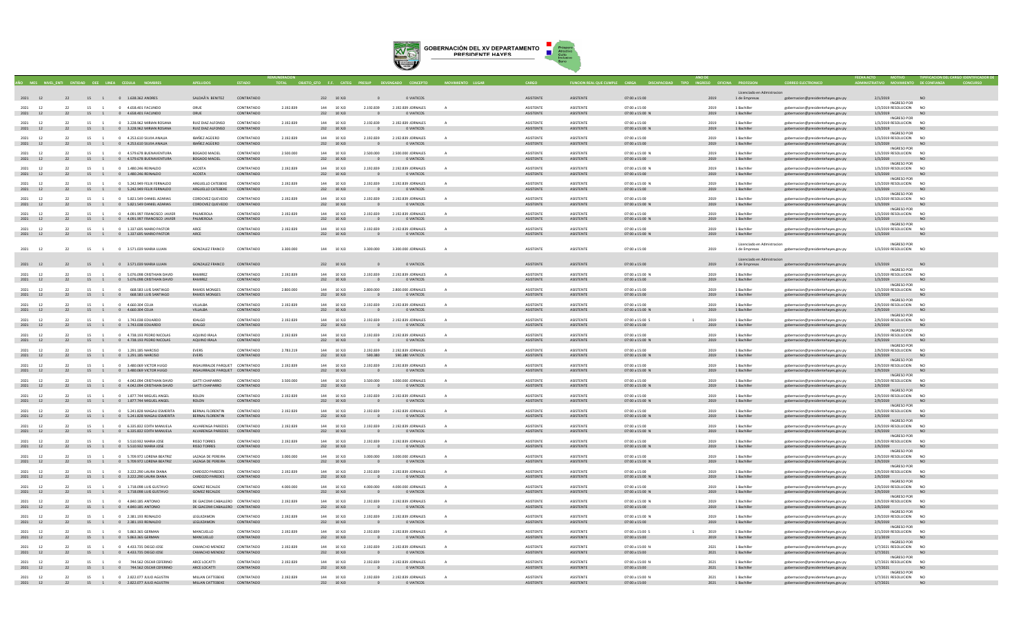| AÑO | MES | NIVEL_ENTI | ENTIDAD | OEE | LINEA | CEDULA | NOMBRES | APELLIDOS | ESTADO | REMUNERACION TOTAL | OBJETO_GTO | F.F. | CATEG | PRESUP | DEVENGADO | CONCEPTO | MOVIMIENTO | LUGAR | CARGO | FUNCION REAL QUE CUMPLE | CARGA | DISCAPACIDAD | TIPO | AÑO DE INGRESO | OFICINA | PROFESION | CORREO ELECTRONICO | FECHA ACTO ADMINISTRATIVO | MOTIVO MOVIMIENTO | TIPIFICACION DEL CARGO DE CONFIANZA | IDENTIFICADOR DE CONCURSO |
|---|---|---|---|---|---|---|---|---|---|---|---|---|---|---|---|---|---|---|---|---|---|---|---|---|---|---|---|---|---|---|---|
| 2021 | 12 | 22 | 15 | 1 | 0 | 1.638.362 | ANDRES | SALDAÃ‘A BENITEZ | CONTRATADO | | 232 | 10 | XJI | 0 | 0 | VIATICOS | | | ASISTENTE | ASISTENTE | 07:00 a 15:00 | | | 2019 | 1 | Licenciado en Administracion de Empresas | gobernacion@presidentehayes.gov.py | 2/1/2018 | | NO | |
| 2021 | 12 | 22 | 15 | 1 | 0 | 4.658.401 | FACUNDO | ORUE | CONTRATADO | 2.192.839 | 144 | 10 | XJI | 2.192.839 | 2.192.839 | JORNALES | A | | ASISTENTE | ASISTENTE | 07:00 a 15:00 | | | 2019 | 1 | Bachiller | gobernacion@presidentehayes.gov.py | 1/3/2019 | INGRESO POR RESOLUCION | NO | |
| 2021 | 12 | 22 | 15 | 1 | 0 | 4.658.401 | FACUNDO | ORUE | CONTRATADO | | 232 | 10 | XJI | 0 | 0 | VIATICOS | | | ASISTENTE | ASISTENTE | 07:00 a 15:00 | N | | 2019 | 1 | Bachiller | gobernacion@presidentehayes.gov.py | 1/3/2019 | | NO | |
| 2021 | 12 | 22 | 15 | 1 | 0 | 3.228.962 | MIRIAN ROSANA | RUIZ DIAZ ALFONSO | CONTRATADO | 2.192.839 | 144 | 10 | XJI | 2.192.839 | 2.192.839 | JORNALES | A | | ASISTENTE | ASISTENTE | 07:00 a 15:00 | | | 2019 | 1 | Bachiller | gobernacion@presidentehayes.gov.py | 1/3/2019 | INGRESO POR RESOLUCION | NO | |
| 2021 | 12 | 22 | 15 | 1 | 0 | 3.228.962 | MIRIAN ROSANA | RUIZ DIAZ ALFONSO | CONTRATADO | | 232 | 10 | XJI | 0 | 0 | VIATICOS | | | ASISTENTE | ASISTENTE | 07:00 a 15:00 | N | | 2019 | 1 | Bachiller | gobernacion@presidentehayes.gov.py | 1/3/2019 | | NO | |
| 2021 | 12 | 22 | 15 | 1 | 0 | 4.253.610 | SILVIA ANALIA | IBAÑEZ AGÜERO | CONTRATADO | 2.192.839 | 144 | 10 | XJI | 2.192.839 | 2.192.839 | JORNALES | A | | ASISTENTE | ASISTENTE | 07:00 a 15:00 | | | 2019 | 1 | Bachiller | gobernacion@presidentehayes.gov.py | 1/3/2019 | INGRESO POR RESOLUCION | NO | |
| 2021 | 12 | 22 | 15 | 1 | 0 | 4.253.610 | SILVIA ANALIA | IBAÑEZ AGÜERO | CONTRATADO | | 232 | 10 | XJI | 0 | 0 | VIATICOS | | | ASISTENTE | ASISTENTE | 07:00 a 15:00 | | | 2019 | 1 | Bachiller | gobernacion@presidentehayes.gov.py | 1/3/2019 | | NO | |
| 2021 | 12 | 22 | 15 | 1 | 0 | 4.579.678 | BUENAVENTURA | BOGADO MACIEL | CONTRATADO | 2.500.000 | 144 | 10 | XJI | 2.500.000 | 2.500.000 | JORNALES | A | | ASISTENTE | ASISTENTE | 07:00 a 15:00 | N | | 2019 | 1 | Bachiller | gobernacion@presidentehayes.gov.py | 1/3/2019 | INGRESO POR RESOLUCION | NO | |
| 2021 | 12 | 22 | 15 | 1 | 0 | 4.579.678 | BUENAVENTURA | BOGADO MACIEL | CONTRATADO | | 232 | 10 | XJI | 0 | 0 | VIATICOS | | | ASISTENTE | ASISTENTE | 07:00 a 15:00 | | | 2019 | 1 | Bachiller | gobernacion@presidentehayes.gov.py | 1/3/2019 | | NO | |
| 2021 | 12 | 22 | 15 | 1 | 0 | 1.480.246 | REINALDO | ACOSTA | CONTRATADO | 2.192.839 | 144 | 10 | XJI | 2.192.839 | 2.192.839 | JORNALES | A | | ASISTENTE | ASISTENTE | 07:00 a 15:00 | N | | 2019 | 1 | Bachiller | gobernacion@presidentehayes.gov.py | 1/3/2019 | INGRESO POR RESOLUCION | NO | |
| 2021 | 12 | 22 | 15 | 1 | 0 | 1.480.246 | REINALDO | ACOSTA | CONTRATADO | | 232 | 10 | XJI | 0 | 0 | VIATICOS | | | ASISTENTE | ASISTENTE | 07:00 a 15:00 | | | 2019 | 1 | Bachiller | gobernacion@presidentehayes.gov.py | 1/3/2019 | | NO | |
| 2021 | 12 | 22 | 15 | 1 | 0 | 5.242.949 | FELIX FERNALDO | ARGUELLO CATEBEKE | CONTRATADO | 2.192.839 | 144 | 10 | XJI | 2.192.839 | 2.192.839 | JORNALES | A | | ASISTENTE | ASISTENTE | 07:00 a 15:00 | N | | 2019 | 1 | Bachiller | gobernacion@presidentehayes.gov.py | 1/3/2019 | INGRESO POR RESOLUCION | NO | |
| 2021 | 12 | 22 | 15 | 1 | 0 | 5.242.949 | FELIX FERNALDO | ARGUELLO CATEBEKE | CONTRATADO | | 232 | 10 | XJI | 0 | 0 | VIATICOS | | | ASISTENTE | ASISTENTE | 07:00 a 15:00 | | | 2019 | 1 | Bachiller | gobernacion@presidentehayes.gov.py | 1/3/2019 | | NO | |
| 2021 | 12 | 22 | 15 | 1 | 0 | 5.821.549 | DANIEL AZARIAS | CORDOVEZ QUEVEDO | CONTRATADO | 2.192.839 | 144 | 10 | XJI | 2.192.839 | 2.192.839 | JORNALES | A | | ASISTENTE | ASISTENTE | 07:00 a 15:00 | | | 2019 | 1 | Bachiller | gobernacion@presidentehayes.gov.py | 1/3/2019 | INGRESO POR RESOLUCION | NO | |
| 2021 | 12 | 22 | 15 | 1 | 0 | 5.821.549 | DANIEL AZARIAS | CORDOVEZ QUEVEDO | CONTRATADO | | 232 | 10 | XJI | 0 | 0 | VIATICOS | | | ASISTENTE | ASISTENTE | 07:00 a 15:00 | N | | 2019 | 1 | Bachiller | gobernacion@presidentehayes.gov.py | 1/3/2019 | | NO | |
| 2021 | 12 | 22 | 15 | 1 | 0 | 4.091.997 | FRANCISCO JAVIER | PALMEROLA | CONTRATADO | 2.192.839 | 144 | 10 | XJI | 2.192.839 | 2.192.839 | JORNALES | A | | ASISTENTE | ASISTENTE | 07:00 a 15:00 | | | 2019 | 1 | Bachiller | gobernacion@presidentehayes.gov.py | 1/3/2019 | INGRESO POR RESOLUCION | NO | |
| 2021 | 12 | 22 | 15 | 1 | 0 | 4.091.997 | FRANCISCO JAVIER | PALMEROLA | CONTRATADO | | 232 | 10 | XJI | 0 | 0 | VIATICOS | | | ASISTENTE | ASISTENTE | 07:00 a 15:00 | N | | 2019 | 1 | Bachiller | gobernacion@presidentehayes.gov.py | 1/3/2019 | | NO | |
| 2021 | 12 | 22 | 15 | 1 | 0 | 1.337.695 | MARIO PASTOR | ARCE | CONTRATADO | 2.192.839 | 144 | 10 | XJI | 2.192.839 | 2.192.839 | JORNALES | A | | ASISTENTE | ASISTENTE | 07:00 a 15:00 | | | 2019 | 1 | Bachiller | gobernacion@presidentehayes.gov.py | 1/3/2019 | INGRESO POR RESOLUCION | NO | |
| 2021 | 12 | 22 | 15 | 1 | 0 | 1.337.695 | MARIO PASTOR | ARCE | CONTRATADO | | 232 | 10 | XJI | 0 | 0 | VIATICOS | | | ASISTENTE | ASISTENTE | 07:00 a 15:00 | N | | 2019 | 1 | Bachiller | gobernacion@presidentehayes.gov.py | 1/3/2019 | | NO | |
| 2021 | 12 | 22 | 15 | 1 | 0 | 3.571.039 | MARIA LUJAN | GONZALEZ FRANCO | CONTRATADO | 3.300.000 | 144 | 10 | XJI | 3.300.000 | 3.300.000 | JORNALES | A | | ASISTENTE | ASISTENTE | 07:00 a 15:00 | | | 2019 | 1 | Licenciado en Administracion de Empresas | gobernacion@presidentehayes.gov.py | 1/3/2019 | INGRESO POR RESOLUCION | NO | |
| 2021 | 12 | 22 | 15 | 1 | 0 | 3.571.039 | MARIA LUJAN | GONZALEZ FRANCO | CONTRATADO | | 232 | 10 | XJI | 0 | 0 | VIATICOS | | | ASISTENTE | ASISTENTE | 07:00 a 15:00 | | | 2019 | 1 | Licenciado en Administracion de Empresas | gobernacion@presidentehayes.gov.py | 1/3/2019 | | NO | |
| 2021 | 12 | 22 | 15 | 1 | 0 | 5.076.098 | CRISTHIAN DAVID | RAMIREZ | CONTRATADO | 2.192.839 | 144 | 10 | XJI | 2.192.839 | 2.192.839 | JORNALES | A | | ASISTENTE | ASISTENTE | 07:00 a 15:00 | N | | 2019 | 1 | Bachiller | gobernacion@presidentehayes.gov.py | 1/3/2019 | INGRESO POR RESOLUCION | NO | |
| 2021 | 12 | 22 | 15 | 1 | 0 | 5.076.098 | CRISTHIAN DAVID | RAMIREZ | CONTRATADO | | 232 | 10 | XJI | 0 | 0 | VIATICOS | | | ASISTENTE | ASISTENTE | 07:00 a 15:00 | | | 2019 | 1 | Bachiller | gobernacion@presidentehayes.gov.py | 1/3/2019 | | NO | |
| 2021 | 12 | 22 | 15 | 1 | 0 | 668.583 | LUIS SANTIAGO | RAMOS MONGES | CONTRATADO | 2.800.000 | 144 | 10 | XJI | 2.800.000 | 2.800.000 | JORNALES | A | | ASISTENTE | ASISTENTE | 07:00 a 15:00 | | | 2019 | 1 | Bachiller | gobernacion@presidentehayes.gov.py | 1/3/2019 | INGRESO POR RESOLUCION | NO | |
| 2021 | 12 | 22 | 15 | 1 | 0 | 668.583 | LUIS SANTIAGO | RAMOS MONGES | CONTRATADO | | 232 | 10 | XJI | 0 | 0 | VIATICOS | | | ASISTENTE | ASISTENTE | 07:00 a 15:00 | | | 2019 | 1 | Bachiller | gobernacion@presidentehayes.gov.py | 1/3/2019 | | NO | |
| 2021 | 12 | 22 | 15 | 1 | 0 | 4.660.304 | CELIA | VILLALBA | CONTRATADO | 2.192.839 | 144 | 10 | XJI | 2.192.839 | 2.192.839 | JORNALES | A | | ASISTENTE | ASISTENTE | 07:00 a 15:00 | | | 2019 | 1 | Bachiller | gobernacion@presidentehayes.gov.py | 2/9/2019 | INGRESO POR RESOLUCION | NO | |
| 2021 | 12 | 22 | 15 | 1 | 0 | 4.660.304 | CELIA | VILLALBA | CONTRATADO | | 232 | 10 | XJI | 0 | 0 | VIATICOS | | | ASISTENTE | ASISTENTE | 07:00 a 15:00 | N | | 2019 | 1 | Bachiller | gobernacion@presidentehayes.gov.py | 2/9/2019 | | NO | |
| 2021 | 12 | 22 | 15 | 1 | 0 | 1.743.038 | EDUARDO | IDALGO | CONTRATADO | 2.192.839 | 144 | 10 | XJI | 2.192.839 | 2.192.839 | JORNALES | A | | ASISTENTE | ASISTENTE | 07:00 a 15:00 | S | 1 | 2019 | 1 | Bachiller | gobernacion@presidentehayes.gov.py | 2/9/2019 | INGRESO POR RESOLUCION | NO | |
| 2021 | 12 | 22 | 15 | 1 | 0 | 1.743.038 | EDUARDO | IDALGO | CONTRATADO | | 232 | 10 | XJI | 0 | 0 | VIATICOS | | | ASISTENTE | ASISTENTE | 07:00 a 15:00 | | | 2019 | 1 | Bachiller | gobernacion@presidentehayes.gov.py | 2/9/2019 | | NO | |
| 2021 | 12 | 22 | 15 | 1 | 0 | 4.738.193 | PEDRO NICOLAS | AQUINO IRALA | CONTRATADO | 2.192.839 | 144 | 10 | XJI | 2.192.839 | 2.192.839 | JORNALES | A | | ASISTENTE | ASISTENTE | 07:00 a 15:00 | | | 2019 | 1 | Bachiller | gobernacion@presidentehayes.gov.py | 2/9/2019 | INGRESO POR RESOLUCION | NO | |
| 2021 | 12 | 22 | 15 | 1 | 0 | 4.738.193 | PEDRO NICOLAS | AQUINO IRALA | CONTRATADO | | 232 | 10 | XJI | 0 | 0 | VIATICOS | | | ASISTENTE | ASISTENTE | 07:00 a 15:00 | N | | 2019 | 1 | Bachiller | gobernacion@presidentehayes.gov.py | 2/9/2019 | | NO | |
| 2021 | 12 | 22 | 15 | 1 | 0 | 1.291.185 | NARCISO | EVERS | CONTRATADO | 2.783.219 | 144 | 10 | XJI | 2.192.839 | 2.192.839 | JORNALES | A | | ASISTENTE | ASISTENTE | 07:00 a 15:00 | | | 2019 | 1 | Bachiller | gobernacion@presidentehayes.gov.py | 2/9/2019 | INGRESO POR RESOLUCION | NO | |
| 2021 | 12 | 22 | 15 | 1 | 0 | 1.291.185 | NARCISO | EVERS | CONTRATADO | | 232 | 10 | XJI | 590.380 | 590.380 | VIATICOS | | | ASISTENTE | ASISTENTE | 07:00 a 15:00 | N | | 2019 | 1 | Bachiller | gobernacion@presidentehayes.gov.py | 2/9/2019 | | NO | |
| 2021 | 12 | 22 | 15 | 1 | 0 | 3.480.069 | VICTOR HUGO | INSAURRALDE PARQUET | CONTRATADO | 2.192.839 | 144 | 10 | XJI | 2.192.839 | 2.192.839 | JORNALES | A | | ASISTENTE | ASISTENTE | 07:00 a 15:00 | | | 2019 | 1 | Bachiller | gobernacion@presidentehayes.gov.py | 2/9/2019 | INGRESO POR RESOLUCION | NO | |
| 2021 | 12 | 22 | 15 | 1 | 0 | 3.480.069 | VICTOR HUGO | INSAURRALDE PARQUET | CONTRATADO | | 232 | 10 | XJI | 0 | 0 | VIATICOS | | | ASISTENTE | ASISTENTE | 07:00 a 15:00 | N | | 2019 | 1 | Bachiller | gobernacion@presidentehayes.gov.py | 2/9/2019 | | NO | |
| 2021 | 12 | 22 | 15 | 1 | 0 | 4.042.094 | CRISTHIAN DAVID | GATTI CHAPARRO | CONTRATADO | 3.500.000 | 144 | 10 | XJI | 3.500.000 | 3.000.000 | JORNALES | A | | ASISTENTE | ASISTENTE | 07:00 a 15:00 | | | 2019 | 1 | Bachiller | gobernacion@presidentehayes.gov.py | 2/9/2019 | INGRESO POR RESOLUCION | NO | |
| 2021 | 12 | 22 | 15 | 1 | 0 | 4.042.094 | CRISTHIAN DAVID | GATTI CHAPARRO | CONTRATADO | | 232 | 10 | XJI | 0 | 0 | VIATICOS | | | ASISTENTE | ASISTENTE | 07:00 a 15:00 | N | | 2019 | 1 | Bachiller | gobernacion@presidentehayes.gov.py | 2/9/2019 | | NO | |
| 2021 | 12 | 22 | 15 | 1 | 0 | 1.877.744 | MIGUEL ANGEL | ROLON | CONTRATADO | 2.192.839 | 144 | 10 | XJI | 2.192.839 | 2.192.839 | JORNALES | A | | ASISTENTE | ASISTENTE | 07:00 a 15:00 | | | 2019 | 1 | Bachiller | gobernacion@presidentehayes.gov.py | 2/9/2019 | INGRESO POR RESOLUCION | NO | |
| 2021 | 12 | 22 | 15 | 1 | 0 | 1.877.744 | MIGUEL ANGEL | ROLON | CONTRATADO | | 232 | 10 | XJI | 0 | 0 | VIATICOS | | | ASISTENTE | ASISTENTE | 07:00 a 15:00 | | | 2019 | 1 | Bachiller | gobernacion@presidentehayes.gov.py | 2/9/2019 | | NO | |
| 2021 | 12 | 22 | 15 | 1 | 0 | 5.241.828 | MAGALI ESMERITA | BERNAL FLORENTIN | CONTRATADO | 2.192.839 | 144 | 10 | XJI | 2.192.839 | 2.192.839 | JORNALES | A | | ASISTENTE | ASISTENTE | 07:00 a 15:00 | | | 2019 | 1 | Bachiller | gobernacion@presidentehayes.gov.py | 2/9/2019 | INGRESO POR RESOLUCION | NO | |
| 2021 | 12 | 22 | 15 | 1 | 0 | 5.241.828 | MAGALI ESMERITA | BERNAL FLORENTIN | CONTRATADO | | 232 | 10 | XJI | 0 | 0 | VIATICOS | | | ASISTENTE | ASISTENTE | 07:00 a 15:00 | N | | 2019 | 1 | Bachiller | gobernacion@presidentehayes.gov.py | 2/9/2019 | | NO | |
| 2021 | 12 | 22 | 15 | 1 | 0 | 6.335.832 | EDITH MANUELA | ALVARENGA PAREDES | CONTRATADO | 2.192.839 | 144 | 10 | XJI | 2.192.839 | 2.192.839 | JORNALES | A | | ASISTENTE | ASISTENTE | 07:00 a 15:00 | | | 2019 | 1 | Bachiller | gobernacion@presidentehayes.gov.py | 2/9/2019 | INGRESO POR RESOLUCION | NO | |
| 2021 | 12 | 22 | 15 | 1 | 0 | 6.335.832 | EDITH MANUELA | ALVARENGA PAREDES | CONTRATADO | | 232 | 10 | XJI | 0 | 0 | VIATICOS | | | ASISTENTE | ASISTENTE | 07:00 a 15:00 | N | | 2019 | 1 | Bachiller | gobernacion@presidentehayes.gov.py | 2/9/2019 | | NO | |
| 2021 | 12 | 22 | 15 | 1 | 0 | 5.510.932 | MARIA JOSE | RISSO TORRES | CONTRATADO | 2.192.839 | 144 | 10 | XJI | 2.192.839 | 2.192.839 | JORNALES | A | | ASISTENTE | ASISTENTE | 07:00 a 15:00 | | | 2019 | 1 | Bachiller | gobernacion@presidentehayes.gov.py | 2/9/2019 | INGRESO POR RESOLUCION | NO | |
| 2021 | 12 | 22 | 15 | 1 | 0 | 5.510.932 | MARIA JOSE | RISSO TORRES | CONTRATADO | | 232 | 10 | XJI | 0 | 0 | VIATICOS | | | ASISTENTE | ASISTENTE | 07:00 a 15:00 | | | 2019 | 1 | Bachiller | gobernacion@presidentehayes.gov.py | 2/9/2019 | | NO | |
| 2021 | 12 | 22 | 15 | 1 | 0 | 5.709.972 | LORENA BEATRIZ | LAZAGA DE PEREIRA | CONTRATADO | 3.000.000 | 144 | 10 | XJI | 3.000.000 | 3.000.000 | JORNALES | A | | ASISTENTE | ASISTENTE | 07:00 a 15:00 | | | 2019 | 1 | Bachiller | gobernacion@presidentehayes.gov.py | 2/9/2019 | INGRESO POR RESOLUCION | NO | |
| 2021 | 12 | 22 | 15 | 1 | 0 | 5.709.972 | LORENA BEATRIZ | LAZAGA DE PEREIRA | CONTRATADO | | 232 | 10 | XJI | 0 | 0 | VIATICOS | | | ASISTENTE | ASISTENTE | 07:00 a 15:00 | N | | 2019 | 1 | Bachiller | gobernacion@presidentehayes.gov.py | 2/9/2019 | | NO | |
| 2021 | 12 | 22 | 15 | 1 | 0 | 3.222.290 | LAURA DIANA | CARDOZO PAREDES | CONTRATADO | 2.192.839 | 144 | 10 | XJI | 2.192.839 | 2.192.839 | JORNALES | A | | ASISTENTE | ASISTENTE | 07:00 a 15:00 | | | 2019 | 1 | Bachiller | gobernacion@presidentehayes.gov.py | 2/9/2019 | INGRESO POR RESOLUCION | NO | |
| 2021 | 12 | 22 | 15 | 1 | 0 | 3.222.290 | LAURA DIANA | CARDOZO PAREDES | CONTRATADO | | 232 | 10 | XJI | 0 | 0 | VIATICOS | | | ASISTENTE | ASISTENTE | 07:00 a 15:00 | N | | 2019 | 1 | Bachiller | gobernacion@presidentehayes.gov.py | 2/9/2019 | | NO | |
| 2021 | 12 | 22 | 15 | 1 | 0 | 1.718.098 | LUIS GUSTAVO | GOMEZ RECALDE | CONTRATADO | 4.000.000 | 144 | 10 | XJI | 4.000.000 | 4.000.000 | JORNALES | A | | ASISTENTE | ASISTENTE | 07:00 a 15:00 | | | 2019 | 1 | Bachiller | gobernacion@presidentehayes.gov.py | 2/9/2019 | INGRESO POR RESOLUCION | NO | |
| 2021 | 12 | 22 | 15 | 1 | 0 | 1.718.098 | LUIS GUSTAVO | GOMEZ RECALDE | CONTRATADO | | 232 | 10 | XJI | 0 | 0 | VIATICOS | | | ASISTENTE | ASISTENTE | 07:00 a 15:00 | N | | 2019 | 1 | Bachiller | gobernacion@presidentehayes.gov.py | 2/9/2019 | | NO | |
| 2021 | 12 | 22 | 15 | 1 | 0 | 4.840.185 | ANTONIO | DE GIACOMI CABALLERO | CONTRATADO | 2.192.839 | 144 | 10 | XJI | 2.192.839 | 2.192.839 | JORNALES | A | | ASISTENTE | ASISTENTE | 07:00 a 15:00 | N | | 2019 | 1 | Bachiller | gobernacion@presidentehayes.gov.py | 2/9/2019 | INGRESO POR RESOLUCION | NO | |
| 2021 | 12 | 22 | 15 | 1 | 0 | 4.840.185 | ANTONIO | DE GIACOMI CABALLERO | CONTRATADO | | 232 | 10 | XJI | 0 | 0 | VIATICOS | | | ASISTENTE | ASISTENTE | 07:00 a 15:00 | | | 2019 | 1 | Bachiller | gobernacion@presidentehayes.gov.py | 2/9/2019 | | NO | |
| 2021 | 12 | 22 | 15 | 1 | 0 | 2.381.193 | REINALDO | LEGUIZAMON | CONTRATADO | 2.192.839 | 144 | 10 | XJI | 2.192.839 | 2.192.839 | JORNALES | A | | ASISTENTE | ASISTENTE | 07:00 a 15:00 | N | | 2019 | 1 | Bachiller | gobernacion@presidentehayes.gov.py | 2/9/2019 | INGRESO POR RESOLUCION | NO | |
| 2021 | 12 | 22 | 15 | 1 | 0 | 2.381.193 | REINALDO | LEGUIZAMON | CONTRATADO | | 232 | 10 | XJI | 0 | 0 | VIATICOS | | | ASISTENTE | ASISTENTE | 07:00 a 15:00 | | | 2019 | 1 | Bachiller | gobernacion@presidentehayes.gov.py | 2/9/2019 | | NO | |
| 2021 | 12 | 22 | 15 | 1 | 0 | 5.863.365 | GERMAN | MANCUELLO | CONTRATADO | 2.192.839 | 144 | 10 | XJI | 2.192.839 | 2.192.839 | JORNALES | A | | ASISTENTE | ASISTENTE | 07:00 a 15:00 | S | 1 | 2019 | 1 | Bachiller | gobernacion@presidentehayes.gov.py | 2/1/2019 | INGRESO POR RESOLUCION | NO | |
| 2021 | 12 | 22 | 15 | 1 | 0 | 5.863.365 | GERMAN | MANCUELLO | CONTRATADO | | 232 | 10 | XJI | 0 | 0 | VIATICOS | | | ASISTENTE | ASISTENTE | 07:00 a 15:00 | | | 2019 | 1 | Bachiller | gobernacion@presidentehayes.gov.py | 2/1/2019 | | NO | |
| 2021 | 12 | 22 | 15 | 1 | 0 | 4.433.735 | DIEGO JOSE | CAMACHO MENDEZ | CONTRATADO | 2.192.839 | 144 | 10 | XJI | 2.192.839 | 2.192.839 | JORNALES | A | | ASISTENTE | ASISTENTE | 07:00 a 15:00 | N | | 2021 | 1 | Bachiller | gobernacion@presidentehayes.gov.py | 1/7/2021 | INGRESO POR RESOLUCION | NO | |
| 2021 | 12 | 22 | 15 | 1 | 0 | 4.433.735 | DIEGO JOSE | CAMACHO MENDEZ | CONTRATADO | | 232 | 10 | XJI | 0 | 0 | VIATICOS | | | ASISTENTE | ASISTENTE | 07:00 a 15:00 | | | 2021 | 1 | Bachiller | gobernacion@presidentehayes.gov.py | 1/7/2021 | | NO | |
| 2021 | 12 | 22 | 15 | 1 | 0 | 744.562 | OSCAR CEFERINO | ARCE LOCATTI | CONTRATADO | 2.192.839 | 144 | 10 | XJI | 2.192.839 | 2.192.839 | JORNALES | A | | ASISTENTE | ASISTENTE | 07:00 a 15:00 | N | | 2021 | 1 | Bachiller | gobernacion@presidentehayes.gov.py | 1/7/2021 | INGRESO POR RESOLUCION | NO | |
| 2021 | 12 | 22 | 15 | 1 | 0 | 744.562 | OSCAR CEFERINO | ARCE LOCATTI | CONTRATADO | | 232 | 10 | XJI | 0 | 0 | VIATICOS | | | ASISTENTE | ASISTENTE | 07:00 a 15:00 | | | 2021 | 1 | Bachiller | gobernacion@presidentehayes.gov.py | 1/7/2021 | | NO | |
| 2021 | 12 | 22 | 15 | 1 | 0 | 2.822.077 | JULIO AGUSTIN | MILLAN CATTEBEKE | CONTRATADO | 2.192.839 | 144 | 10 | XJI | 2.192.839 | 2.192.839 | JORNALES | A | | ASISTENTE | ASISTENTE | 07:00 a 15:00 | N | | 2021 | 1 | Bachiller | gobernacion@presidentehayes.gov.py | 1/7/2021 | INGRESO POR RESOLUCION | NO | |
| 2021 | 12 | 22 | 15 | 1 | 0 | 2.822.077 | JULIO AGUSTIN | MILLAN CATTEBEKE | CONTRATADO | | 232 | 10 | XJI | 0 | 0 | VIATICOS | | | ASISTENTE | ASISTENTE | 07:00 a 15:00 | | | 2021 | 1 | Bachiller | gobernacion@presidentehayes.gov.py | 1/7/2021 | | NO | |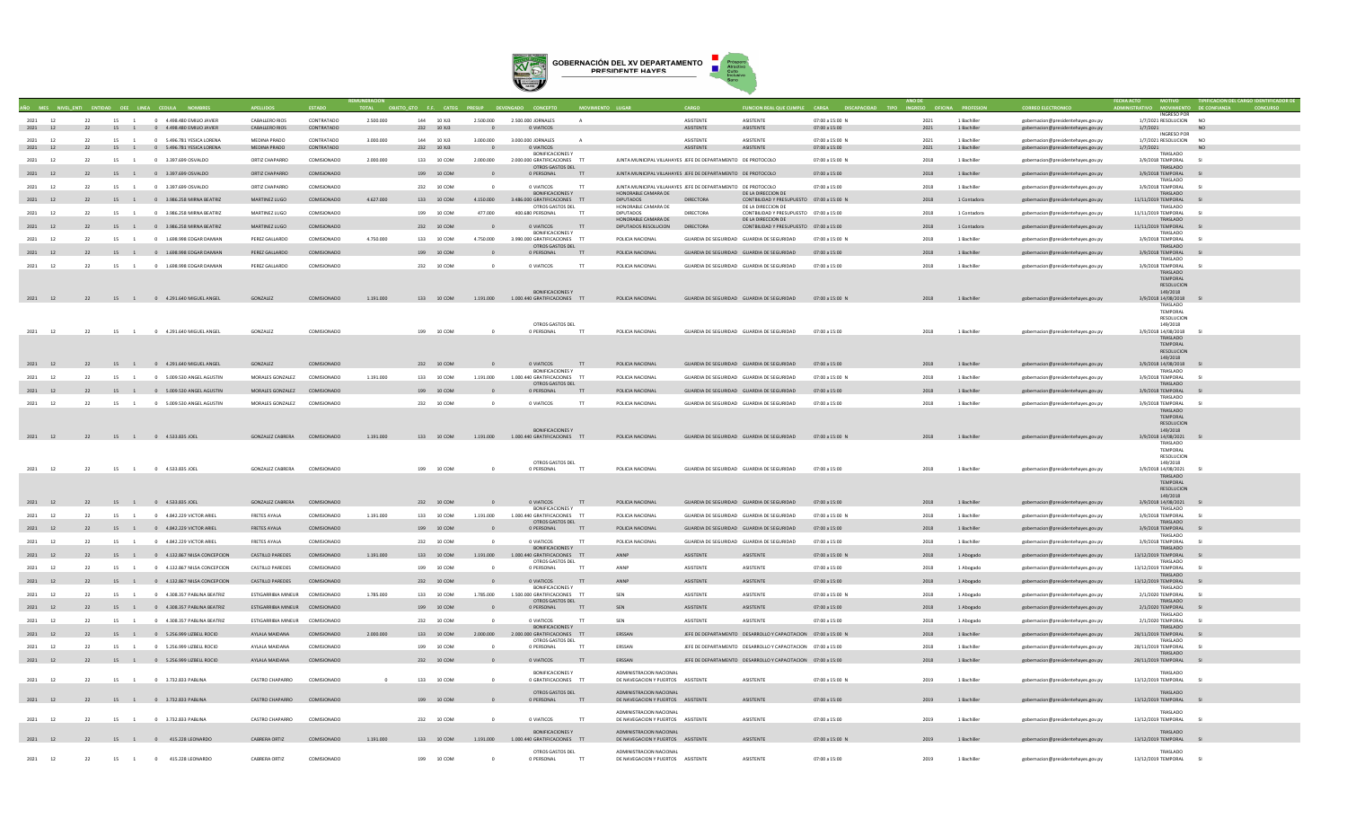# GOBERNACIÓN DEL XV DEPARTAMENTO PRESIDENTE HAYES

| AÑO | MES | NIVEL_ENTI | ENTIDAD | OEE | LINEA | CEDULA | NOMBRES | APELLIDOS | ESTADO | REMUNERACION TOTAL | OBJETO_GTO | F.F. | CATEG | PRESUP | DEVENGADO | CONCEPTO | MOVIMIENTO | LUGAR | CARGO | FUNCION REAL QUE CUMPLE | CARGA | DISCAPACIDAD | TIPO | AÑO DE INGRESO | OFICINA | PROFESION | CORREO ELECTRONICO | FECHA ACTO ADMINISTRATIVO | MOTIVO MOVIMIENTO | DE CONFIANZA | TIPIFICACION DEL CARGO CONCURSO | IDENTIFICADOR DE |
|---|---|---|---|---|---|---|---|---|---|---|---|---|---|---|---|---|---|---|---|---|---|---|---|---|---|---|---|---|---|---|---|---|
| 2021 | 12 | 22 | 15 | 1 | 0 | 4.498.480 | EMILIO JAVIER | CABALLERO RIOS | CONTRATADO | 2.500.000 | 144 | 10 | XJ3 | 2.500.000 | 2.500.000 | JORNALES | A | | ASISTENTE | ASISTENTE | 07:00 a 15:00 | N | | 2021 | | 1 Bachiller | gobernacion@presidentehayes.gov.py | 1/7/2021 | INGRESO POR RESOLUCION | NO | | |
| 2021 | 12 | 22 | 15 | 1 | 0 | 4.498.480 | EMILIO JAVIER | CABALLERO RIOS | CONTRATADO | | 232 | 10 | XJ3 | 0 | 0 | VIATICOS | | | ASISTENTE | ASISTENTE | 07:00 a 15:00 | | | 2021 | | 1 Bachiller | gobernacion@presidentehayes.gov.py | 1/7/2021 | | NO | | |
| 2021 | 12 | 22 | 15 | 1 | 0 | 5.496.781 | YESICA LORENA | MEDINA PRADO | CONTRATADO | 3.000.000 | 144 | 10 | XJ3 | 3.000.000 | 3.000.000 | JORNALES | A | | ASISTENTE | ASISTENTE | 07:00 a 15:00 | N | | 2021 | | 1 Bachiller | gobernacion@presidentehayes.gov.py | 1/7/2021 | INGRESO POR RESOLUCION | NO | | |
| 2021 | 12 | 22 | 15 | 1 | 0 | 5.496.781 | YESICA LORENA | MEDINA PRADO | CONTRATADO | | 232 | 10 | XJ3 | 0 | 0 | VIATICOS | | | ASISTENTE | ASISTENTE | 07:00 a 15:00 | | | 2021 | | 1 Bachiller | gobernacion@presidentehayes.gov.py | 1/7/2021 | | NO | | |
| 2021 | 12 | 22 | 15 | 1 | 0 | 3.397.699 | OSVALDO | ORTIZ CHAPARRO | COMISIONADO | 2.000.000 | 133 | 10 | COM | 2.000.000 | 2.000.000 | BONIFICACIONES Y GRATIFICACIONES | TT | JUNTA MUNICIPAL VILLAHAYES | JEFE DE DEPARTAMENTO | DE PROTOCOLO | 07:00 a 15:00 | N | | 2018 | | 1 Bachiller | gobernacion@presidentehayes.gov.py | 3/9/2018 | TRASLADO TEMPORAL | SI | | |
| 2021 | 12 | 22 | 15 | 1 | 0 | 3.397.699 | OSVALDO | ORTIZ CHAPARRO | COMISIONADO | | 199 | 10 | COM | 0 | 0 | OTROS GASTOS DEL PERSONAL | TT | JUNTA MUNICIPAL VILLAHAYES | JEFE DE DEPARTAMENTO | DE PROTOCOLO | 07:00 a 15:00 | | | 2018 | | 1 Bachiller | gobernacion@presidentehayes.gov.py | 3/9/2018 | TRASLADO TEMPORAL | SI | | |
| 2021 | 12 | 22 | 15 | 1 | 0 | 3.397.699 | OSVALDO | ORTIZ CHAPARRO | COMISIONADO | | 232 | 10 | COM | 0 | 0 | VIATICOS | TT | JUNTA MUNICIPAL VILLAHAYES | JEFE DE DEPARTAMENTO | DE PROTOCOLO | 07:00 a 15:00 | | | 2018 | | 1 Bachiller | gobernacion@presidentehayes.gov.py | 3/9/2018 | TRASLADO TEMPORAL | SI | | |
| 2021 | 12 | 22 | 15 | 1 | 0 | 3.986.258 | MIRNA BEATRIZ | MARTINEZ LUGO | COMISIONADO | 4.627.000 | 133 | 10 | COM | 4.150.000 | 3.486.000 | BONIFICACIONES Y GRATIFICACIONES | TT | HONORABLE CAMARA DE DIPUTADOS | DIRECTORA | DE LA DIRECCION DE CONTBILIDAD Y PRESUPUESTO | 07:00 a 15:00 | N | | 2018 | | 1 Contadora | gobernacion@presidentehayes.gov.py | 11/11/2019 | TRASLADO TEMPORAL | SI | | |
| 2021 | 12 | 22 | 15 | 1 | 0 | 3.986.258 | MIRNA BEATRIZ | MARTINEZ LUGO | COMISIONADO | | 199 | 10 | COM | 477.000 | 400.680 | OTROS GASTOS DEL PERSONAL | TT | HONORABLE CAMARA DE DIPUTADOS | DIRECTORA | DE LA DIRECCION DE CONTBILIDAD Y PRESUPUESTO | 07:00 a 15:00 | | | 2018 | | 1 Contadora | gobernacion@presidentehayes.gov.py | 11/11/2019 | TRASLADO TEMPORAL | SI | | |
| 2021 | 12 | 22 | 15 | 1 | 0 | 3.986.258 | MIRNA BEATRIZ | MARTINEZ LUGO | COMISIONADO | | 232 | 10 | COM | 0 | 0 | VIATICOS | TT | HONORABLE CAMARA DE DIPUTADOS RESOLUCION | DIRECTORA | DE LA DIRECCION DE CONTBILIDAD Y PRESUPUESTO | 07:00 a 15:00 | | | 2018 | | 1 Contadora | gobernacion@presidentehayes.gov.py | 11/11/2019 | TRASLADO TEMPORAL | SI | | |
| 2021 | 12 | 22 | 15 | 1 | 0 | 1.698.998 | EDGAR DAMIAN | PEREZ GALLARDO | COMISIONADO | 4.750.000 | 133 | 10 | COM | 4.750.000 | 3.990.000 | BONIFICACIONES Y GRATIFICACIONES | TT | POLICIA NACIONAL | GUARDIA DE SEGURIDAD | GUARDIA DE SEGURIDAD | 07:00 a 15:00 | N | | 2018 | | 1 Bachiller | gobernacion@presidentehayes.gov.py | 3/9/2018 | TRASLADO TEMPORAL | SI | | |
| 2021 | 12 | 22 | 15 | 1 | 0 | 1.698.998 | EDGAR DAMIAN | PEREZ GALLARDO | COMISIONADO | | 199 | 10 | COM | 0 | 0 | OTROS GASTOS DEL PERSONAL | TT | POLICIA NACIONAL | GUARDIA DE SEGURIDAD | GUARDIA DE SEGURIDAD | 07:00 a 15:00 | | | 2018 | | 1 Bachiller | gobernacion@presidentehayes.gov.py | 3/9/2018 | TRASLADO TEMPORAL | SI | | |
| 2021 | 12 | 22 | 15 | 1 | 0 | 1.698.998 | EDGAR DAMIAN | PEREZ GALLARDO | COMISIONADO | | 232 | 10 | COM | 0 | 0 | VIATICOS | TT | POLICIA NACIONAL | GUARDIA DE SEGURIDAD | GUARDIA DE SEGURIDAD | 07:00 a 15:00 | | | 2018 | | 1 Bachiller | gobernacion@presidentehayes.gov.py | 3/9/2018 | TRASLADO TEMPORAL | SI | | |
| 2021 | 12 | 22 | 15 | 1 | 0 | 4.291.640 | MIGUEL ANGEL | GONZALEZ | COMISIONADO | 1.191.000 | 133 | 10 | COM | 1.191.000 | 1.000.440 | BONIFICACIONES Y GRATIFICACIONES | TT | POLICIA NACIONAL | GUARDIA DE SEGURIDAD | GUARDIA DE SEGURIDAD | 07:00 a 15:00 | N | | 2018 | | 1 Bachiller | gobernacion@presidentehayes.gov.py | 3/9/2018 | TRASLADO TEMPORAL RESOLUCION 149/2018 14/08/2018 | SI | | |
| 2021 | 12 | 22 | 15 | 1 | 0 | 4.291.640 | MIGUEL ANGEL | GONZALEZ | COMISIONADO | | 199 | 10 | COM | 0 | 0 | OTROS GASTOS DEL PERSONAL | TT | POLICIA NACIONAL | GUARDIA DE SEGURIDAD | GUARDIA DE SEGURIDAD | 07:00 a 15:00 | | | 2018 | | 1 Bachiller | gobernacion@presidentehayes.gov.py | 3/9/2018 | TRASLADO TEMPORAL RESOLUCION 149/2018 14/08/2018 | SI | | |
| 2021 | 12 | 22 | 15 | 1 | 0 | 4.291.640 | MIGUEL ANGEL | GONZALEZ | COMISIONADO | | 232 | 10 | COM | 0 | 0 | VIATICOS | TT | POLICIA NACIONAL | GUARDIA DE SEGURIDAD | GUARDIA DE SEGURIDAD | 07:00 a 15:00 | | | 2018 | | 1 Bachiller | gobernacion@presidentehayes.gov.py | 3/9/2018 | TRASLADO TEMPORAL RESOLUCION 149/2018 14/08/2018 | SI | | |
| 2021 | 12 | 22 | 15 | 1 | 0 | 5.009.530 | ANGEL AGUSTIN | MORALES GONZALEZ | COMISIONADO | 1.191.000 | 133 | 10 | COM | 1.191.000 | 1.000.440 | BONIFICACIONES Y GRATIFICACIONES | TT | POLICIA NACIONAL | GUARDIA DE SEGURIDAD | GUARDIA DE SEGURIDAD | 07:00 a 15:00 | N | | 2018 | | 1 Bachiller | gobernacion@presidentehayes.gov.py | 3/9/2018 | TRASLADO TEMPORAL | SI | | |
| 2021 | 12 | 22 | 15 | 1 | 0 | 5.009.530 | ANGEL AGUSTIN | MORALES GONZALEZ | COMISIONADO | | 199 | 10 | COM | 0 | 0 | OTROS GASTOS DEL PERSONAL | TT | POLICIA NACIONAL | GUARDIA DE SEGURIDAD | GUARDIA DE SEGURIDAD | 07:00 a 15:00 | | | 2018 | | 1 Bachiller | gobernacion@presidentehayes.gov.py | 3/9/2018 | TRASLADO TEMPORAL | SI | | |
| 2021 | 12 | 22 | 15 | 1 | 0 | 5.009.530 | ANGEL AGUSTIN | MORALES GONZALEZ | COMISIONADO | | 232 | 10 | COM | 0 | 0 | VIATICOS | TT | POLICIA NACIONAL | GUARDIA DE SEGURIDAD | GUARDIA DE SEGURIDAD | 07:00 a 15:00 | | | 2018 | | 1 Bachiller | gobernacion@presidentehayes.gov.py | 3/9/2018 | TRASLADO TEMPORAL | SI | | |
| 2021 | 12 | 22 | 15 | 1 | 0 | 4.533.835 | JOEL | GONZALEZ CABRERA | COMISIONADO | 1.191.000 | 133 | 10 | COM | 1.191.000 | 1.000.440 | BONIFICACIONES Y GRATIFICACIONES | TT | POLICIA NACIONAL | GUARDIA DE SEGURIDAD | GUARDIA DE SEGURIDAD | 07:00 a 15:00 | N | | 2018 | | 1 Bachiller | gobernacion@presidentehayes.gov.py | 3/9/2018 | TRASLADO TEMPORAL RESOLUCION 149/2018 14/08/2021 | SI | | |
| 2021 | 12 | 22 | 15 | 1 | 0 | 4.533.835 | JOEL | GONZALEZ CABRERA | COMISIONADO | | 199 | 10 | COM | 0 | 0 | OTROS GASTOS DEL PERSONAL | TT | POLICIA NACIONAL | GUARDIA DE SEGURIDAD | GUARDIA DE SEGURIDAD | 07:00 a 15:00 | | | 2018 | | 1 Bachiller | gobernacion@presidentehayes.gov.py | 3/9/2018 | TRASLADO TEMPORAL RESOLUCION 149/2018 14/08/2021 | SI | | |
| 2021 | 12 | 22 | 15 | 1 | 0 | 4.533.835 | JOEL | GONZALEZ CABRERA | COMISIONADO | | 232 | 10 | COM | 0 | 0 | VIATICOS | TT | POLICIA NACIONAL | GUARDIA DE SEGURIDAD | GUARDIA DE SEGURIDAD | 07:00 a 15:00 | | | 2018 | | 1 Bachiller | gobernacion@presidentehayes.gov.py | 3/9/2018 | TRASLADO TEMPORAL RESOLUCION 149/2018 14/08/2021 | SI | | |
| 2021 | 12 | 22 | 15 | 1 | 0 | 4.842.229 | VICTOR ARIEL | FRETES AYALA | COMISIONADO | 1.191.000 | 133 | 10 | COM | 1.191.000 | 1.000.440 | BONIFICACIONES Y GRATIFICACIONES | TT | POLICIA NACIONAL | GUARDIA DE SEGURIDAD | GUARDIA DE SEGURIDAD | 07:00 a 15:00 | N | | 2018 | | 1 Bachiller | gobernacion@presidentehayes.gov.py | 3/9/2018 | TRASLADO TEMPORAL | SI | | |
| 2021 | 12 | 22 | 15 | 1 | 0 | 4.842.229 | VICTOR ARIEL | FRETES AYALA | COMISIONADO | | 199 | 10 | COM | 0 | 0 | OTROS GASTOS DEL PERSONAL | TT | POLICIA NACIONAL | GUARDIA DE SEGURIDAD | GUARDIA DE SEGURIDAD | 07:00 a 15:00 | | | 2018 | | 1 Bachiller | gobernacion@presidentehayes.gov.py | 3/9/2018 | TRASLADO TEMPORAL | SI | | |
| 2021 | 12 | 22 | 15 | 1 | 0 | 4.842.229 | VICTOR ARIEL | FRETES AYALA | COMISIONADO | | 232 | 10 | COM | 0 | 0 | VIATICOS | TT | POLICIA NACIONAL | GUARDIA DE SEGURIDAD | GUARDIA DE SEGURIDAD | 07:00 a 15:00 | | | 2018 | | 1 Bachiller | gobernacion@presidentehayes.gov.py | 3/9/2018 | TRASLADO TEMPORAL | SI | | |
| 2021 | 12 | 22 | 15 | 1 | 0 | 4.132.867 | NILSA CONCEPCION | CASTILLO PAREDES | COMISIONADO | 1.191.000 | 133 | 10 | COM | 1.191.000 | 1.000.440 | BONIFICACIONES Y GRATIFICACIONES | TT | ANNP | ASISTENTE | ASISTENTE | 07:00 a 15:00 | N | | 2018 | | 1 Abogado | gobernacion@presidentehayes.gov.py | 13/12/2019 | TRASLADO TEMPORAL | SI | | |
| 2021 | 12 | 22 | 15 | 1 | 0 | 4.132.867 | NILSA CONCEPCION | CASTILLO PAREDES | COMISIONADO | | 199 | 10 | COM | 0 | 0 | OTROS GASTOS DEL PERSONAL | TT | ANNP | ASISTENTE | ASISTENTE | 07:00 a 15:00 | | | 2018 | | 1 Abogado | gobernacion@presidentehayes.gov.py | 13/12/2019 | TRASLADO TEMPORAL | SI | | |
| 2021 | 12 | 22 | 15 | 1 | 0 | 4.132.867 | NILSA CONCEPCION | CASTILLO PAREDES | COMISIONADO | | 232 | 10 | COM | 0 | 0 | VIATICOS | TT | ANNP | ASISTENTE | ASISTENTE | 07:00 a 15:00 | | | 2018 | | 1 Abogado | gobernacion@presidentehayes.gov.py | 13/12/2019 | TRASLADO TEMPORAL | SI | | |
| 2021 | 12 | 22 | 15 | 1 | 0 | 4.308.357 | PABLINA BEATRIZ | ESTIGARRIBIA MINEUR | COMISIONADO | 1.785.000 | 133 | 10 | COM | 1.785.000 | 1.500.000 | BONIFICACIONES Y GRATIFICACIONES | TT | SEN | ASISTENTE | ASISTENTE | 07:00 a 15:00 | N | | 2018 | | 1 Abogado | gobernacion@presidentehayes.gov.py | 2/1/2020 | TRASLADO TEMPORAL | SI | | |
| 2021 | 12 | 22 | 15 | 1 | 0 | 4.308.357 | PABLINA BEATRIZ | ESTIGARRIBIA MINEUR | COMISIONADO | | 199 | 10 | COM | 0 | 0 | OTROS GASTOS DEL PERSONAL | TT | SEN | ASISTENTE | ASISTENTE | 07:00 a 15:00 | | | 2018 | | 1 Abogado | gobernacion@presidentehayes.gov.py | 2/1/2020 | TRASLADO TEMPORAL | SI | | |
| 2021 | 12 | 22 | 15 | 1 | 0 | 4.308.357 | PABLINA BEATRIZ | ESTIGARRIBIA MINEUR | COMISIONADO | | 232 | 10 | COM | 0 | 0 | VIATICOS | TT | SEN | ASISTENTE | ASISTENTE | 07:00 a 15:00 | | | 2018 | | 1 Abogado | gobernacion@presidentehayes.gov.py | 2/1/2020 | TRASLADO TEMPORAL | SI | | |
| 2021 | 12 | 22 | 15 | 1 | 0 | 5.256.999 | LIZBEL ROCIO | AYLALA MAIDANA | COMISIONADO | 2.000.000 | 133 | 10 | COM | 2.000.000 | 2.000.000 | BONIFICACIONES Y GRATIFICACIONES | TT | ERSSAN | JEFE DE DEPARTAMENTO | DESARROLLO Y CAPACITACION | 07:00 a 15:00 | N | | 2018 | | 1 Bachiller | gobernacion@presidentehayes.gov.py | 28/11/2019 | TRASLADO TEMPORAL | SI | | |
| 2021 | 12 | 22 | 15 | 1 | 0 | 5.256.999 | LIZBEL ROCIO | AYLALA MAIDANA | COMISIONADO | | 199 | 10 | COM | 0 | 0 | OTROS GASTOS DEL PERSONAL | TT | ERSSAN | JEFE DE DEPARTAMENTO | DESARROLLO Y CAPACITACION | 07:00 a 15:00 | | | 2018 | | 1 Bachiller | gobernacion@presidentehayes.gov.py | 28/11/2019 | TRASLADO TEMPORAL | SI | | |
| 2021 | 12 | 22 | 15 | 1 | 0 | 5.256.999 | LIZBEL ROCIO | AYLALA MAIDANA | COMISIONADO | | 232 | 10 | COM | 0 | 0 | VIATICOS | TT | ERSSAN | JEFE DE DEPARTAMENTO | DESARROLLO Y CAPACITACION | 07:00 a 15:00 | | | 2018 | | 1 Bachiller | gobernacion@presidentehayes.gov.py | 28/11/2019 | TRASLADO TEMPORAL | SI | | |
| 2021 | 12 | 22 | 15 | 1 | 0 | 3.732.833 | PABLINA | CASTRO CHAPARRO | COMISIONADO | 0 | 133 | 10 | COM | 0 | 0 | BONIFICACIONES Y GRATIFICACIONES | TT | ADMINISTRACION NACIONAL DE NAVEGACION Y PUERTOS | ASISTENTE | ASISTENTE | 07:00 a 15:00 | N | | 2019 | | 1 Bachiller | gobernacion@presidentehayes.gov.py | 13/12/2019 | TRASLADO TEMPORAL | SI | | |
| 2021 | 12 | 22 | 15 | 1 | 0 | 3.732.833 | PABLINA | CASTRO CHAPARRO | COMISIONADO | | 199 | 10 | COM | 0 | 0 | OTROS GASTOS DEL PERSONAL | TT | ADMINISTRACION NACIONAL DE NAVEGACION Y PUERTOS | ASISTENTE | ASISTENTE | 07:00 a 15:00 | | | 2019 | | 1 Bachiller | gobernacion@presidentehayes.gov.py | 13/12/2019 | TRASLADO TEMPORAL | SI | | |
| 2021 | 12 | 22 | 15 | 1 | 0 | 3.732.833 | PABLINA | CASTRO CHAPARRO | COMISIONADO | | 232 | 10 | COM | 0 | 0 | VIATICOS | TT | ADMINISTRACION NACIONAL DE NAVEGACION Y PUERTOS | ASISTENTE | ASISTENTE | 07:00 a 15:00 | | | 2019 | | 1 Bachiller | gobernacion@presidentehayes.gov.py | 13/12/2019 | TRASLADO TEMPORAL | SI | | |
| 2021 | 12 | 22 | 15 | 1 | 0 | 415.228 | LEONARDO | CABRERA ORTIZ | COMISIONADO | 1.191.000 | 133 | 10 | COM | 1.191.000 | 1.000.440 | BONIFICACIONES Y GRATIFICACIONES | TT | ADMINISTRACION NACIONAL DE NAVEGACION Y PUERTOS | ASISTENTE | ASISTENTE | 07:00 a 15:00 | N | | 2019 | | 1 Bachiller | gobernacion@presidentehayes.gov.py | 13/12/2019 | TRASLADO TEMPORAL | SI | | |
| 2021 | 12 | 22 | 15 | 1 | 0 | 415.228 | LEONARDO | CABRERA ORTIZ | COMISIONADO | | 199 | 10 | COM | 0 | 0 | OTROS GASTOS DEL PERSONAL | TT | ADMINISTRACION NACIONAL DE NAVEGACION Y PUERTOS | ASISTENTE | ASISTENTE | 07:00 a 15:00 | | | 2019 | | 1 Bachiller | gobernacion@presidentehayes.gov.py | 13/12/2019 | TRASLADO TEMPORAL | SI | | |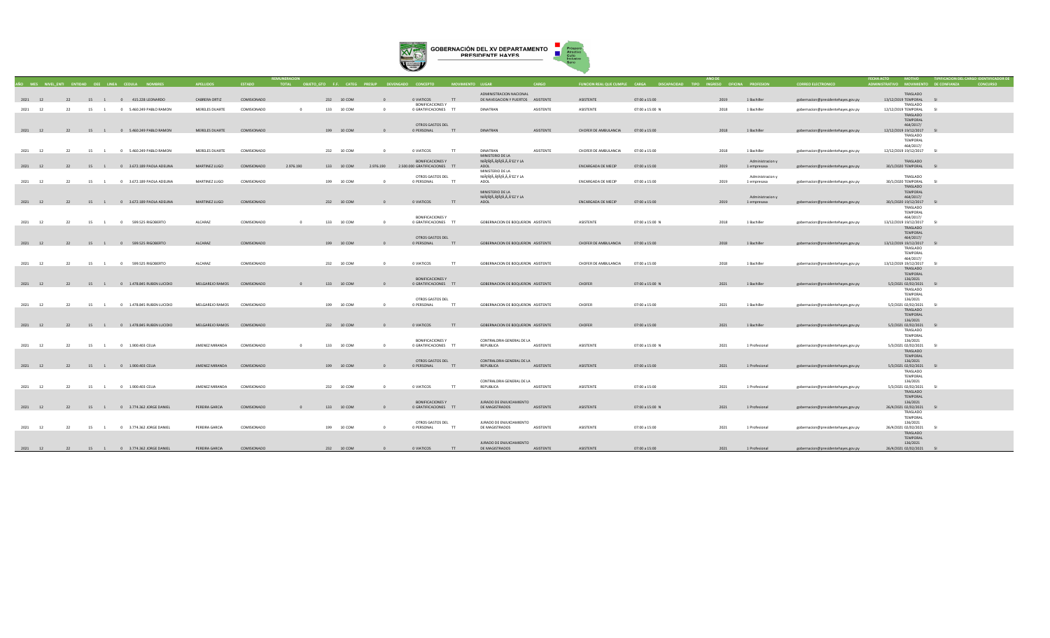| AÑO | MES | NIVEL_ENTI | ENTIDAD | OEE | LINEA | CEDULA | NOMBRES | APELLIDOS | ESTADO | REMUNERACION TOTAL | OBJETO_GTO | F.F. | CATEG | PRESUP | DEVENGADO | CONCEPTO | MOVIMIENTO | LUGAR | CARGO | FUNCION REAL QUE CUMPLE | CARGA | DISCAPACIDAD | TIPO | AÑO DE INGRESO | OFICINA | PROFESION | CORREO ELECTRONICO | FECHA ACTO ADMINISTRATIVO | MOTIVO MOVIMIENTO | TIPIFICACION DEL CARGO DE CONFIANZA | IDENTIFICADOR DE CONCURSO |
|---|---|---|---|---|---|---|---|---|---|---|---|---|---|---|---|---|---|---|---|---|---|---|---|---|---|---|---|---|---|---|---|
| 2021 | 12 | 22 | 15 | 1 | 0 | 415.228 | LEONARDO | CABRERA ORTIZ | COMISIONADO | | 232 | 10 | COM | 0 | 0 | VIATICOS | TT | ADMINISTRACION NACIONAL DE NAVEGACION Y PUERTOS | ASISTENTE | ASISTENTE | 07:00 a 15:00 | | | 2019 | 1 | Bachiller | gobernacion@presidentehayes.gov.py | 13/12/2019 | TRASLADO TEMPORAL | SI | |
| 2021 | 12 | 22 | 15 | 1 | 0 | 5.460.249 | PABLO RAMON | MERELES DUARTE | COMISIONADO | 0 | 133 | 10 | COM | 0 | 0 | BONIFICACIONES Y GRATIFICACIONES | TT | DINATRAN | ASISTENTE | ASISTENTE | 07:00 a 15:00 | N | | 2018 | 1 | Bachiller | gobernacion@presidentehayes.gov.py | 12/12/2019 | TRASLADO TEMPORAL | SI | |
| 2021 | 12 | 22 | 15 | 1 | 0 | 5.460.249 | PABLO RAMON | MERELES DUARTE | COMISIONADO | | 199 | 10 | COM | 0 | 0 | OTROS GASTOS DEL PERSONAL | TT | DINATRAN | ASISTENTE | CHOFER DE AMBULANCIA | 07:00 a 15:00 | | | 2018 | 1 | Bachiller | gobernacion@presidentehayes.gov.py | 12/12/2019 | TRASLADO TEMPORAL 464/2017/ 19/12/2017 | SI | |
| 2021 | 12 | 22 | 15 | 1 | 0 | 5.460.249 | PABLO RAMON | MERELES DUARTE | COMISIONADO | | 232 | 10 | COM | 0 | 0 | VIATICOS | TT | DINATRAN | ASISTENTE | CHOFER DE AMBULANCIA | 07:00 a 15:00 | | | 2018 | 1 | Bachiller | gobernacion@presidentehayes.gov.py | 12/12/2019 | TRASLADO TEMPORAL 464/2017/ 19/12/2017 | SI | |
| 2021 | 12 | 22 | 15 | 1 | 0 | 3.672.189 | PAOLA ADELINA | MARTINEZ LUGO | COMISIONADO | 2.976.190 | 133 | 10 | COM | 2.976.190 | 2.500.000 | BONIFICACIONES Y GRATIFICACIONES | TT | MINISTERIO DE LA NIÃƒÂ‚Ã‚ÂƒÃ‚Â‚EZ Y LA ADOL | | ENCARGADA DE MECIP | 07:00 a 15:00 | | | 2019 | | Administracion y empresasa | gobernacion@presidentehayes.gov.py | 30/1/2020 | TRASLADO TEMPORAL | SI | |
| 2021 | 12 | 22 | 15 | 1 | 0 | 3.672.189 | PAOLA ADELINA | MARTINEZ LUGO | COMISIONADO | | 199 | 10 | COM | 0 | 0 | OTROS GASTOS DEL PERSONAL | TT | MINISTERIO DE LA NIÃƒÂ‚Ã‚ÂƒÃ‚Â‚EZ Y LA ADOL | | ENCARGADA DE MECIP | 07:00 a 15:00 | | | 2019 | 1 | Administracion y empresasa | gobernacion@presidentehayes.gov.py | 30/1/2020 | TRASLADO TEMPORAL | SI | |
| 2021 | 12 | 22 | 15 | 1 | 0 | 3.672.189 | PAOLA ADELINA | MARTINEZ LUGO | COMISIONADO | | 232 | 10 | COM | 0 | 0 | VIATICOS | TT | MINISTERIO DE LA NIÃƒÂ‚Ã‚ÂƒÃ‚Â‚EZ Y LA ADOL | | ENCARGADA DE MECIP | 07:00 a 15:00 | | | 2019 | 1 | Administracion y empresasa | gobernacion@presidentehayes.gov.py | 30/1/2020 | TRASLADO TEMPORAL 464/2017/ 19/12/2017 | SI | |
| 2021 | 12 | 22 | 15 | 1 | 0 | 599.525 | RIGOBERTO | ALCARAZ | COMISIONADO | 0 | 133 | 10 | COM | 0 | 0 | BONIFICACIONES Y GRATIFICACIONES | TT | GOBERNACION DE BOQUERON | ASISTENTE | ASISTENTE | 07:00 a 15:00 | N | | 2018 | 1 | Bachiller | gobernacion@presidentehayes.gov.py | 13/12/2019 | TRASLADO TEMPORAL 464/2017/ 19/12/2017 | SI | |
| 2021 | 12 | 22 | 15 | 1 | 0 | 599.525 | RIGOBERTO | ALCARAZ | COMISIONADO | | 199 | 10 | COM | 0 | 0 | OTROS GASTOS DEL PERSONAL | TT | GOBERNACION DE BOQUERON | ASISTENTE | CHOFER DE AMBULANCIA | 07:00 a 15:00 | | | 2018 | 1 | Bachiller | gobernacion@presidentehayes.gov.py | 13/12/2019 | TRASLADO TEMPORAL 464/2017/ 19/12/2017 | SI | |
| 2021 | 12 | 22 | 15 | 1 | 0 | 599.525 | RIGOBERTO | ALCARAZ | COMISIONADO | | 232 | 10 | COM | 0 | 0 | VIATICOS | TT | GOBERNACION DE BOQUERON | ASISTENTE | CHOFER DE AMBULANCIA | 07:00 a 15:00 | | | 2018 | 1 | Bachiller | gobernacion@presidentehayes.gov.py | 13/12/2019 | TRASLADO TEMPORAL 464/2017/ 19/12/2017 | SI | |
| 2021 | 12 | 22 | 15 | 1 | 0 | 1.478.845 | RUBEN LUCIDIO | MELGAREJO RAMOS | COMISIONADO | 0 | 133 | 10 | COM | 0 | 0 | BONIFICACIONES Y GRATIFICACIONES | TT | GOBERNACION DE BOQUERON | ASISTENTE | CHOFER | 07:00 a 15:00 | N | | 2021 | 1 | Bachiller | gobernacion@presidentehayes.gov.py | 5/2/2021 | TRASLADO TEMPORAL 136/2021 02/02/2021 | SI | |
| 2021 | 12 | 22 | 15 | 1 | 0 | 1.478.845 | RUBEN LUCIDIO | MELGAREJO RAMOS | COMISIONADO | | 199 | 10 | COM | 0 | 0 | OTROS GASTOS DEL PERSONAL | TT | GOBERNACION DE BOQUERON | ASISTENTE | CHOFER | 07:00 a 15:00 | | | 2021 | 1 | Bachiller | gobernacion@presidentehayes.gov.py | 5/2/2021 | TRASLADO TEMPORAL 136/2021 02/02/2021 | SI | |
| 2021 | 12 | 22 | 15 | 1 | 0 | 1.478.845 | RUBEN LUCIDIO | MELGAREJO RAMOS | COMISIONADO | | 232 | 10 | COM | 0 | 0 | VIATICOS | TT | GOBERNACION DE BOQUERON | ASISTENTE | CHOFER | 07:00 a 15:00 | | | 2021 | 1 | Bachiller | gobernacion@presidentehayes.gov.py | 5/2/2021 | TRASLADO TEMPORAL 136/2021 02/02/2021 | SI | |
| 2021 | 12 | 22 | 15 | 1 | 0 | 1.900.403 | CELIA | JIMENEZ MIRANDA | COMISIONADO | 0 | 133 | 10 | COM | 0 | 0 | BONIFICACIONES Y GRATIFICACIONES | TT | CONTRALORIA GENERAL DE LA REPUBLICA | ASISTENTE | ASISTENTE | 07:00 a 15:00 | N | | 2021 | 1 | Profesional | gobernacion@presidentehayes.gov.py | 5/3/2021 | TRASLADO TEMPORAL 136/2021 02/02/2021 | SI | |
| 2021 | 12 | 22 | 15 | 1 | 0 | 1.900.403 | CELIA | JIMENEZ MIRANDA | COMISIONADO | | 199 | 10 | COM | 0 | 0 | OTROS GASTOS DEL PERSONAL | TT | CONTRALORIA GENERAL DE LA REPUBLICA | ASISTENTE | ASISTENTE | 07:00 a 15:00 | | | 2021 | 1 | Profesional | gobernacion@presidentehayes.gov.py | 5/3/2021 | TRASLADO TEMPORAL 136/2021 02/02/2021 | SI | |
| 2021 | 12 | 22 | 15 | 1 | 0 | 1.900.403 | CELIA | JIMENEZ MIRANDA | COMISIONADO | | 232 | 10 | COM | 0 | 0 | VIATICOS | TT | CONTRALORIA GENERAL DE LA REPUBLICA | ASISTENTE | ASISTENTE | 07:00 a 15:00 | | | 2021 | 1 | Profesional | gobernacion@presidentehayes.gov.py | 5/3/2021 | TRASLADO TEMPORAL 136/2021 02/02/2021 | SI | |
| 2021 | 12 | 22 | 15 | 1 | 0 | 3.774.362 | JORGE DANIEL | PEREIRA GARCIA | COMISIONADO | 0 | 133 | 10 | COM | 0 | 0 | BONIFICACIONES Y GRATIFICACIONES | TT | JURADO DE ENJUICIAMIENTO DE MAGISTRADOS | ASISTENTE | ASISTENTE | 07:00 a 15:00 | N | | 2021 | 1 | Profesional | gobernacion@presidentehayes.gov.py | 26/4/2021 | TRASLADO TEMPORAL 136/2021 02/02/2021 | SI | |
| 2021 | 12 | 22 | 15 | 1 | 0 | 3.774.362 | JORGE DANIEL | PEREIRA GARCIA | COMISIONADO | | 199 | 10 | COM | 0 | 0 | OTROS GASTOS DEL PERSONAL | TT | JURADO DE ENJUICIAMIENTO DE MAGISTRADOS | ASISTENTE | ASISTENTE | 07:00 a 15:00 | | | 2021 | 1 | Profesional | gobernacion@presidentehayes.gov.py | 26/4/2021 | TRASLADO TEMPORAL 136/2021 02/02/2021 | SI | |
| 2021 | 12 | 22 | 15 | 1 | 0 | 3.774.362 | JORGE DANIEL | PEREIRA GARCIA | COMISIONADO | | 232 | 10 | COM | 0 | 0 | VIATICOS | TT | JURADO DE ENJUICIAMIENTO DE MAGISTRADOS | ASISTENTE | ASISTENTE | 07:00 a 15:00 | | | 2021 | 1 | Profesional | gobernacion@presidentehayes.gov.py | 26/4/2021 | TRASLADO TEMPORAL 136/2021 02/02/2021 | SI | |